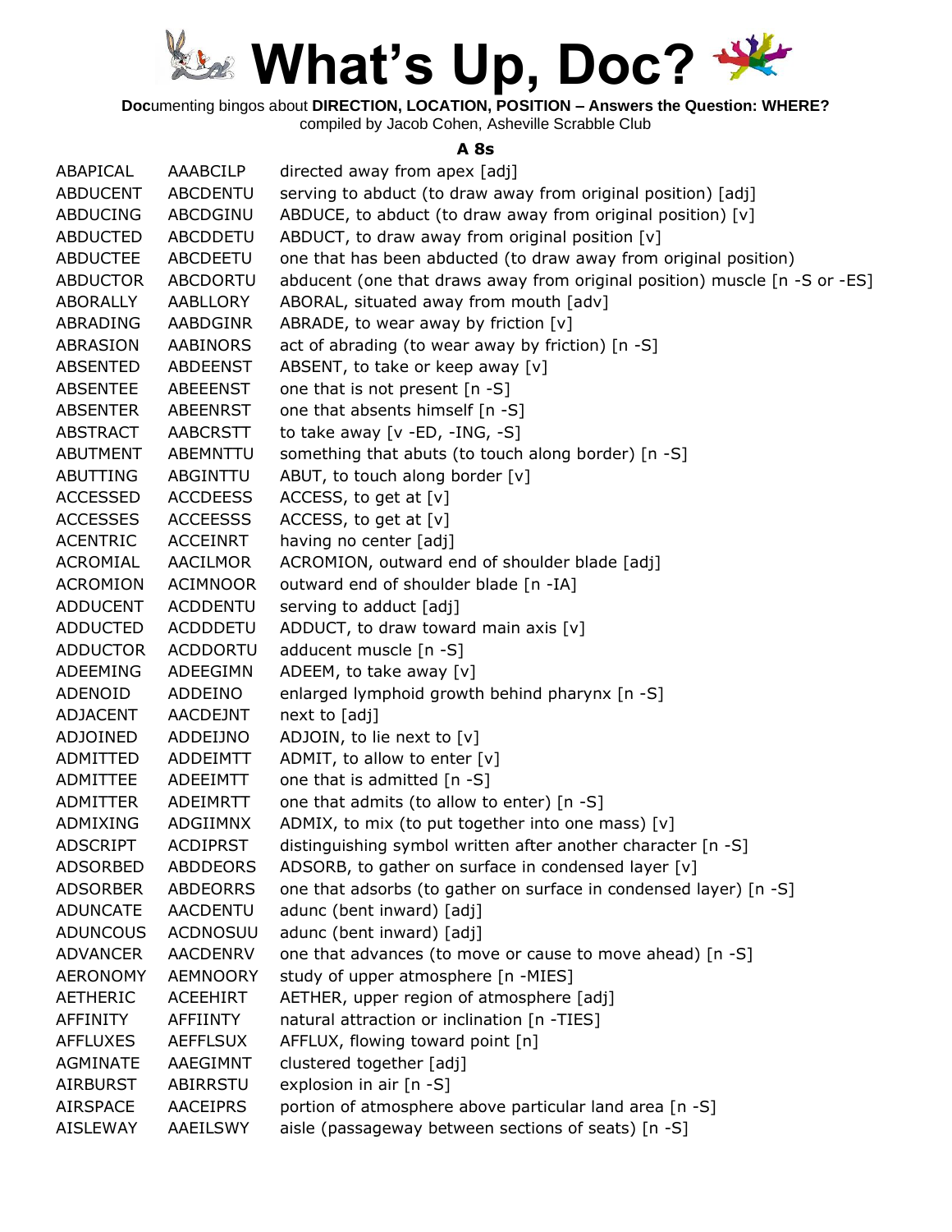# What's Up, Doc?

**Doc**umenting bingos about **DIRECTION, LOCATION, POSITION – Answers the Question: WHERE?**
compiled by Jacob Cohen, Asheville Scrabble Club

### A 8s

| | | |
|---|---|---|
| ABAPICAL | AAABCILP | directed away from apex [adj] |
| ABDUCENT | ABCDENTU | serving to abduct (to draw away from original position) [adj] |
| ABDUCING | ABCDGINU | ABDUCE, to abduct (to draw away from original position) [v] |
| ABDUCTED | ABCDDETU | ABDUCT, to draw away from original position [v] |
| ABDUCTEE | ABCDEETU | one that has been abducted (to draw away from original position) |
| ABDUCTOR | ABCDORTU | abducent (one that draws away from original position) muscle [n -S or -ES] |
| ABORALLY | AABLLORY | ABORAL, situated away from mouth [adv] |
| ABRADING | AABDGINR | ABRADE, to wear away by friction [v] |
| ABRASION | AABINORS | act of abrading (to wear away by friction) [n -S] |
| ABSENTED | ABDEENST | ABSENT, to take or keep away [v] |
| ABSENTEE | ABEEENST | one that is not present [n -S] |
| ABSENTER | ABEENRST | one that absents himself [n -S] |
| ABSTRACT | AABCRSTT | to take away [v -ED, -ING, -S] |
| ABUTMENT | ABEMNTTU | something that abuts (to touch along border) [n -S] |
| ABUTTING | ABGINTTU | ABUT, to touch along border [v] |
| ACCESSED | ACCDEESS | ACCESS, to get at [v] |
| ACCESSES | ACCEESSS | ACCESS, to get at [v] |
| ACENTRIC | ACCEINRT | having no center [adj] |
| ACROMIAL | AACILMOR | ACROMION, outward end of shoulder blade [adj] |
| ACROMION | ACIMNOOR | outward end of shoulder blade [n -IA] |
| ADDUCENT | ACDDENTU | serving to adduct [adj] |
| ADDUCTED | ACDDDETU | ADDUCT, to draw toward main axis [v] |
| ADDUCTOR | ACDDORTU | adducent muscle [n -S] |
| ADEEMING | ADEEGIMN | ADEEM, to take away [v] |
| ADENOID | ADDEINO | enlarged lymphoid growth behind pharynx [n -S] |
| ADJACENT | AACDEJNT | next to [adj] |
| ADJOINED | ADDEIJNO | ADJOIN, to lie next to [v] |
| ADMITTED | ADDEIMTT | ADMIT, to allow to enter [v] |
| ADMITTEE | ADEEIMTT | one that is admitted [n -S] |
| ADMITTER | ADEIMRTT | one that admits (to allow to enter) [n -S] |
| ADMIXING | ADGIIMNX | ADMIX, to mix (to put together into one mass) [v] |
| ADSCRIPT | ACDIPRST | distinguishing symbol written after another character [n -S] |
| ADSORBED | ABDDEORS | ADSORB, to gather on surface in condensed layer [v] |
| ADSORBER | ABDEORRS | one that adsorbs (to gather on surface in condensed layer) [n -S] |
| ADUNCATE | AACDENTU | adunc (bent inward) [adj] |
| ADUNCOUS | ACDNOSUU | adunc (bent inward) [adj] |
| ADVANCER | AACDENRV | one that advances (to move or cause to move ahead) [n -S] |
| AERONOMY | AEMNOORY | study of upper atmosphere [n -MIES] |
| AETHERIC | ACEEHIRT | AETHER, upper region of atmosphere [adj] |
| AFFINITY | AFFIINTY | natural attraction or inclination [n -TIES] |
| AFFLUXES | AEFFLSUX | AFFLUX, flowing toward point [n] |
| AGMINATE | AAEGIMNT | clustered together [adj] |
| AIRBURST | ABIRRSTU | explosion in air [n -S] |
| AIRSPACE | AACEIPRS | portion of atmosphere above particular land area [n -S] |
| AISLEWAY | AAEILSWY | aisle (passageway between sections of seats) [n -S] |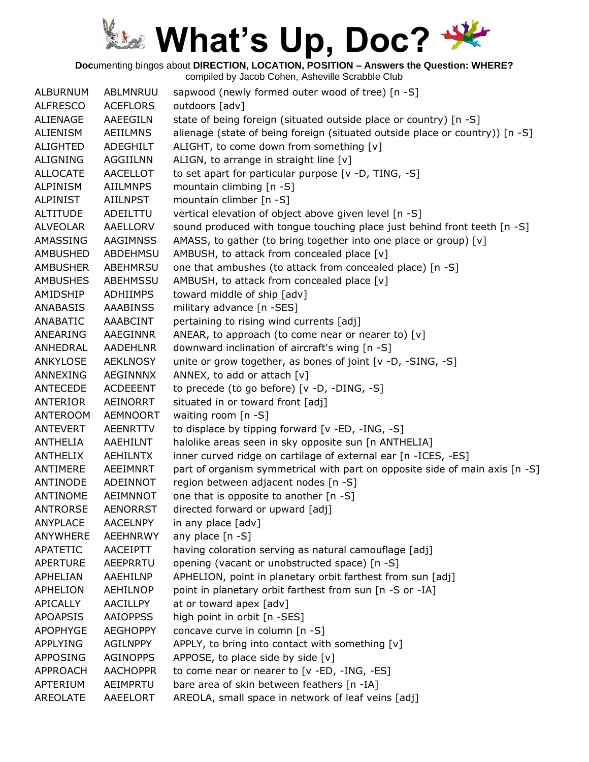# What's Up, Doc?

**Doc**umenting bingos about **DIRECTION, LOCATION, POSITION – Answers the Question: WHERE?**
compiled by Jacob Cohen, Asheville Scrabble Club

| | | |
|---|---|---|
| ALBURNUM | ABLMNRUU | sapwood (newly formed outer wood of tree) [n -S] |
| ALFRESCO | ACEFLORS | outdoors [adv] |
| ALIENAGE | AAEEGILN | state of being foreign (situated outside place or country) [n -S] |
| ALIENISM | AEIILMNS | alienage (state of being foreign (situated outside place or country)) [n -S] |
| ALIGHTED | ADEGHILT | ALIGHT, to come down from something [v] |
| ALIGNING | AGGIILNN | ALIGN, to arrange in straight line [v] |
| ALLOCATE | AACELLOT | to set apart for particular purpose [v -D, TING, -S] |
| ALPINISM | AIILMNPS | mountain climbing [n -S] |
| ALPINIST | AIILNPST | mountain climber [n -S] |
| ALTITUDE | ADEILTTU | vertical elevation of object above given level [n -S] |
| ALVEOLAR | AAELLORV | sound produced with tongue touching place just behind front teeth [n -S] |
| AMASSING | AAGIMNSS | AMASS, to gather (to bring together into one place or group) [v] |
| AMBUSHED | ABDEHMSU | AMBUSH, to attack from concealed place [v] |
| AMBUSHER | ABEHMRSU | one that ambushes (to attack from concealed place) [n -S] |
| AMBUSHES | ABEHMSSU | AMBUSH, to attack from concealed place [v] |
| AMIDSHIP | ADHIIMPS | toward middle of ship [adv] |
| ANABASIS | AAABINSS | military advance [n -SES] |
| ANABATIC | AAABCINT | pertaining to rising wind currents [adj] |
| ANEARING | AAEGINNR | ANEAR, to approach (to come near or nearer to) [v] |
| ANHEDRAL | AADEHLNR | downward inclination of aircraft's wing [n -S] |
| ANKYLOSE | AEKLNOSY | unite or grow together, as bones of joint [v -D, -SING, -S] |
| ANNEXING | AEGINNNX | ANNEX, to add or attach [v] |
| ANTECEDE | ACDEEENT | to precede (to go before) [v -D, -DING, -S] |
| ANTERIOR | AEINORRT | situated in or toward front [adj] |
| ANTEROOM | AEMNOORT | waiting room [n -S] |
| ANTEVERT | AEENRTTV | to displace by tipping forward [v -ED, -ING, -S] |
| ANTHELIA | AAEHILNT | halolike areas seen in sky opposite sun [n ANTHELIA] |
| ANTHELIX | AEHILNTX | inner curved ridge on cartilage of external ear [n -ICES, -ES] |
| ANTIMERE | AEEIMNRT | part of organism symmetrical with part on opposite side of main axis [n -S] |
| ANTINODE | ADEINNOT | region between adjacent nodes [n -S] |
| ANTINOME | AEIMNNOT | one that is opposite to another [n -S] |
| ANTRORSE | AENORRST | directed forward or upward [adj] |
| ANYPLACE | AACELNPY | in any place [adv] |
| ANYWHERE | AEEHNRWY | any place [n -S] |
| APATETIC | AACEIPTT | having coloration serving as natural camouflage [adj] |
| APERTURE | AEEPRRTU | opening (vacant or unobstructed space) [n -S] |
| APHELIAN | AAEHILNP | APHELION, point in planetary orbit farthest from sun [adj] |
| APHELION | AEHILNOP | point in planetary orbit farthest from sun [n -S or -IA] |
| APICALLY | AACILLPY | at or toward apex [adv] |
| APOAPSIS | AAIOPPSS | high point in orbit [n -SES] |
| APOPHYGE | AEGHOPPY | concave curve in column [n -S] |
| APPLYING | AGILNPPY | APPLY, to bring into contact with something [v] |
| APPOSING | AGINOPPS | APPOSE, to place side by side [v] |
| APPROACH | AACHOPPR | to come near or nearer to [v -ED, -ING, -ES] |
| APTERIUM | AEIMPRTU | bare area of skin between feathers [n -IA] |
| AREOLATE | AAEELORT | AREOLA, small space in network of leaf veins [adj] |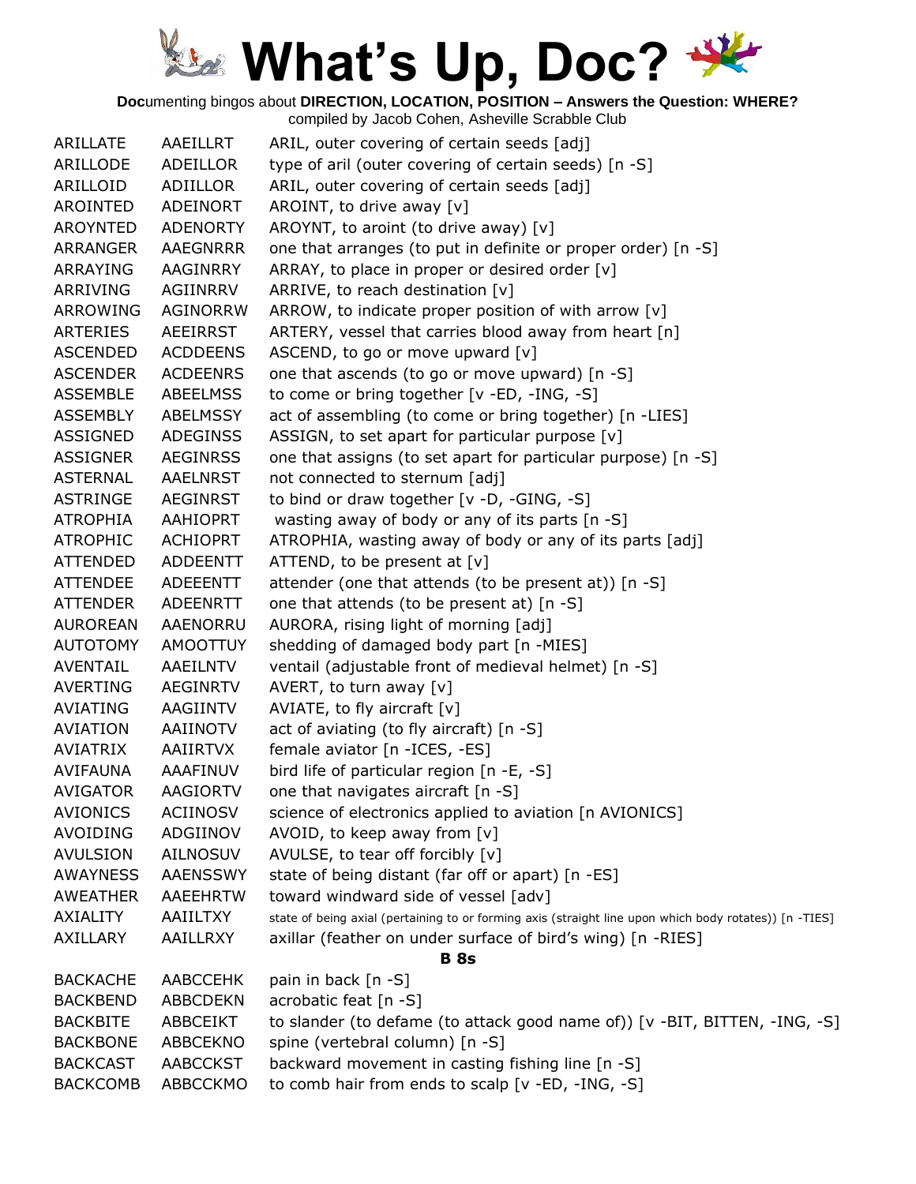# What's Up, Doc?

**Doc**umenting bingos about **DIRECTION, LOCATION, POSITION – Answers the Question: WHERE?**
compiled by Jacob Cohen, Asheville Scrabble Club

| | | |
|---|---|---|
| ARILLATE | AAEILLRT | ARIL, outer covering of certain seeds [adj] |
| ARILLODE | ADEILLOR | type of aril (outer covering of certain seeds) [n -S] |
| ARILLOID | ADIILLOR | ARIL, outer covering of certain seeds [adj] |
| AROINTED | ADEINORT | AROINT, to drive away [v] |
| AROYNTED | ADENORTY | AROYNT, to aroint (to drive away) [v] |
| ARRANGER | AAEGNRRR | one that arranges (to put in definite or proper order) [n -S] |
| ARRAYING | AAGINRRY | ARRAY, to place in proper or desired order [v] |
| ARRIVING | AGIINRRV | ARRIVE, to reach destination [v] |
| ARROWING | AGINORRW | ARROW, to indicate proper position of with arrow [v] |
| ARTERIES | AEEIRRST | ARTERY, vessel that carries blood away from heart [n] |
| ASCENDED | ACDDEENS | ASCEND, to go or move upward [v] |
| ASCENDER | ACDEENRS | one that ascends (to go or move upward) [n -S] |
| ASSEMBLE | ABEELMSS | to come or bring together [v -ED, -ING, -S] |
| ASSEMBLY | ABELMSSY | act of assembling (to come or bring together) [n -LIES] |
| ASSIGNED | ADEGINSS | ASSIGN, to set apart for particular purpose [v] |
| ASSIGNER | AEGINRSS | one that assigns (to set apart for particular purpose) [n -S] |
| ASTERNAL | AAELNRST | not connected to sternum [adj] |
| ASTRINGE | AEGINRST | to bind or draw together [v -D, -GING, -S] |
| ATROPHIA | AAHIOPRT | wasting away of body or any of its parts [n -S] |
| ATROPHIC | ACHIOPRT | ATROPHIA, wasting away of body or any of its parts [adj] |
| ATTENDED | ADDEENTT | ATTEND, to be present at [v] |
| ATTENDEE | ADEEENTT | attender (one that attends (to be present at)) [n -S] |
| ATTENDER | ADEENRTT | one that attends (to be present at) [n -S] |
| AUROREAN | AAENORRU | AURORA, rising light of morning [adj] |
| AUTOTOMY | AMOOTTUY | shedding of damaged body part [n -MIES] |
| AVENTAIL | AAEILNTV | ventail (adjustable front of medieval helmet) [n -S] |
| AVERTING | AEGINRTV | AVERT, to turn away [v] |
| AVIATING | AAGIINTV | AVIATE, to fly aircraft [v] |
| AVIATION | AAIINOTV | act of aviating (to fly aircraft) [n -S] |
| AVIATRIX | AAIIRTVX | female aviator [n -ICES, -ES] |
| AVIFAUNA | AAAFINUV | bird life of particular region [n -E, -S] |
| AVIGATOR | AAGIORTV | one that navigates aircraft [n -S] |
| AVIONICS | ACIINOSV | science of electronics applied to aviation [n AVIONICS] |
| AVOIDING | ADGIINOV | AVOID, to keep away from [v] |
| AVULSION | AILNOSUV | AVULSE, to tear off forcibly [v] |
| AWAYNESS | AAENSSWY | state of being distant (far off or apart) [n -ES] |
| AWEATHER | AAEEHRTW | toward windward side of vessel [adv] |
| AXIALITY | AAIILTXY | state of being axial (pertaining to or forming axis (straight line upon which body rotates)) [n -TIES] |
| AXILLARY | AAILLRXY | axillar (feather on under surface of bird's wing) [n -RIES] |

**B 8s**

| | | |
|---|---|---|
| BACKACHE | AABCCEHK | pain in back [n -S] |
| BACKBEND | ABBCDEKN | acrobatic feat [n -S] |
| BACKBITE | ABBCEIKT | to slander (to defame (to attack good name of)) [v -BIT, BITTEN, -ING, -S] |
| BACKBONE | ABBCEKNO | spine (vertebral column) [n -S] |
| BACKCAST | AABCCKST | backward movement in casting fishing line [n -S] |
| BACKCOMB | ABBCCKMO | to comb hair from ends to scalp [v -ED, -ING, -S] |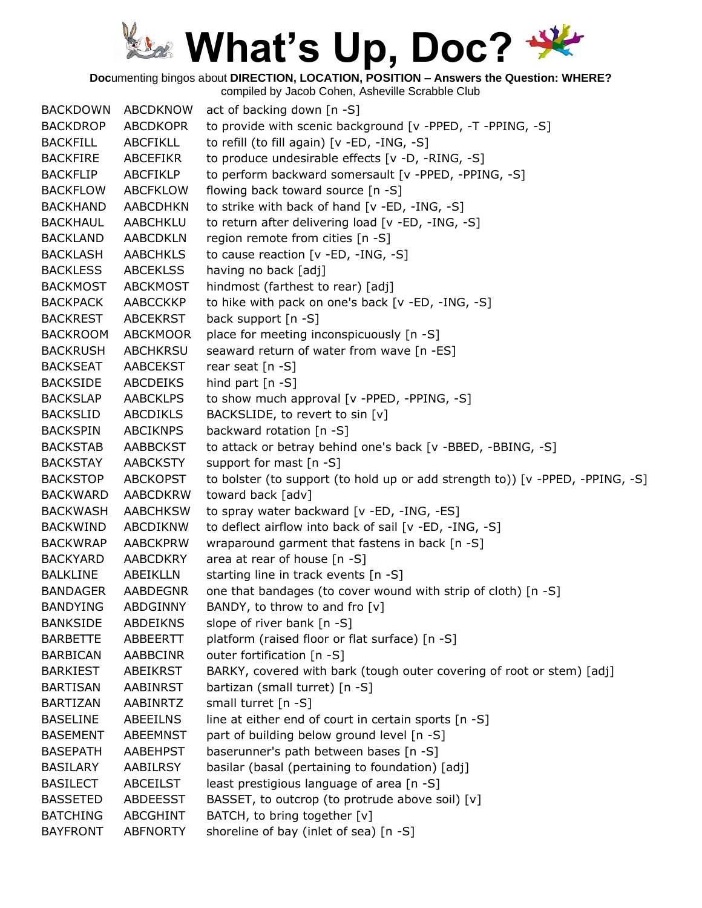# What's Up, Doc?

**Doc**umenting bingos about **DIRECTION, LOCATION, POSITION – Answers the Question: WHERE?**
compiled by Jacob Cohen, Asheville Scrabble Club

| | | |
|---|---|---|
| BACKDOWN | ABCDKNOW | act of backing down [n -S] |
| BACKDROP | ABCDKOPR | to provide with scenic background [v -PPED, -T -PPING, -S] |
| BACKFILL | ABCFIKLL | to refill (to fill again) [v -ED, -ING, -S] |
| BACKFIRE | ABCEFIKR | to produce undesirable effects [v -D, -RING, -S] |
| BACKFLIP | ABCFIKLP | to perform backward somersault [v -PPED, -PPING, -S] |
| BACKFLOW | ABCFKLOW | flowing back toward source [n -S] |
| BACKHAND | AABCDHKN | to strike with back of hand [v -ED, -ING, -S] |
| BACKHAUL | AABCHKLU | to return after delivering load [v -ED, -ING, -S] |
| BACKLAND | AABCDKLN | region remote from cities [n -S] |
| BACKLASH | AABCHKLS | to cause reaction [v -ED, -ING, -S] |
| BACKLESS | ABCEKLSS | having no back [adj] |
| BACKMOST | ABCKMOST | hindmost (farthest to rear) [adj] |
| BACKPACK | AABCCKKP | to hike with pack on one's back [v -ED, -ING, -S] |
| BACKREST | ABCEKRST | back support [n -S] |
| BACKROOM | ABCKMOOR | place for meeting inconspicuously [n -S] |
| BACKRUSH | ABCHKRSU | seaward return of water from wave [n -ES] |
| BACKSEAT | AABCEKST | rear seat [n -S] |
| BACKSIDE | ABCDEIKS | hind part [n -S] |
| BACKSLAP | AABCKLPS | to show much approval [v -PPED, -PPING, -S] |
| BACKSLID | ABCDIKLS | BACKSLIDE, to revert to sin [v] |
| BACKSPIN | ABCIKNPS | backward rotation [n -S] |
| BACKSTAB | AABBCKST | to attack or betray behind one's back [v -BBED, -BBING, -S] |
| BACKSTAY | AABCKSTY | support for mast [n -S] |
| BACKSTOP | ABCKOPST | to bolster (to support (to hold up or add strength to)) [v -PPED, -PPING, -S] |
| BACKWARD | AABCDKRW | toward back [adv] |
| BACKWASH | AABCHKSW | to spray water backward [v -ED, -ING, -ES] |
| BACKWIND | ABCDIKNW | to deflect airflow into back of sail [v -ED, -ING, -S] |
| BACKWRAP | AABCKPRW | wraparound garment that fastens in back [n -S] |
| BACKYARD | AABCDKRY | area at rear of house [n -S] |
| BALKLINE | ABEIKLLN | starting line in track events [n -S] |
| BANDAGER | AABDEGNR | one that bandages (to cover wound with strip of cloth) [n -S] |
| BANDYING | ABDGINNY | BANDY, to throw to and fro [v] |
| BANKSIDE | ABDEIKNS | slope of river bank [n -S] |
| BARBETTE | ABBEERTT | platform (raised floor or flat surface) [n -S] |
| BARBICAN | AABBCINR | outer fortification [n -S] |
| BARKIEST | ABEIKRST | BARKY, covered with bark (tough outer covering of root or stem) [adj] |
| BARTISAN | AABINRST | bartizan (small turret) [n -S] |
| BARTIZAN | AABINRTZ | small turret [n -S] |
| BASELINE | ABEEILNS | line at either end of court in certain sports [n -S] |
| BASEMENT | ABEEMNST | part of building below ground level [n -S] |
| BASEPATH | AABEHPST | baserunner's path between bases [n -S] |
| BASILARY | AABILRSY | basilar (basal (pertaining to foundation) [adj] |
| BASILECT | ABCEILST | least prestigious language of area [n -S] |
| BASSETED | ABDEESST | BASSET, to outcrop (to protrude above soil) [v] |
| BATCHING | ABCGHINT | BATCH, to bring together [v] |
| BAYFRONT | ABFNORTY | shoreline of bay (inlet of sea) [n -S] |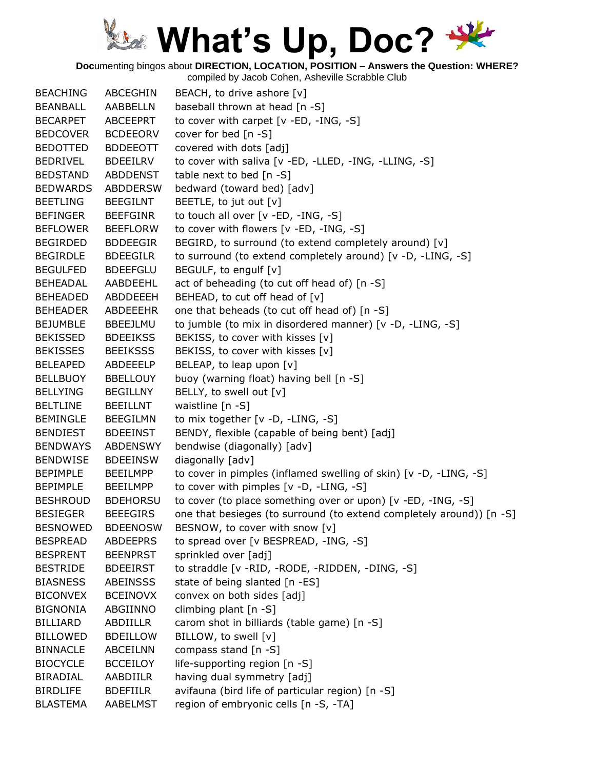# What's Up, Doc?

**Doc**umenting bingos about **DIRECTION, LOCATION, POSITION – Answers the Question: WHERE?**
compiled by Jacob Cohen, Asheville Scrabble Club

| | | |
|---|---|---|
| BEACHING | ABCEGHIN | BEACH, to drive ashore [v] |
| BEANBALL | AABBELLN | baseball thrown at head [n -S] |
| BECARPET | ABCEEPRT | to cover with carpet [v -ED, -ING, -S] |
| BEDCOVER | BCDEEORV | cover for bed [n -S] |
| BEDOTTED | BDDEEOTT | covered with dots [adj] |
| BEDRIVEL | BDEEILRV | to cover with saliva [v -ED, -LLED, -ING, -LLING, -S] |
| BEDSTAND | ABDDENST | table next to bed [n -S] |
| BEDWARDS | ABDDERSW | bedward (toward bed) [adv] |
| BEETLING | BEEGILNT | BEETLE, to jut out [v] |
| BEFINGER | BEEFGINR | to touch all over [v -ED, -ING, -S] |
| BEFLOWER | BEEFLORW | to cover with flowers [v -ED, -ING, -S] |
| BEGIRDED | BDDEEGIR | BEGIRD, to surround (to extend completely around) [v] |
| BEGIRDLE | BDEEGILR | to surround (to extend completely around) [v -D, -LING, -S] |
| BEGULFED | BDEEFGLU | BEGULF, to engulf [v] |
| BEHEADAL | AABDEEHL | act of beheading (to cut off head of) [n -S] |
| BEHEADED | ABDDEEEH | BEHEAD, to cut off head of [v] |
| BEHEADER | ABDEEEHR | one that beheads (to cut off head of) [n -S] |
| BEJUMBLE | BBEEJLMU | to jumble (to mix in disordered manner) [v -D, -LING, -S] |
| BEKISSED | BDEEIKSS | BEKISS, to cover with kisses [v] |
| BEKISSES | BEEIKSSS | BEKISS, to cover with kisses [v] |
| BELEAPED | ABDEEELP | BELEAP, to leap upon [v] |
| BELLBUOY | BBELLOUY | buoy (warning float) having bell [n -S] |
| BELLYING | BEGILLNY | BELLY, to swell out [v] |
| BELTLINE | BEEILLNT | waistline [n -S] |
| BEMINGLE | BEEGILMN | to mix together [v -D, -LING, -S] |
| BENDIEST | BDEEINST | BENDY, flexible (capable of being bent) [adj] |
| BENDWAYS | ABDENSWY | bendwise (diagonally) [adv] |
| BENDWISE | BDEEINSW | diagonally [adv] |
| BEPIMPLE | BEEILMPP | to cover in pimples (inflamed swelling of skin) [v -D, -LING, -S] |
| BEPIMPLE | BEEILMPP | to cover with pimples [v -D, -LING, -S] |
| BESHROUD | BDEHORSU | to cover (to place something over or upon) [v -ED, -ING, -S] |
| BESIEGER | BEEEGIRS | one that besieges (to surround (to extend completely around)) [n -S] |
| BESNOWED | BDEENOSW | BESNOW, to cover with snow [v] |
| BESPREAD | ABDEEPRS | to spread over [v BESPREAD, -ING, -S] |
| BESPRENT | BEENPRST | sprinkled over [adj] |
| BESTRIDE | BDEEIRST | to straddle [v -RID, -RODE, -RIDDEN, -DING, -S] |
| BIASNESS | ABEINSSS | state of being slanted [n -ES] |
| BICONVEX | BCEINOVX | convex on both sides [adj] |
| BIGNONIA | ABGIINNO | climbing plant [n -S] |
| BILLIARD | ABDIILLR | carom shot in billiards (table game) [n -S] |
| BILLOWED | BDEILLOW | BILLOW, to swell [v] |
| BINNACLE | ABCEILNN | compass stand [n -S] |
| BIOCYCLE | BCCEILOY | life-supporting region [n -S] |
| BIRADIAL | AABDIILR | having dual symmetry [adj] |
| BIRDLIFE | BDEFIILR | avifauna (bird life of particular region) [n -S] |
| BLASTEMA | AABELMST | region of embryonic cells [n -S, -TA] |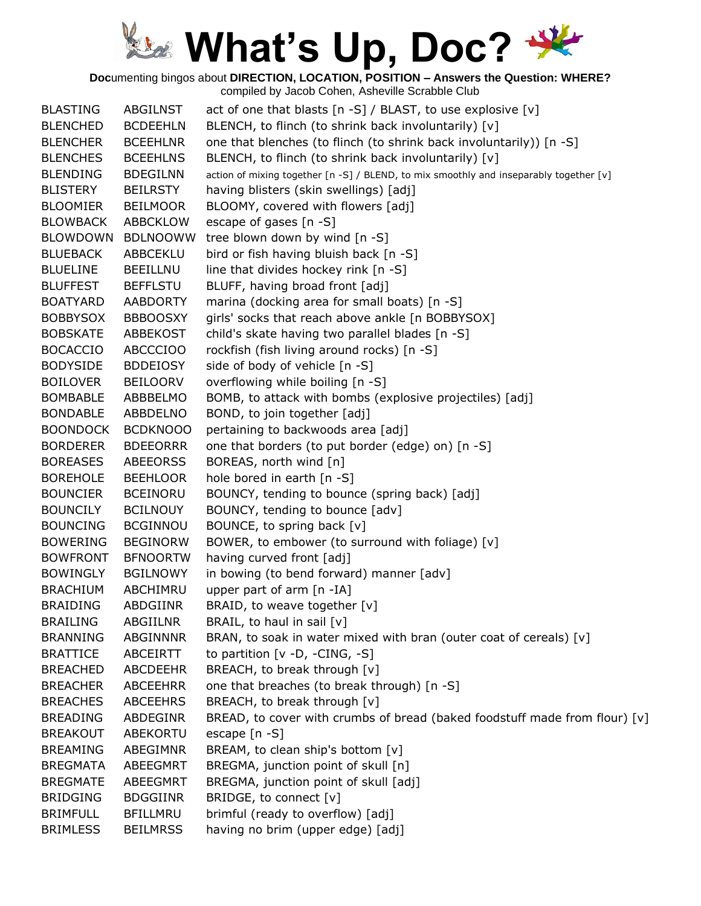# What's Up, Doc?

**Doc**umenting bingos about **DIRECTION, LOCATION, POSITION – Answers the Question: WHERE?**
compiled by Jacob Cohen, Asheville Scrabble Club

| | | |
|---|---|---|
| BLASTING | ABGILNST | act of one that blasts [n -S] / BLAST, to use explosive [v] |
| BLENCHED | BCDEEHLN | BLENCH, to flinch (to shrink back involuntarily) [v] |
| BLENCHER | BCEEHLNR | one that blenches (to flinch (to shrink back involuntarily)) [n -S] |
| BLENCHES | BCEEHLNS | BLENCH, to flinch (to shrink back involuntarily) [v] |
| BLENDING | BDEGILNN | action of mixing together [n -S] / BLEND, to mix smoothly and inseparably together [v] |
| BLISTERY | BEILRSTY | having blisters (skin swellings) [adj] |
| BLOOMIER | BEILMOOR | BLOOMY, covered with flowers [adj] |
| BLOWBACK | ABBCKLOW | escape of gases [n -S] |
| BLOWDOWN | BDLNOOWW | tree blown down by wind [n -S] |
| BLUEBACK | ABBCEKLU | bird or fish having bluish back [n -S] |
| BLUELINE | BEEILLNU | line that divides hockey rink [n -S] |
| BLUFFEST | BEFFLSTU | BLUFF, having broad front [adj] |
| BOATYARD | AABDORTY | marina (docking area for small boats) [n -S] |
| BOBBYSOX | BBBOOSXY | girls' socks that reach above ankle [n BOBBYSOX] |
| BOBSKATE | ABBEKOST | child's skate having two parallel blades [n -S] |
| BOCACCIO | ABCCCIOO | rockfish (fish living around rocks) [n -S] |
| BODYSIDE | BDDEIOSY | side of body of vehicle [n -S] |
| BOILOVER | BEILOORV | overflowing while boiling [n -S] |
| BOMBABLE | ABBBELMO | BOMB, to attack with bombs (explosive projectiles) [adj] |
| BONDABLE | ABBDELNO | BOND, to join together [adj] |
| BOONDOCK | BCDKNOOO | pertaining to backwoods area [adj] |
| BORDERER | BDEEORRR | one that borders (to put border (edge) on) [n -S] |
| BOREASES | ABEEORSS | BOREAS, north wind [n] |
| BOREHOLE | BEEHLOOR | hole bored in earth [n -S] |
| BOUNCIER | BCEINORU | BOUNCY, tending to bounce (spring back) [adj] |
| BOUNCILY | BCILNOUY | BOUNCY, tending to bounce [adv] |
| BOUNCING | BCGINNOU | BOUNCE, to spring back [v] |
| BOWERING | BEGINORW | BOWER, to embower (to surround with foliage) [v] |
| BOWFRONT | BFNOORTW | having curved front [adj] |
| BOWINGLY | BGILNOWY | in bowing (to bend forward) manner [adv] |
| BRACHIUM | ABCHIMRU | upper part of arm [n -IA] |
| BRAIDING | ABDGIINR | BRAID, to weave together [v] |
| BRAILING | ABGIILNR | BRAIL, to haul in sail [v] |
| BRANNING | ABGINNNR | BRAN, to soak in water mixed with bran (outer coat of cereals) [v] |
| BRATTICE | ABCEIRTT | to partition [v -D, -CING, -S] |
| BREACHED | ABCDEEHR | BREACH, to break through [v] |
| BREACHER | ABCEEHRR | one that breaches (to break through) [n -S] |
| BREACHES | ABCEEHRS | BREACH, to break through [v] |
| BREADING | ABDEGINR | BREAD, to cover with crumbs of bread (baked foodstuff made from flour) [v] |
| BREAKOUT | ABEKORTU | escape [n -S] |
| BREAMING | ABEGIMNR | BREAM, to clean ship's bottom [v] |
| BREGMATA | ABEEGMRT | BREGMA, junction point of skull [n] |
| BREGMATE | ABEEGMRT | BREGMA, junction point of skull [adj] |
| BRIDGING | BDGGIINR | BRIDGE, to connect [v] |
| BRIMFULL | BFILLMRU | brimful (ready to overflow) [adj] |
| BRIMLESS | BEILMRSS | having no brim (upper edge) [adj] |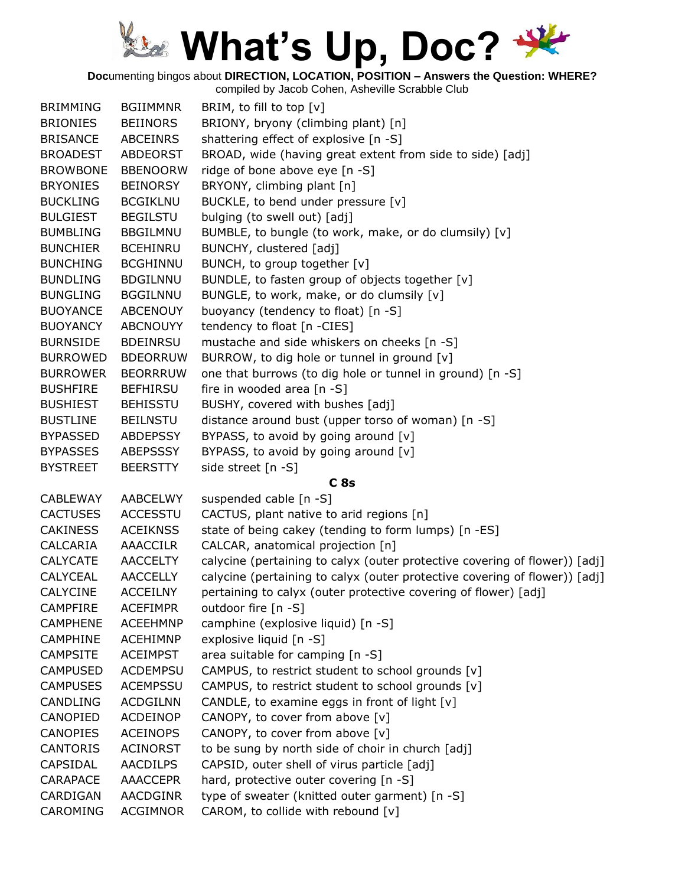# What's Up, Doc?

**Doc**umenting bingos about **DIRECTION, LOCATION, POSITION – Answers the Question: WHERE?**
compiled by Jacob Cohen, Asheville Scrabble Club

| | | |
|---|---|---|
| BRIMMING | BGIIMMNR | BRIM, to fill to top [v] |
| BRIONIES | BEIINORS | BRIONY, bryony (climbing plant) [n] |
| BRISANCE | ABCEINRS | shattering effect of explosive [n -S] |
| BROADEST | ABDEORST | BROAD, wide (having great extent from side to side) [adj] |
| BROWBONE | BBENOORW | ridge of bone above eye [n -S] |
| BRYONIES | BEINORSY | BRYONY, climbing plant [n] |
| BUCKLING | BCGIKLNU | BUCKLE, to bend under pressure [v] |
| BULGIEST | BEGILSTU | bulging (to swell out) [adj] |
| BUMBLING | BBGILMNU | BUMBLE, to bungle (to work, make, or do clumsily) [v] |
| BUNCHIER | BCEHINRU | BUNCHY, clustered [adj] |
| BUNCHING | BCGHINNU | BUNCH, to group together [v] |
| BUNDLING | BDGILNNU | BUNDLE, to fasten group of objects together [v] |
| BUNGLING | BGGILNNU | BUNGLE, to work, make, or do clumsily [v] |
| BUOYANCE | ABCENOUY | buoyancy (tendency to float) [n -S] |
| BUOYANCY | ABCNOUYY | tendency to float [n -CIES] |
| BURNSIDE | BDEINRSU | mustache and side whiskers on cheeks [n -S] |
| BURROWED | BDEORRUW | BURROW, to dig hole or tunnel in ground [v] |
| BURROWER | BEORRRUW | one that burrows (to dig hole or tunnel in ground) [n -S] |
| BUSHFIRE | BEFHIRSU | fire in wooded area [n -S] |
| BUSHIEST | BEHISSTU | BUSHY, covered with bushes [adj] |
| BUSTLINE | BEILNSTU | distance around bust (upper torso of woman) [n -S] |
| BYPASSED | ABDEPSSY | BYPASS, to avoid by going around [v] |
| BYPASSES | ABEPSSSY | BYPASS, to avoid by going around [v] |
| BYSTREET | BEERSTTY | side street [n -S] |

**C 8s**

| | | |
|---|---|---|
| CABLEWAY | AABCELWY | suspended cable [n -S] |
| CACTUSES | ACCESSTU | CACTUS, plant native to arid regions [n] |
| CAKINESS | ACEIKNSS | state of being cakey (tending to form lumps) [n -ES] |
| CALCARIA | AAACCILR | CALCAR, anatomical projection [n] |
| CALYCATE | AACCELTY | calycine (pertaining to calyx (outer protective covering of flower)) [adj] |
| CALYCEAL | AACCELLY | calycine (pertaining to calyx (outer protective covering of flower)) [adj] |
| CALYCINE | ACCEILNY | pertaining to calyx (outer protective covering of flower) [adj] |
| CAMPFIRE | ACEFIMPR | outdoor fire [n -S] |
| CAMPHENE | ACEEHMNP | camphine (explosive liquid) [n -S] |
| CAMPHINE | ACEHIMNP | explosive liquid [n -S] |
| CAMPSITE | ACEIMPST | area suitable for camping [n -S] |
| CAMPUSED | ACDEMPSU | CAMPUS, to restrict student to school grounds [v] |
| CAMPUSES | ACEMPSSU | CAMPUS, to restrict student to school grounds [v] |
| CANDLING | ACDGILNN | CANDLE, to examine eggs in front of light [v] |
| CANOPIED | ACDEINOP | CANOPY, to cover from above [v] |
| CANOPIES | ACEINOPS | CANOPY, to cover from above [v] |
| CANTORIS | ACINORST | to be sung by north side of choir in church [adj] |
| CAPSIDAL | AACDILPS | CAPSID, outer shell of virus particle [adj] |
| CARAPACE | AAACCEPR | hard, protective outer covering [n -S] |
| CARDIGAN | AACDGINR | type of sweater (knitted outer garment) [n -S] |
| CAROMING | ACGIMNOR | CAROM, to collide with rebound [v] |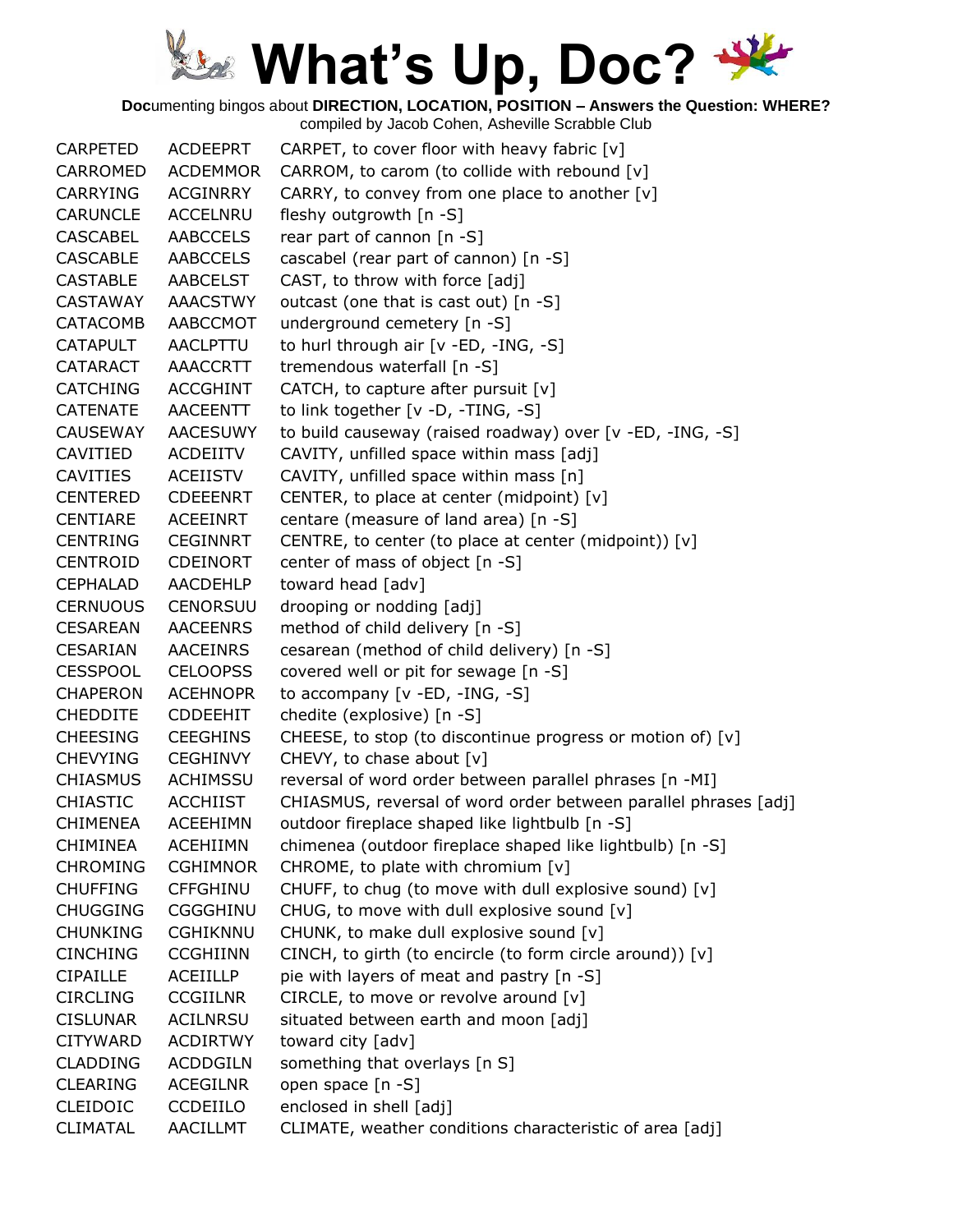# What's Up, Doc?

**Doc**umenting bingos about **DIRECTION, LOCATION, POSITION – Answers the Question: WHERE?**
compiled by Jacob Cohen, Asheville Scrabble Club

| | | |
|---|---|---|
| CARPETED | ACDEEPRT | CARPET, to cover floor with heavy fabric [v] |
| CARROMED | ACDEMMOR | CARROM, to carom (to collide with rebound [v] |
| CARRYING | ACGINRRY | CARRY, to convey from one place to another [v] |
| CARUNCLE | ACCELNRU | fleshy outgrowth [n -S] |
| CASCABEL | AABCCELS | rear part of cannon [n -S] |
| CASCABLE | AABCCELS | cascabel (rear part of cannon) [n -S] |
| CASTABLE | AABCELST | CAST, to throw with force [adj] |
| CASTAWAY | AAACSTWY | outcast (one that is cast out) [n -S] |
| CATACOMB | AABCCMOT | underground cemetery [n -S] |
| CATAPULT | AACLPTTU | to hurl through air [v -ED, -ING, -S] |
| CATARACT | AAACCRTT | tremendous waterfall [n -S] |
| CATCHING | ACCGHINT | CATCH, to capture after pursuit [v] |
| CATENATE | AACEENTT | to link together [v -D, -TING, -S] |
| CAUSEWAY | AACESUWY | to build causeway (raised roadway) over [v -ED, -ING, -S] |
| CAVITIED | ACDEIITV | CAVITY, unfilled space within mass [adj] |
| CAVITIES | ACEIISTV | CAVITY, unfilled space within mass [n] |
| CENTERED | CDEEENRT | CENTER, to place at center (midpoint) [v] |
| CENTIARE | ACEEINRT | centare (measure of land area) [n -S] |
| CENTRING | CEGINNRT | CENTRE, to center (to place at center (midpoint)) [v] |
| CENTROID | CDEINORT | center of mass of object [n -S] |
| CEPHALAD | AACDEHLP | toward head [adv] |
| CERNUOUS | CENORSUU | drooping or nodding [adj] |
| CESAREAN | AACEENRS | method of child delivery [n -S] |
| CESARIAN | AACEINRS | cesarean (method of child delivery) [n -S] |
| CESSPOOL | CELOOPSS | covered well or pit for sewage [n -S] |
| CHAPERON | ACEHNOPR | to accompany [v -ED, -ING, -S] |
| CHEDDITE | CDDEEHIT | chedite (explosive) [n -S] |
| CHEESING | CEEGHINS | CHEESE, to stop (to discontinue progress or motion of) [v] |
| CHEVYING | CEGHINVY | CHEVY, to chase about [v] |
| CHIASMUS | ACHIMSSU | reversal of word order between parallel phrases [n -MI] |
| CHIASTIC | ACCHIIST | CHIASMUS, reversal of word order between parallel phrases [adj] |
| CHIMENEA | ACEEHIMN | outdoor fireplace shaped like lightbulb [n -S] |
| CHIMINEA | ACEHIIMN | chimenea (outdoor fireplace shaped like lightbulb) [n -S] |
| CHROMING | CGHIMNOR | CHROME, to plate with chromium [v] |
| CHUFFING | CFFGHINU | CHUFF, to chug (to move with dull explosive sound) [v] |
| CHUGGING | CGGGHINU | CHUG, to move with dull explosive sound [v] |
| CHUNKING | CGHIKNNU | CHUNK, to make dull explosive sound [v] |
| CINCHING | CCGHIINN | CINCH, to girth (to encircle (to form circle around)) [v] |
| CIPAILLE | ACEIILLP | pie with layers of meat and pastry [n -S] |
| CIRCLING | CCGIILNR | CIRCLE, to move or revolve around [v] |
| CISLUNAR | ACILNRSU | situated between earth and moon [adj] |
| CITYWARD | ACDIRTWY | toward city [adv] |
| CLADDING | ACDDGILN | something that overlays [n S] |
| CLEARING | ACEGILNR | open space [n -S] |
| CLEIDOIC | CCDEIILO | enclosed in shell [adj] |
| CLIMATAL | AACILLMT | CLIMATE, weather conditions characteristic of area [adj] |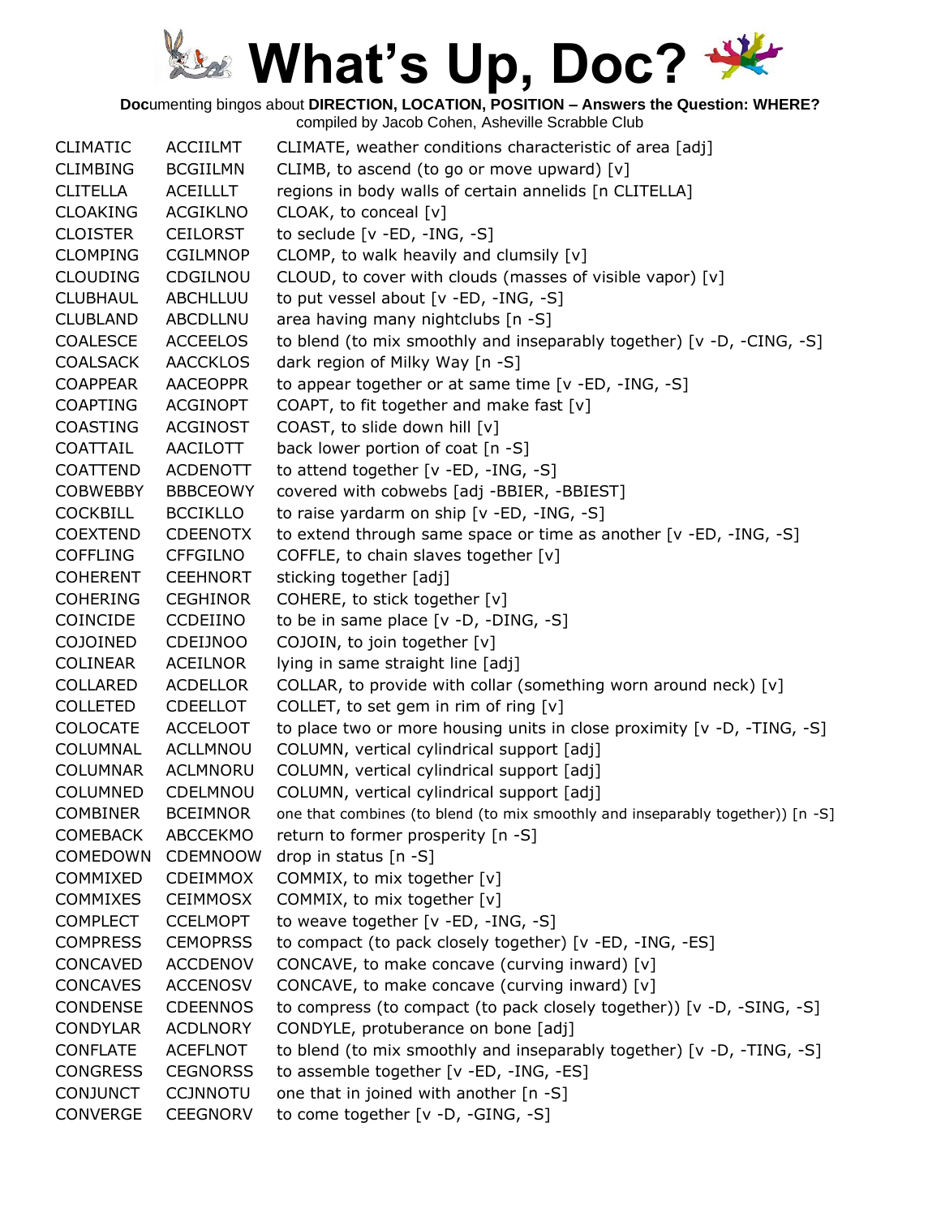# What's Up, Doc?

**Doc**umenting bingos about **DIRECTION, LOCATION, POSITION – Answers the Question: WHERE?**
compiled by Jacob Cohen, Asheville Scrabble Club

| | | |
|---|---|---|
| CLIMATIC | ACCIILMT | CLIMATE, weather conditions characteristic of area [adj] |
| CLIMBING | BCGIILMN | CLIMB, to ascend (to go or move upward) [v] |
| CLITELLA | ACEILLLT | regions in body walls of certain annelids [n CLITELLA] |
| CLOAKING | ACGIKLNO | CLOAK, to conceal [v] |
| CLOISTER | CEILORST | to seclude [v -ED, -ING, -S] |
| CLOMPING | CGILMNOP | CLOMP, to walk heavily and clumsily [v] |
| CLOUDING | CDGILNOU | CLOUD, to cover with clouds (masses of visible vapor) [v] |
| CLUBHAUL | ABCHLLUU | to put vessel about [v -ED, -ING, -S] |
| CLUBLAND | ABCDLLNU | area having many nightclubs [n -S] |
| COALESCE | ACCEELOS | to blend (to mix smoothly and inseparably together) [v -D, -CING, -S] |
| COALSACK | AACCKLOS | dark region of Milky Way [n -S] |
| COAPPEAR | AACEOPPR | to appear together or at same time [v -ED, -ING, -S] |
| COAPTING | ACGINOPT | COAPT, to fit together and make fast [v] |
| COASTING | ACGINOST | COAST, to slide down hill [v] |
| COATTAIL | AACILOTT | back lower portion of coat [n -S] |
| COATTEND | ACDENOTT | to attend together [v -ED, -ING, -S] |
| COBWEBBY | BBBCEOWY | covered with cobwebs [adj -BBIER, -BBIEST] |
| COCKBILL | BCCIKLLO | to raise yardarm on ship [v -ED, -ING, -S] |
| COEXTEND | CDEENOTX | to extend through same space or time as another [v -ED, -ING, -S] |
| COFFLING | CFFGILNO | COFFLE, to chain slaves together [v] |
| COHERENT | CEEHNORT | sticking together [adj] |
| COHERING | CEGHINOR | COHERE, to stick together [v] |
| COINCIDE | CCDEIINO | to be in same place [v -D, -DING, -S] |
| COJOINED | CDEIJNOO | COJOIN, to join together [v] |
| COLINEAR | ACEILNOR | lying in same straight line [adj] |
| COLLARED | ACDELLOR | COLLAR, to provide with collar (something worn around neck) [v] |
| COLLETED | CDEELLOT | COLLET, to set gem in rim of ring [v] |
| COLOCATE | ACCELOOT | to place two or more housing units in close proximity [v -D, -TING, -S] |
| COLUMNAL | ACLLMNOU | COLUMN, vertical cylindrical support [adj] |
| COLUMNAR | ACLMNORU | COLUMN, vertical cylindrical support [adj] |
| COLUMNED | CDELMNOU | COLUMN, vertical cylindrical support [adj] |
| COMBINER | BCEIMNOR | one that combines (to blend (to mix smoothly and inseparably together)) [n -S] |
| COMEBACK | ABCCEKMO | return to former prosperity [n -S] |
| COMEDOWN | CDEMNOOW | drop in status [n -S] |
| COMMIXED | CDEIMMOX | COMMIX, to mix together [v] |
| COMMIXES | CEIMMOSX | COMMIX, to mix together [v] |
| COMPLECT | CCELMOPT | to weave together [v -ED, -ING, -S] |
| COMPRESS | CEMOPRSS | to compact (to pack closely together) [v -ED, -ING, -ES] |
| CONCAVED | ACCDENOV | CONCAVE, to make concave (curving inward) [v] |
| CONCAVES | ACCENOSV | CONCAVE, to make concave (curving inward) [v] |
| CONDENSE | CDEENNOS | to compress (to compact (to pack closely together)) [v -D, -SING, -S] |
| CONDYLAR | ACDLNORY | CONDYLE, protuberance on bone [adj] |
| CONFLATE | ACEFLNOT | to blend (to mix smoothly and inseparably together) [v -D, -TING, -S] |
| CONGRESS | CEGNORSS | to assemble together [v -ED, -ING, -ES] |
| CONJUNCT | CCJNNOTU | one that in joined with another [n -S] |
| CONVERGE | CEEGNORV | to come together [v -D, -GING, -S] |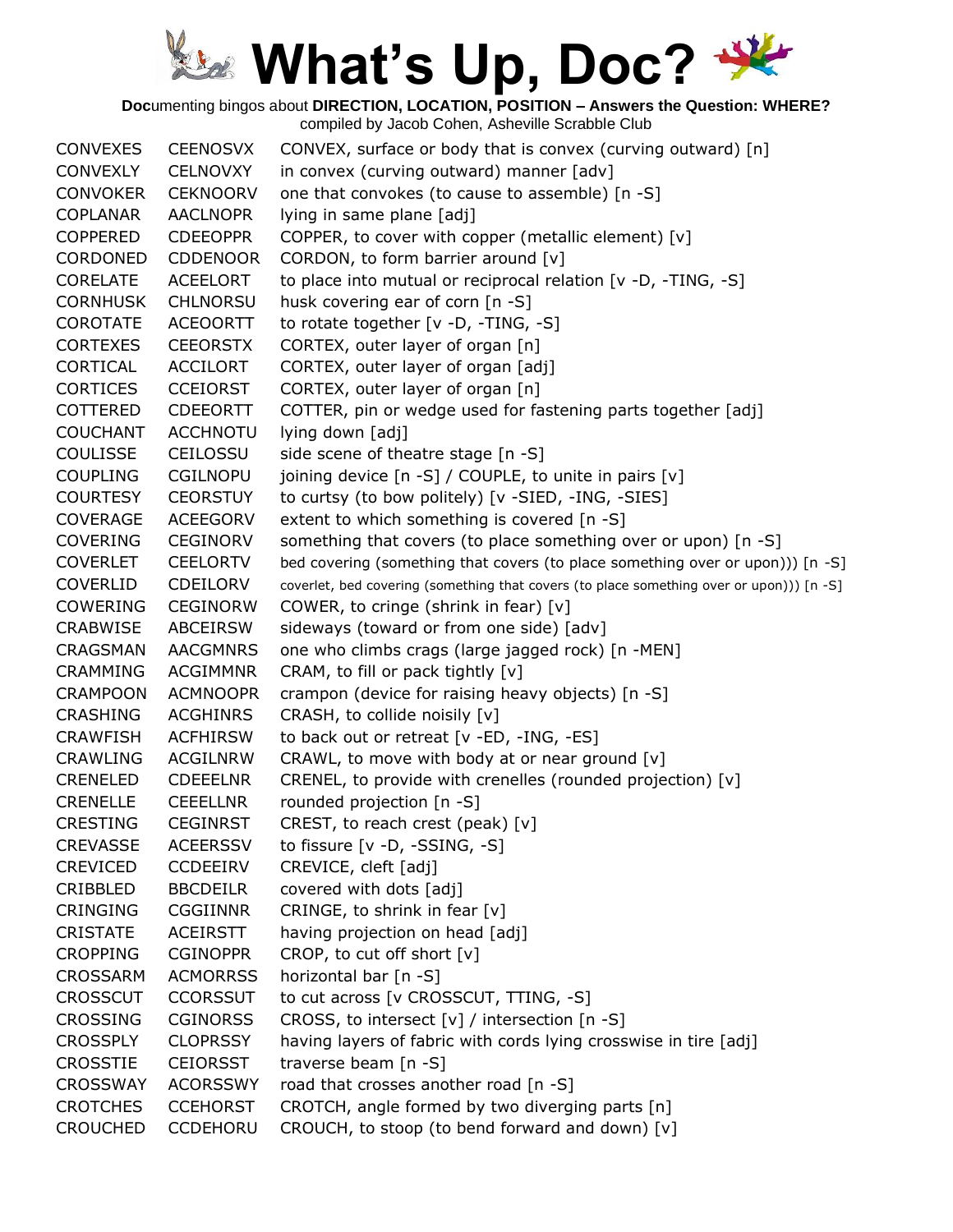# What's Up, Doc?

**Doc**umenting bingos about **DIRECTION, LOCATION, POSITION – Answers the Question: WHERE?**
compiled by Jacob Cohen, Asheville Scrabble Club

| | | |
|---|---|---|
| CONVEXES | CEENOSVX | CONVEX, surface or body that is convex (curving outward) [n] |
| CONVEXLY | CELNOVXY | in convex (curving outward) manner [adv] |
| CONVOKER | CEKNOORV | one that convokes (to cause to assemble) [n -S] |
| COPLANAR | AACLNOPR | lying in same plane [adj] |
| COPPERED | CDEEOPPR | COPPER, to cover with copper (metallic element) [v] |
| CORDONED | CDDENOOR | CORDON, to form barrier around [v] |
| CORELATE | ACEELORT | to place into mutual or reciprocal relation [v -D, -TING, -S] |
| CORNHUSK | CHLNORSU | husk covering ear of corn [n -S] |
| COROTATE | ACEOORTT | to rotate together [v -D, -TING, -S] |
| CORTEXES | CEEORSTX | CORTEX, outer layer of organ [n] |
| CORTICAL | ACCILORT | CORTEX, outer layer of organ [adj] |
| CORTICES | CCEIORST | CORTEX, outer layer of organ [n] |
| COTTERED | CDEEORTT | COTTER, pin or wedge used for fastening parts together [adj] |
| COUCHANT | ACCHNOTU | lying down [adj] |
| COULISSE | CEILOSSU | side scene of theatre stage [n -S] |
| COUPLING | CGILNOPU | joining device [n -S] / COUPLE, to unite in pairs [v] |
| COURTESY | CEORSTUY | to curtsy (to bow politely) [v -SIED, -ING, -SIES] |
| COVERAGE | ACEEGORV | extent to which something is covered [n -S] |
| COVERING | CEGINORV | something that covers (to place something over or upon) [n -S] |
| COVERLET | CEELORTV | bed covering (something that covers (to place something over or upon))) [n -S] |
| COVERLID | CDEILORV | coverlet, bed covering (something that covers (to place something over or upon))) [n -S] |
| COWERING | CEGINORW | COWER, to cringe (shrink in fear) [v] |
| CRABWISE | ABCEIRSW | sideways (toward or from one side) [adv] |
| CRAGSMAN | AACGMNRS | one who climbs crags (large jagged rock) [n -MEN] |
| CRAMMING | ACGIMMNR | CRAM, to fill or pack tightly [v] |
| CRAMPOON | ACMNOOPR | crampon (device for raising heavy objects) [n -S] |
| CRASHING | ACGHINRS | CRASH, to collide noisily [v] |
| CRAWFISH | ACFHIRSW | to back out or retreat [v -ED, -ING, -ES] |
| CRAWLING | ACGILNRW | CRAWL, to move with body at or near ground [v] |
| CRENELED | CDEEELNR | CRENEL, to provide with crenelles (rounded projection) [v] |
| CRENELLE | CEEELLNR | rounded projection [n -S] |
| CRESTING | CEGINRST | CREST, to reach crest (peak) [v] |
| CREVASSE | ACEERSSV | to fissure [v -D, -SSING, -S] |
| CREVICED | CCDEEIRV | CREVICE, cleft [adj] |
| CRIBBLED | BBCDEILR | covered with dots [adj] |
| CRINGING | CGGIINNR | CRINGE, to shrink in fear [v] |
| CRISTATE | ACEIRSTT | having projection on head [adj] |
| CROPPING | CGINOPPR | CROP, to cut off short [v] |
| CROSSARM | ACMORRSS | horizontal bar [n -S] |
| CROSSCUT | CCORSSUT | to cut across [v CROSSCUT, TTING, -S] |
| CROSSING | CGINORSS | CROSS, to intersect [v] / intersection [n -S] |
| CROSSPLY | CLOPRSSY | having layers of fabric with cords lying crosswise in tire [adj] |
| CROSSTIE | CEIORSST | traverse beam [n -S] |
| CROSSWAY | ACORSSWY | road that crosses another road [n -S] |
| CROTCHES | CCEHORST | CROTCH, angle formed by two diverging parts [n] |
| CROUCHED | CCDEHORU | CROUCH, to stoop (to bend forward and down) [v] |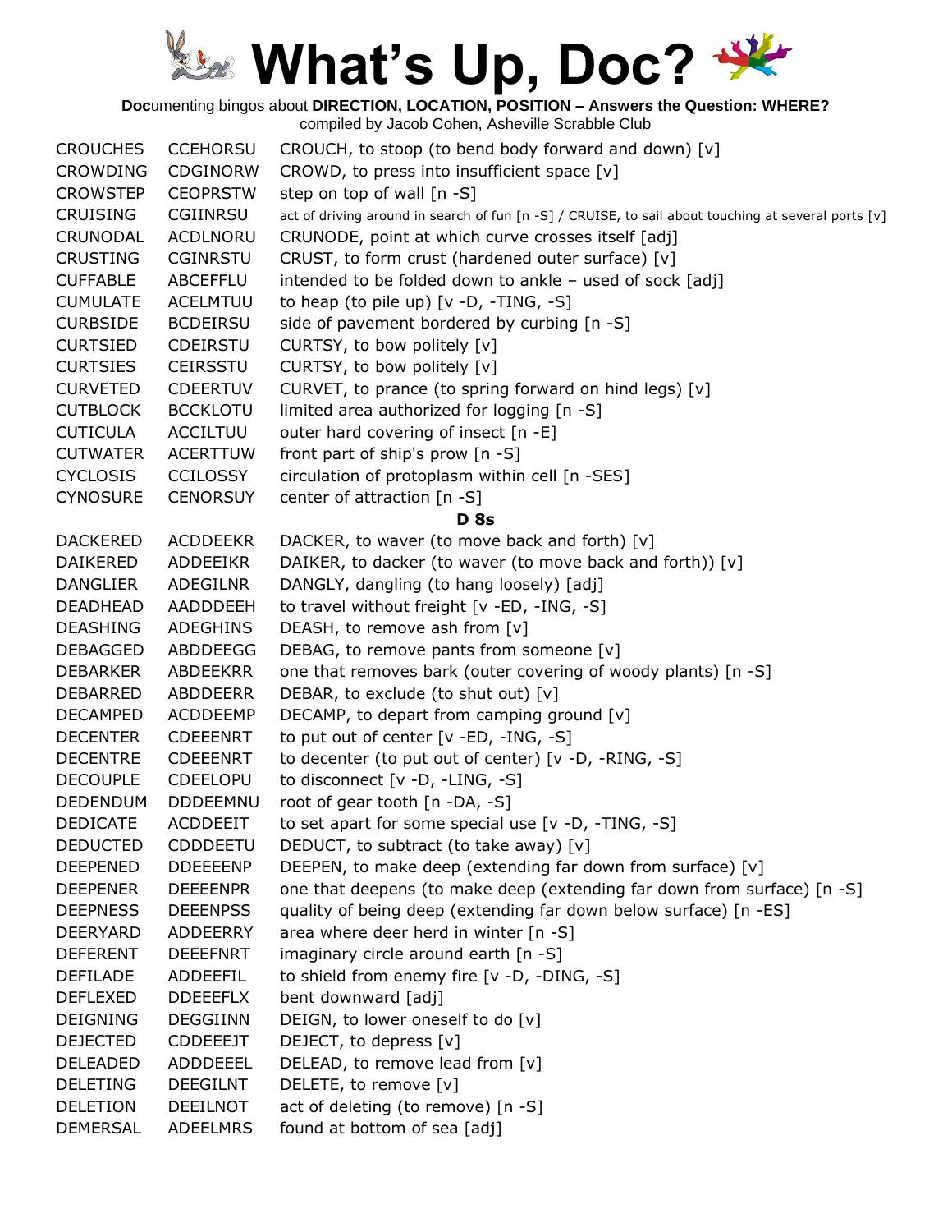# What's Up, Doc?

**Doc**umenting bingos about **DIRECTION, LOCATION, POSITION – Answers the Question: WHERE?**
compiled by Jacob Cohen, Asheville Scrabble Club

| | | |
|---|---|---|
| CROUCHES | CCEHORSU | CROUCH, to stoop (to bend body forward and down) [v] |
| CROWDING | CDGINORW | CROWD, to press into insufficient space [v] |
| CROWSTEP | CEOPRSTW | step on top of wall [n -S] |
| CRUISING | CGIINRSU | act of driving around in search of fun [n -S] / CRUISE, to sail about touching at several ports [v] |
| CRUNODAL | ACDLNORU | CRUNODE, point at which curve crosses itself [adj] |
| CRUSTING | CGINRSTU | CRUST, to form crust (hardened outer surface) [v] |
| CUFFABLE | ABCEFFLU | intended to be folded down to ankle – used of sock [adj] |
| CUMULATE | ACELMTUU | to heap (to pile up) [v -D, -TING, -S] |
| CURBSIDE | BCDEIRSU | side of pavement bordered by curbing [n -S] |
| CURTSIED | CDEIRSTU | CURTSY, to bow politely [v] |
| CURTSIES | CEIRSSTU | CURTSY, to bow politely [v] |
| CURVETED | CDEERTUV | CURVET, to prance (to spring forward on hind legs) [v] |
| CUTBLOCK | BCCKLOTU | limited area authorized for logging [n -S] |
| CUTICULA | ACCILTUU | outer hard covering of insect [n -E] |
| CUTWATER | ACERTTUW | front part of ship's prow [n -S] |
| CYCLOSIS | CCILOSSY | circulation of protoplasm within cell [n -SES] |
| CYNOSURE | CENORSUY | center of attraction [n -S] |
| | | **D 8s** |
| DACKERED | ACDDEEKR | DACKER, to waver (to move back and forth) [v] |
| DAIKERED | ADDEEIKR | DAIKER, to dacker (to waver (to move back and forth)) [v] |
| DANGLIER | ADEGILNR | DANGLY, dangling (to hang loosely) [adj] |
| DEADHEAD | AADDDEEH | to travel without freight [v -ED, -ING, -S] |
| DEASHING | ADEGHINS | DEASH, to remove ash from [v] |
| DEBAGGED | ABDDEEGG | DEBAG, to remove pants from someone [v] |
| DEBARKER | ABDEEKRR | one that removes bark (outer covering of woody plants) [n -S] |
| DEBARRED | ABDDEERR | DEBAR, to exclude (to shut out) [v] |
| DECAMPED | ACDDEEMP | DECAMP, to depart from camping ground [v] |
| DECENTER | CDEEENRT | to put out of center [v -ED, -ING, -S] |
| DECENTRE | CDEEENRT | to decenter (to put out of center) [v -D, -RING, -S] |
| DECOUPLE | CDEELOPU | to disconnect [v -D, -LING, -S] |
| DEDENDUM | DDDEEMNU | root of gear tooth [n -DA, -S] |
| DEDICATE | ACDDEEIT | to set apart for some special use [v -D, -TING, -S] |
| DEDUCTED | CDDDEETU | DEDUCT, to subtract (to take away) [v] |
| DEEPENED | DDEEEENP | DEEPEN, to make deep (extending far down from surface) [v] |
| DEEPENER | DEEEENPR | one that deepens (to make deep (extending far down from surface) [n -S] |
| DEEPNESS | DEEENPSS | quality of being deep (extending far down below surface) [n -ES] |
| DEERYARD | ADDEERRY | area where deer herd in winter [n -S] |
| DEFERENT | DEEEFNRT | imaginary circle around earth [n -S] |
| DEFILADE | ADDEEFIL | to shield from enemy fire [v -D, -DING, -S] |
| DEFLEXED | DDEEEFLX | bent downward [adj] |
| DEIGNING | DEGGIINN | DEIGN, to lower oneself to do [v] |
| DEJECTED | CDDEEEJT | DEJECT, to depress [v] |
| DELEADED | ADDDEEEL | DELEAD, to remove lead from [v] |
| DELETING | DEEGILNT | DELETE, to remove [v] |
| DELETION | DEEILNOT | act of deleting (to remove) [n -S] |
| DEMERSAL | ADEELMRS | found at bottom of sea [adj] |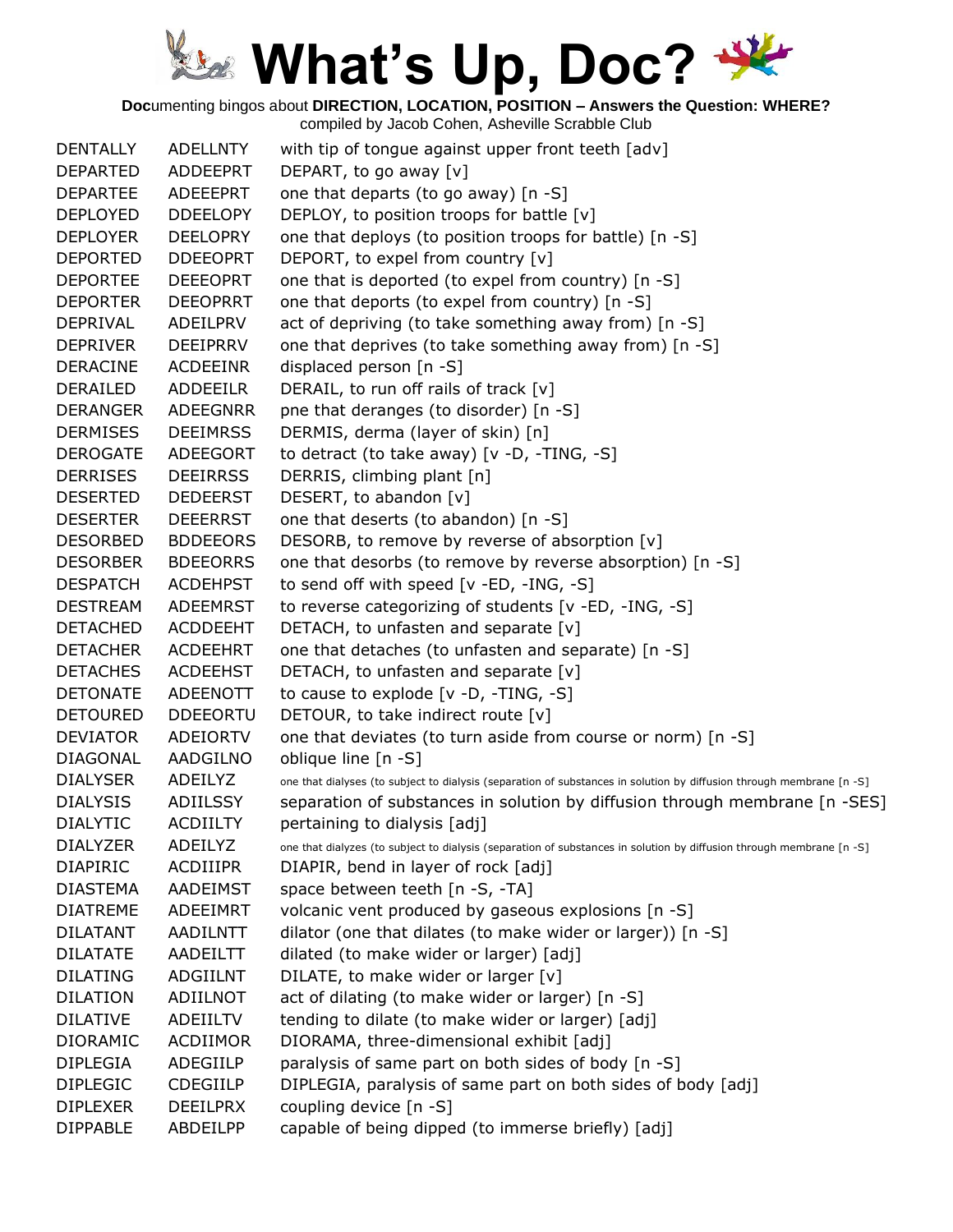# What's Up, Doc?

**Doc**umenting bingos about **DIRECTION, LOCATION, POSITION – Answers the Question: WHERE?**
compiled by Jacob Cohen, Asheville Scrabble Club

| | | |
|---|---|---|
| DENTALLY | ADELLNTY | with tip of tongue against upper front teeth [adv] |
| DEPARTED | ADDEEPRT | DEPART, to go away [v] |
| DEPARTEE | ADEEEPRT | one that departs (to go away) [n -S] |
| DEPLOYED | DDEELOPY | DEPLOY, to position troops for battle [v] |
| DEPLOYER | DEELOPRY | one that deploys (to position troops for battle) [n -S] |
| DEPORTED | DDEEOPRT | DEPORT, to expel from country [v] |
| DEPORTEE | DEEEOPRT | one that is deported (to expel from country) [n -S] |
| DEPORTER | DEEOPRRT | one that deports (to expel from country) [n -S] |
| DEPRIVAL | ADEILPRV | act of depriving (to take something away from) [n -S] |
| DEPRIVER | DEEIPRRV | one that deprives (to take something away from) [n -S] |
| DERACINE | ACDEEINR | displaced person [n -S] |
| DERAILED | ADDEEILR | DERAIL, to run off rails of track [v] |
| DERANGER | ADEEGNRR | pne that deranges (to disorder) [n -S] |
| DERMISES | DEEIMRSS | DERMIS, derma (layer of skin) [n] |
| DEROGATE | ADEEGORT | to detract (to take away) [v -D, -TING, -S] |
| DERRISES | DEEIRRSS | DERRIS, climbing plant [n] |
| DESERTED | DEDEERST | DESERT, to abandon [v] |
| DESERTER | DEEERRST | one that deserts (to abandon) [n -S] |
| DESORBED | BDDEEORS | DESORB, to remove by reverse of absorption [v] |
| DESORBER | BDEEORRS | one that desorbs (to remove by reverse absorption) [n -S] |
| DESPATCH | ACDEHPST | to send off with speed [v -ED, -ING, -S] |
| DESTREAM | ADEEMRST | to reverse categorizing of students [v -ED, -ING, -S] |
| DETACHED | ACDDEEHT | DETACH, to unfasten and separate [v] |
| DETACHER | ACDEEHRT | one that detaches (to unfasten and separate) [n -S] |
| DETACHES | ACDEEHST | DETACH, to unfasten and separate [v] |
| DETONATE | ADEENOTT | to cause to explode [v -D, -TING, -S] |
| DETOURED | DDEEORTU | DETOUR, to take indirect route [v] |
| DEVIATOR | ADEIORTV | one that deviates (to turn aside from course or norm) [n -S] |
| DIAGONAL | AADGILNO | oblique line [n -S] |
| DIALYSER | ADEILYZ | one that dialyses (to subject to dialysis (separation of substances in solution by diffusion through membrane [n -S] |
| DIALYSIS | ADIILSSY | separation of substances in solution by diffusion through membrane [n -SES] |
| DIALYTIC | ACDIILTY | pertaining to dialysis [adj] |
| DIALYZER | ADEILYZ | one that dialyzes (to subject to dialysis (separation of substances in solution by diffusion through membrane [n -S] |
| DIAPIRIC | ACDIIIPR | DIAPIR, bend in layer of rock [adj] |
| DIASTEMA | AADEIMST | space between teeth [n -S, -TA] |
| DIATREME | ADEEIMRT | volcanic vent produced by gaseous explosions [n -S] |
| DILATANT | AADILNTT | dilator (one that dilates (to make wider or larger)) [n -S] |
| DILATATE | AADEILTT | dilated (to make wider or larger) [adj] |
| DILATING | ADGIILNT | DILATE, to make wider or larger [v] |
| DILATION | ADIILNOT | act of dilating (to make wider or larger) [n -S] |
| DILATIVE | ADEIILTV | tending to dilate (to make wider or larger) [adj] |
| DIORAMIC | ACDIIMOR | DIORAMA, three-dimensional exhibit [adj] |
| DIPLEGIA | ADEGIILP | paralysis of same part on both sides of body [n -S] |
| DIPLEGIC | CDEGIILP | DIPLEGIA, paralysis of same part on both sides of body [adj] |
| DIPLEXER | DEEILPRX | coupling device [n -S] |
| DIPPABLE | ABDEILPP | capable of being dipped (to immerse briefly) [adj] |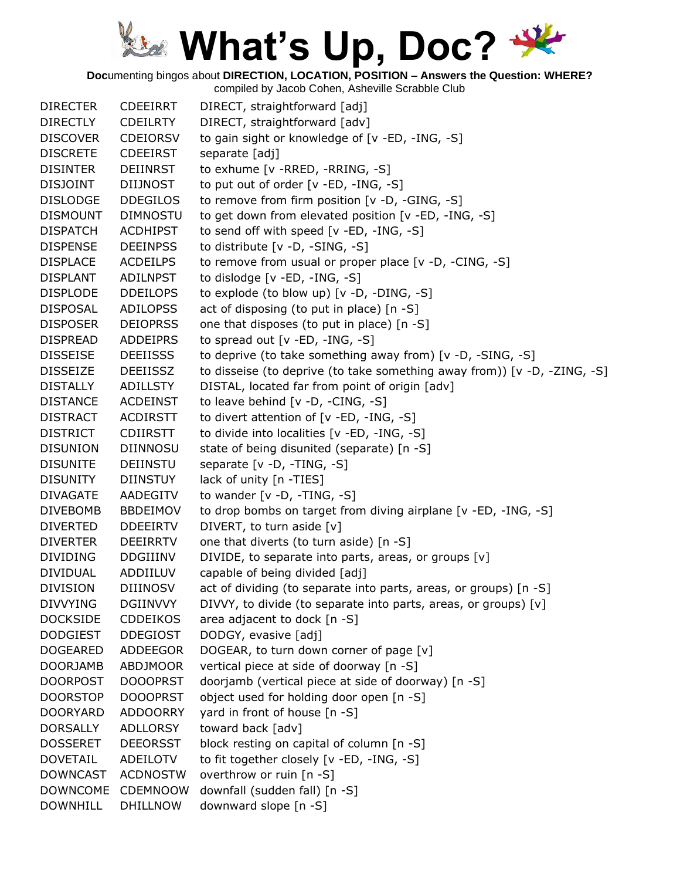# What's Up, Doc?

**Doc**umenting bingos about **DIRECTION, LOCATION, POSITION – Answers the Question: WHERE?**
compiled by Jacob Cohen, Asheville Scrabble Club

| | | |
|---|---|---|
| DIRECTER | CDEEIRRT | DIRECT, straightforward [adj] |
| DIRECTLY | CDEILRTY | DIRECT, straightforward [adv] |
| DISCOVER | CDEIORSV | to gain sight or knowledge of [v -ED, -ING, -S] |
| DISCRETE | CDEEIRST | separate [adj] |
| DISINTER | DEIINRST | to exhume [v -RRED, -RRING, -S] |
| DISJOINT | DIIJNOST | to put out of order [v -ED, -ING, -S] |
| DISLODGE | DDEGILOS | to remove from firm position [v -D, -GING, -S] |
| DISMOUNT | DIMNOSTU | to get down from elevated position [v -ED, -ING, -S] |
| DISPATCH | ACDHIPST | to send off with speed [v -ED, -ING, -S] |
| DISPENSE | DEEINPSS | to distribute [v -D, -SING, -S] |
| DISPLACE | ACDEILPS | to remove from usual or proper place [v -D, -CING, -S] |
| DISPLANT | ADILNPST | to dislodge [v -ED, -ING, -S] |
| DISPLODE | DDEILOPS | to explode (to blow up) [v -D, -DING, -S] |
| DISPOSAL | ADILOPSS | act of disposing (to put in place) [n -S] |
| DISPOSER | DEIOPRSS | one that disposes (to put in place) [n -S] |
| DISPREAD | ADDEIPRS | to spread out [v -ED, -ING, -S] |
| DISSEISE | DEEIISSS | to deprive (to take something away from) [v -D, -SING, -S] |
| DISSEIZE | DEEIISSZ | to disseise (to deprive (to take something away from)) [v -D, -ZING, -S] |
| DISTALLY | ADILLSTY | DISTAL, located far from point of origin [adv] |
| DISTANCE | ACDEINST | to leave behind [v -D, -CING, -S] |
| DISTRACT | ACDIRSTT | to divert attention of [v -ED, -ING, -S] |
| DISTRICT | CDIIRSTT | to divide into localities [v -ED, -ING, -S] |
| DISUNION | DIINNOSU | state of being disunited (separate) [n -S] |
| DISUNITE | DEIINSTU | separate [v -D, -TING, -S] |
| DISUNITY | DIINSTUY | lack of unity [n -TIES] |
| DIVAGATE | AADEGITV | to wander [v -D, -TING, -S] |
| DIVEBOMB | BBDEIMOV | to drop bombs on target from diving airplane [v -ED, -ING, -S] |
| DIVERTED | DDEEIRTV | DIVERT, to turn aside [v] |
| DIVERTER | DEEIRRTV | one that diverts (to turn aside) [n -S] |
| DIVIDING | DDGIIINV | DIVIDE, to separate into parts, areas, or groups [v] |
| DIVIDUAL | ADDIILUV | capable of being divided [adj] |
| DIVISION | DIIINOSV | act of dividing (to separate into parts, areas, or groups) [n -S] |
| DIVVYING | DGIINVVY | DIVVY, to divide (to separate into parts, areas, or groups) [v] |
| DOCKSIDE | CDDEIKOS | area adjacent to dock [n -S] |
| DODGIEST | DDEGIOST | DODGY, evasive [adj] |
| DOGEARED | ADDEEGOR | DOGEAR, to turn down corner of page [v] |
| DOORJAMB | ABDJMOOR | vertical piece at side of doorway [n -S] |
| DOORPOST | DOOOPRST | doorjamb (vertical piece at side of doorway) [n -S] |
| DOORSTOP | DOOOPRST | object used for holding door open [n -S] |
| DOORYARD | ADDOORRY | yard in front of house [n -S] |
| DORSALLY | ADLLORSY | toward back [adv] |
| DOSSERET | DEEORSST | block resting on capital of column [n -S] |
| DOVETAIL | ADEILOTV | to fit together closely [v -ED, -ING, -S] |
| DOWNCAST | ACDNOSTW | overthrow or ruin [n -S] |
| DOWNCOME | CDEMNOOW | downfall (sudden fall) [n -S] |
| DOWNHILL | DHILLNOW | downward slope [n -S] |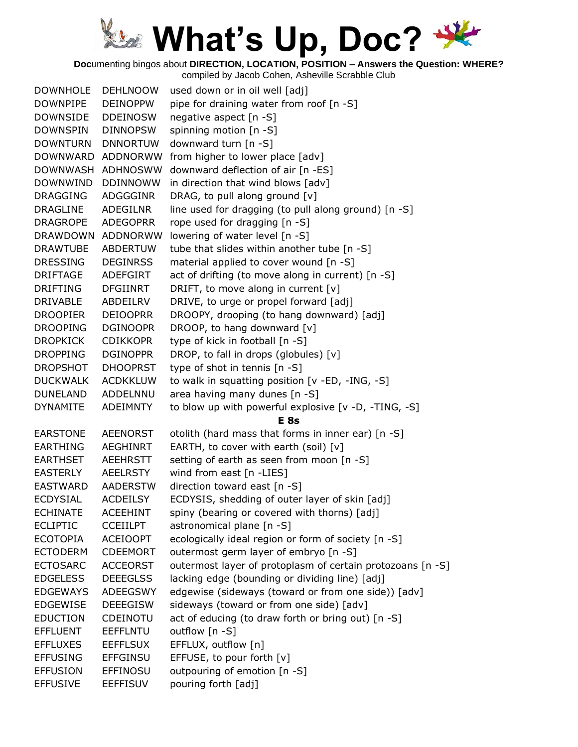# What's Up, Doc?

**Doc**umenting bingos about **DIRECTION, LOCATION, POSITION – Answers the Question: WHERE?**
compiled by Jacob Cohen, Asheville Scrabble Club

| | | |
|---|---|---|
| DOWNHOLE | DEHLNOOW | used down or in oil well [adj] |
| DOWNPIPE | DEINOPPW | pipe for draining water from roof [n -S] |
| DOWNSIDE | DDEINOSW | negative aspect [n -S] |
| DOWNSPIN | DINNOPSW | spinning motion [n -S] |
| DOWNTURN | DNNORTUW | downward turn [n -S] |
| DOWNWARD | ADDNORWW | from higher to lower place [adv] |
| DOWNWASH | ADHNOSWW | downward deflection of air [n -ES] |
| DOWNWIND | DDINNOWW | in direction that wind blows [adv] |
| DRAGGING | ADGGGINR | DRAG, to pull along ground [v] |
| DRAGLINE | ADEGILNR | line used for dragging (to pull along ground) [n -S] |
| DRAGROPE | ADEGOPRR | rope used for dragging [n -S] |
| DRAWDOWN | ADDNORWW | lowering of water level [n -S] |
| DRAWTUBE | ABDERTUW | tube that slides within another tube [n -S] |
| DRESSING | DEGINRSS | material applied to cover wound [n -S] |
| DRIFTAGE | ADEFGIRT | act of drifting (to move along in current) [n -S] |
| DRIFTING | DFGIINRT | DRIFT, to move along in current [v] |
| DRIVABLE | ABDEILRV | DRIVE, to urge or propel forward [adj] |
| DROOPIER | DEIOOPRR | DROOPY, drooping (to hang downward) [adj] |
| DROOPING | DGINOOPR | DROOP, to hang downward [v] |
| DROPKICK | CDIKKOPR | type of kick in football [n -S] |
| DROPPING | DGINOPPR | DROP, to fall in drops (globules) [v] |
| DROPSHOT | DHOOPRST | type of shot in tennis [n -S] |
| DUCKWALK | ACDKKLUW | to walk in squatting position [v -ED, -ING, -S] |
| DUNELAND | ADDELNNU | area having many dunes [n -S] |
| DYNAMITE | ADEIMNTY | to blow up with powerful explosive [v -D, -TING, -S] |

**E 8s**

| | | |
|---|---|---|
| EARSTONE | AEENORST | otolith (hard mass that forms in inner ear) [n -S] |
| EARTHING | AEGHINRT | EARTH, to cover with earth (soil) [v] |
| EARTHSET | AEEHRSTT | setting of earth as seen from moon [n -S] |
| EASTERLY | AEELRSTY | wind from east [n -LIES] |
| EASTWARD | AADERSTW | direction toward east [n -S] |
| ECDYSIAL | ACDEILSY | ECDYSIS, shedding of outer layer of skin [adj] |
| ECHINATE | ACEEHINT | spiny (bearing or covered with thorns) [adj] |
| ECLIPTIC | CCEIILPT | astronomical plane [n -S] |
| ECOTOPIA | ACEIOOPT | ecologically ideal region or form of society [n -S] |
| ECTODERM | CDEEMORT | outermost germ layer of embryo [n -S] |
| ECTOSARC | ACCEORST | outermost layer of protoplasm of certain protozoans [n -S] |
| EDGELESS | DEEEGLSS | lacking edge (bounding or dividing line) [adj] |
| EDGEWAYS | ADEEGSWY | edgewise (sideways (toward or from one side)) [adv] |
| EDGEWISE | DEEEGISW | sideways (toward or from one side) [adv] |
| EDUCTION | CDEINOTU | act of educing (to draw forth or bring out) [n -S] |
| EFFLUENT | EEFFLNTU | outflow [n -S] |
| EFFLUXES | EEFFLSUX | EFFLUX, outflow [n] |
| EFFUSING | EFFGINSU | EFFUSE, to pour forth [v] |
| EFFUSION | EFFINOSU | outpouring of emotion [n -S] |
| EFFUSIVE | EEFFISUV | pouring forth [adj] |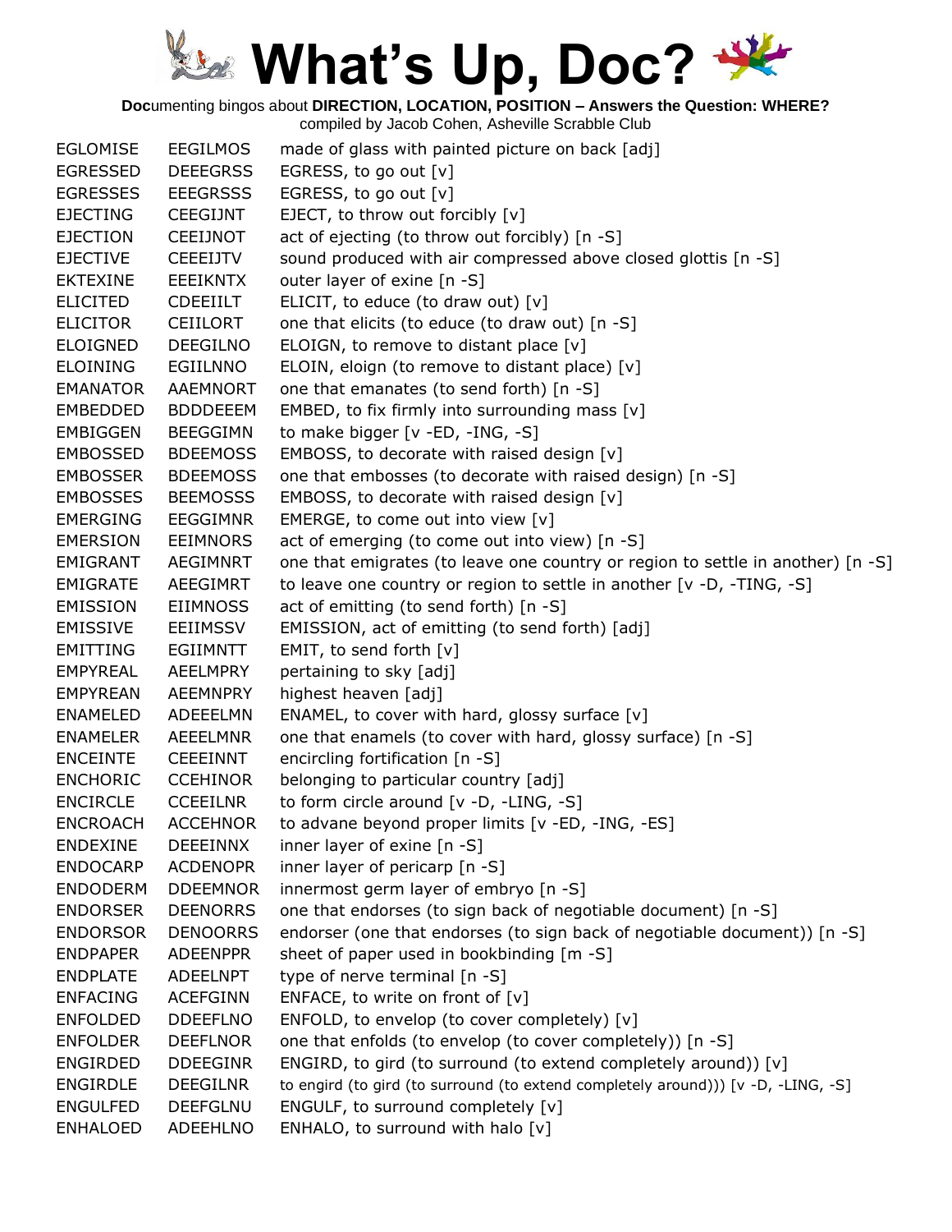# What's Up, Doc?

**Doc**umenting bingos about **DIRECTION, LOCATION, POSITION – Answers the Question: WHERE?**

compiled by Jacob Cohen, Asheville Scrabble Club

| | | |
|---|---|---|
| EGLOMISE | EEGILMOS | made of glass with painted picture on back [adj] |
| EGRESSED | DEEEGRSS | EGRESS, to go out [v] |
| EGRESSES | EEEGRSSS | EGRESS, to go out [v] |
| EJECTING | CEEGIJNT | EJECT, to throw out forcibly [v] |
| EJECTION | CEEIJNOT | act of ejecting (to throw out forcibly) [n -S] |
| EJECTIVE | CEEEIJTV | sound produced with air compressed above closed glottis [n -S] |
| EKTEXINE | EEEIKNTX | outer layer of exine [n -S] |
| ELICITED | CDEEIILT | ELICIT, to educe (to draw out) [v] |
| ELICITOR | CEIILORT | one that elicits (to educe (to draw out) [n -S] |
| ELOIGNED | DEEGILNO | ELOIGN, to remove to distant place [v] |
| ELOINING | EGIILNNO | ELOIN, eloign (to remove to distant place) [v] |
| EMANATOR | AAEMNORT | one that emanates (to send forth) [n -S] |
| EMBEDDED | BDDDEEEM | EMBED, to fix firmly into surrounding mass [v] |
| EMBIGGEN | BEEGGIMN | to make bigger [v -ED, -ING, -S] |
| EMBOSSED | BDEEMOSS | EMBOSS, to decorate with raised design [v] |
| EMBOSSER | BDEEMOSS | one that embosses (to decorate with raised design) [n -S] |
| EMBOSSES | BEEMOSSS | EMBOSS, to decorate with raised design [v] |
| EMERGING | EEGGIMNR | EMERGE, to come out into view [v] |
| EMERSION | EEIMNORS | act of emerging (to come out into view) [n -S] |
| EMIGRANT | AEGIMNRT | one that emigrates (to leave one country or region to settle in another) [n -S] |
| EMIGRATE | AEEGIMRT | to leave one country or region to settle in another [v -D, -TING, -S] |
| EMISSION | EIIMNOSS | act of emitting (to send forth) [n -S] |
| EMISSIVE | EEIIMSSV | EMISSION, act of emitting (to send forth) [adj] |
| EMITTING | EGIIMNTT | EMIT, to send forth [v] |
| EMPYREAL | AEELMPRY | pertaining to sky [adj] |
| EMPYREAN | AEEMNPRY | highest heaven [adj] |
| ENAMELED | ADEEELMN | ENAMEL, to cover with hard, glossy surface [v] |
| ENAMELER | AEEELMNR | one that enamels (to cover with hard, glossy surface) [n -S] |
| ENCEINTE | CEEEINNT | encircling fortification [n -S] |
| ENCHORIC | CCEHINOR | belonging to particular country [adj] |
| ENCIRCLE | CCEEILNR | to form circle around [v -D, -LING, -S] |
| ENCROACH | ACCEHNOR | to advane beyond proper limits [v -ED, -ING, -ES] |
| ENDEXINE | DEEEINNX | inner layer of exine [n -S] |
| ENDOCARP | ACDENOPR | inner layer of pericarp [n -S] |
| ENDODERM | DDEEMNOR | innermost germ layer of embryo [n -S] |
| ENDORSER | DEENORRS | one that endorses (to sign back of negotiable document) [n -S] |
| ENDORSOR | DENOORRS | endorser (one that endorses (to sign back of negotiable document)) [n -S] |
| ENDPAPER | ADEENPPR | sheet of paper used in bookbinding [m -S] |
| ENDPLATE | ADEELNPT | type of nerve terminal [n -S] |
| ENFACING | ACEFGINN | ENFACE, to write on front of [v] |
| ENFOLDED | DDEEFLNO | ENFOLD, to envelop (to cover completely) [v] |
| ENFOLDER | DEEFLNOR | one that enfolds (to envelop (to cover completely)) [n -S] |
| ENGIRDED | DDEEGINR | ENGIRD, to gird (to surround (to extend completely around)) [v] |
| ENGIRDLE | DEEGILNR | to engird (to gird (to surround (to extend completely around))) [v -D, -LING, -S] |
| ENGULFED | DEEFGLNU | ENGULF, to surround completely [v] |
| ENHALOED | ADEEHLNO | ENHALO, to surround with halo [v] |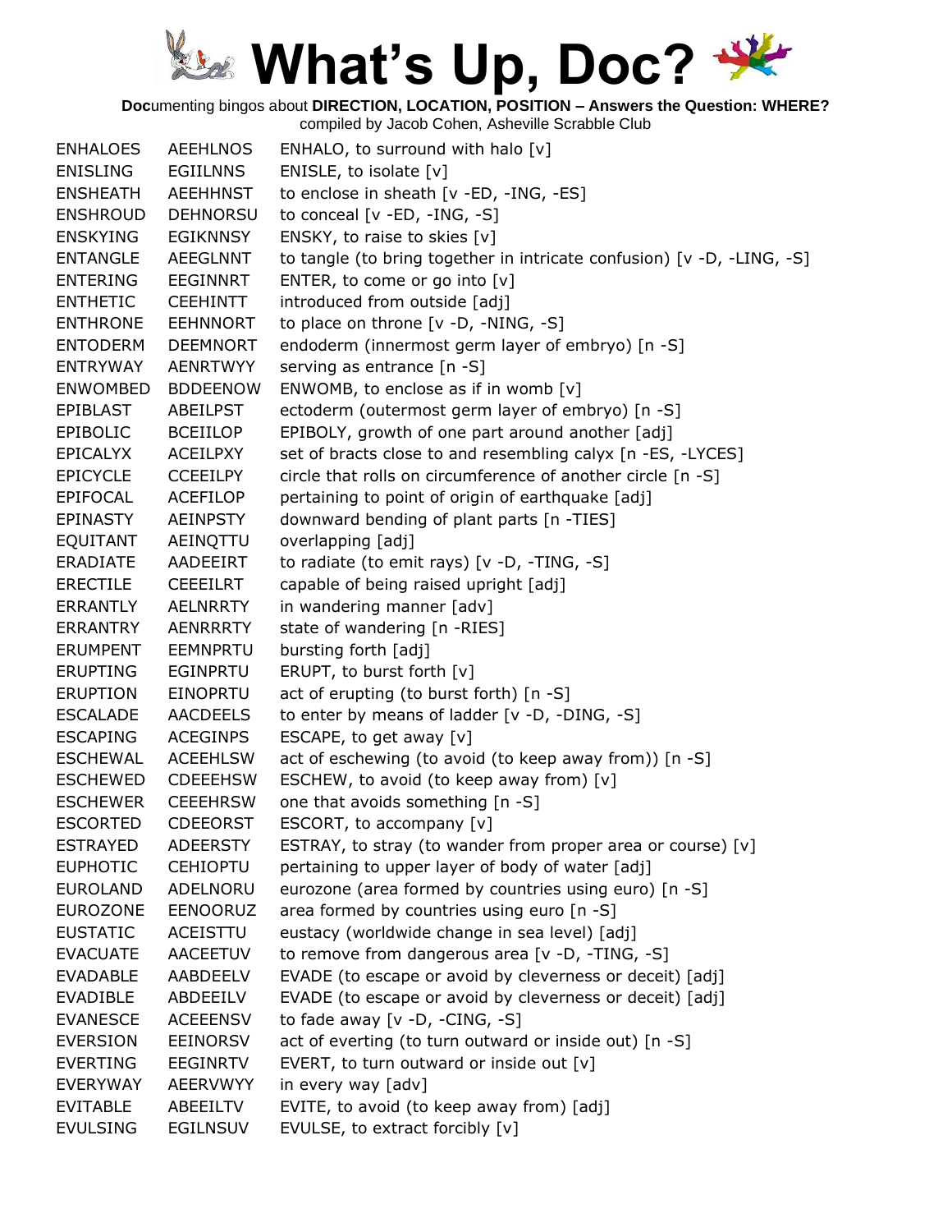# What's Up, Doc?

**Doc**umenting bingos about **DIRECTION, LOCATION, POSITION – Answers the Question: WHERE?**
compiled by Jacob Cohen, Asheville Scrabble Club

| | | |
|---|---|---|
| ENHALOES | AEEHLNOS | ENHALO, to surround with halo [v] |
| ENISLING | EGIILNNS | ENISLE, to isolate [v] |
| ENSHEATH | AEEHHNST | to enclose in sheath [v -ED, -ING, -ES] |
| ENSHROUD | DEHNORSU | to conceal [v -ED, -ING, -S] |
| ENSKYING | EGIKNNSY | ENSKY, to raise to skies [v] |
| ENTANGLE | AEEGLNNT | to tangle (to bring together in intricate confusion) [v -D, -LING, -S] |
| ENTERING | EEGINNRT | ENTER, to come or go into [v] |
| ENTHETIC | CEEHINTT | introduced from outside [adj] |
| ENTHRONE | EEHNNORT | to place on throne [v -D, -NING, -S] |
| ENTODERM | DEEMNORT | endoderm (innermost germ layer of embryo) [n -S] |
| ENTRYWAY | AENRTWYY | serving as entrance [n -S] |
| ENWOMBED | BDDEENOW | ENWOMB, to enclose as if in womb [v] |
| EPIBLAST | ABEILPST | ectoderm (outermost germ layer of embryo) [n -S] |
| EPIBOLIC | BCEIILOP | EPIBOLY, growth of one part around another [adj] |
| EPICALYX | ACEILPXY | set of bracts close to and resembling calyx [n -ES, -LYCES] |
| EPICYCLE | CCEEILPY | circle that rolls on circumference of another circle [n -S] |
| EPIFOCAL | ACEFILOP | pertaining to point of origin of earthquake [adj] |
| EPINASTY | AEINPSTY | downward bending of plant parts [n -TIES] |
| EQUITANT | AEINQTTU | overlapping [adj] |
| ERADIATE | AADEEIRT | to radiate (to emit rays) [v -D, -TING, -S] |
| ERECTILE | CEEEILRT | capable of being raised upright [adj] |
| ERRANTLY | AELNRRTY | in wandering manner [adv] |
| ERRANTRY | AENRRRTY | state of wandering [n -RIES] |
| ERUMPENT | EEMNPRTU | bursting forth [adj] |
| ERUPTING | EGINPRTU | ERUPT, to burst forth [v] |
| ERUPTION | EINOPRTU | act of erupting (to burst forth) [n -S] |
| ESCALADE | AACDEELS | to enter by means of ladder [v -D, -DING, -S] |
| ESCAPING | ACEGINPS | ESCAPE, to get away [v] |
| ESCHEWAL | ACEEHLSW | act of eschewing (to avoid (to keep away from)) [n -S] |
| ESCHEWED | CDEEEHSW | ESCHEW, to avoid (to keep away from) [v] |
| ESCHEWER | CEEEHRSW | one that avoids something [n -S] |
| ESCORTED | CDEEORST | ESCORT, to accompany [v] |
| ESTRAYED | ADEERSTY | ESTRAY, to stray (to wander from proper area or course) [v] |
| EUPHOTIC | CEHIOPTU | pertaining to upper layer of body of water [adj] |
| EUROLAND | ADELNORU | eurozone (area formed by countries using euro) [n -S] |
| EUROZONE | EENOORUZ | area formed by countries using euro [n -S] |
| EUSTATIC | ACEISTTU | eustacy (worldwide change in sea level) [adj] |
| EVACUATE | AACEETUV | to remove from dangerous area [v -D, -TING, -S] |
| EVADABLE | AABDEELV | EVADE (to escape or avoid by cleverness or deceit) [adj] |
| EVADIBLE | ABDEEILV | EVADE (to escape or avoid by cleverness or deceit) [adj] |
| EVANESCE | ACEEENSV | to fade away [v -D, -CING, -S] |
| EVERSION | EEINORSV | act of everting (to turn outward or inside out) [n -S] |
| EVERTING | EEGINRTV | EVERT, to turn outward or inside out [v] |
| EVERYWAY | AEERVWYY | in every way [adv] |
| EVITABLE | ABEEILTV | EVITE, to avoid (to keep away from) [adj] |
| EVULSING | EGILNSUV | EVULSE, to extract forcibly [v] |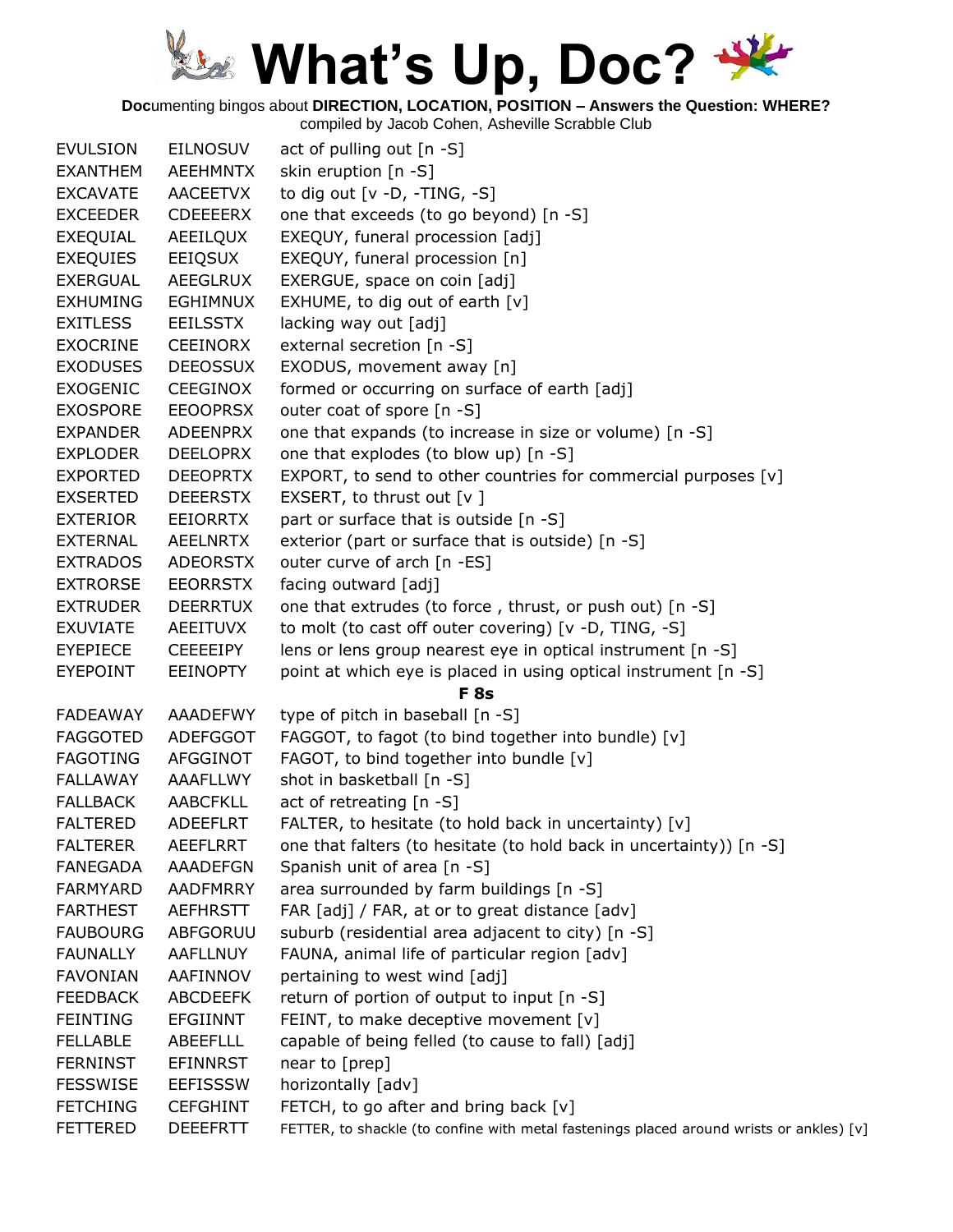# What's Up, Doc?

**Doc**umenting bingos about **DIRECTION, LOCATION, POSITION – Answers the Question: WHERE?**
compiled by Jacob Cohen, Asheville Scrabble Club

| | | |
|---|---|---|
| EVULSION | EILNOSUV | act of pulling out [n -S] |
| EXANTHEM | AEEHMNTX | skin eruption [n -S] |
| EXCAVATE | AACEETVX | to dig out [v -D, -TING, -S] |
| EXCEEDER | CDEEEERX | one that exceeds (to go beyond) [n -S] |
| EXEQUIAL | AEEILQUX | EXEQUY, funeral procession [adj] |
| EXEQUIES | EEIQSUX | EXEQUY, funeral procession [n] |
| EXERGUAL | AEEGLRUX | EXERGUE, space on coin [adj] |
| EXHUMING | EGHIMNUX | EXHUME, to dig out of earth [v] |
| EXITLESS | EEILSSTX | lacking way out [adj] |
| EXOCRINE | CEEINORX | external secretion [n -S] |
| EXODUSES | DEEOSSUX | EXODUS, movement away [n] |
| EXOGENIC | CEEGINOX | formed or occurring on surface of earth [adj] |
| EXOSPORE | EEOOPRSX | outer coat of spore [n -S] |
| EXPANDER | ADEENPRX | one that expands (to increase in size or volume) [n -S] |
| EXPLODER | DEELOPRX | one that explodes (to blow up) [n -S] |
| EXPORTED | DEEOPRTX | EXPORT, to send to other countries for commercial purposes [v] |
| EXSERTED | DEEERSTX | EXSERT, to thrust out [v ] |
| EXTERIOR | EEIORRTX | part or surface that is outside [n -S] |
| EXTERNAL | AEELNRTX | exterior (part or surface that is outside) [n -S] |
| EXTRADOS | ADEORSTX | outer curve of arch [n -ES] |
| EXTRORSE | EEORRSTX | facing outward [adj] |
| EXTRUDER | DEERRTUX | one that extrudes (to force , thrust, or push out) [n -S] |
| EXUVIATE | AEEITUVX | to molt (to cast off outer covering) [v -D, TING, -S] |
| EYEPIECE | CEEEEIPY | lens or lens group nearest eye in optical instrument [n -S] |
| EYEPOINT | EEINOPTY | point at which eye is placed in using optical instrument [n -S] |
| | | **F 8s** |
| FADEAWAY | AAADEFWY | type of pitch in baseball [n -S] |
| FAGGOTED | ADEFGGOT | FAGGOT, to fagot (to bind together into bundle) [v] |
| FAGOTING | AFGGINOT | FAGOT, to bind together into bundle [v] |
| FALLAWAY | AAAFLLWY | shot in basketball [n -S] |
| FALLBACK | AABCFKLL | act of retreating [n -S] |
| FALTERED | ADEEFLRT | FALTER, to hesitate (to hold back in uncertainty) [v] |
| FALTERER | AEEFLRRT | one that falters (to hesitate (to hold back in uncertainty)) [n -S] |
| FANEGADA | AAADEFGN | Spanish unit of area [n -S] |
| FARMYARD | AADFMRRY | area surrounded by farm buildings [n -S] |
| FARTHEST | AEFHRSTT | FAR [adj] / FAR, at or to great distance [adv] |
| FAUBOURG | ABFGORUU | suburb (residential area adjacent to city) [n -S] |
| FAUNALLY | AAFLLNUY | FAUNA, animal life of particular region [adv] |
| FAVONIAN | AAFINNOV | pertaining to west wind [adj] |
| FEEDBACK | ABCDEEFK | return of portion of output to input [n -S] |
| FEINTING | EFGIINNT | FEINT, to make deceptive movement [v] |
| FELLABLE | ABEEFLLL | capable of being felled (to cause to fall) [adj] |
| FERNINST | EFINNRST | near to [prep] |
| FESSWISE | EEFISSSW | horizontally [adv] |
| FETCHING | CEFGHINT | FETCH, to go after and bring back [v] |
| FETTERED | DEEEFRTT | FETTER, to shackle (to confine with metal fastenings placed around wrists or ankles) [v] |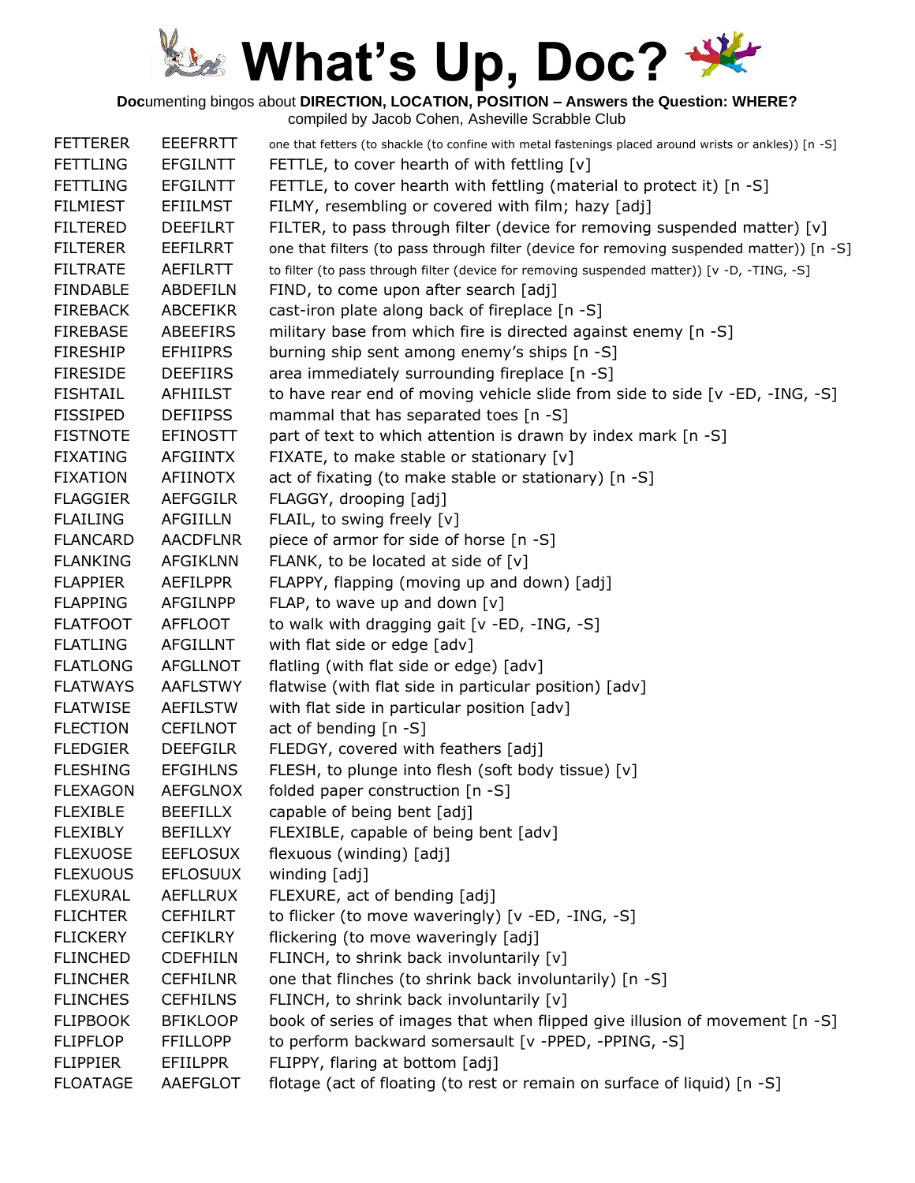# What's Up, Doc?

**Doc**umenting bingos about **DIRECTION, LOCATION, POSITION – Answers the Question: WHERE?**
compiled by Jacob Cohen, Asheville Scrabble Club

| | | |
|---|---|---|
| FETTERER | EEEFRRTT | one that fetters (to shackle (to confine with metal fastenings placed around wrists or ankles)) [n -S] |
| FETTLING | EFGILNTT | FETTLE, to cover hearth of with fettling [v] |
| FETTLING | EFGILNTT | FETTLE, to cover hearth with fettling (material to protect it) [n -S] |
| FILMIEST | EFIILMST | FILMY, resembling or covered with film; hazy [adj] |
| FILTERED | DEEFILRT | FILTER, to pass through filter (device for removing suspended matter) [v] |
| FILTERER | EEFILRRT | one that filters (to pass through filter (device for removing suspended matter)) [n -S] |
| FILTRATE | AEFILRTT | to filter (to pass through filter (device for removing suspended matter)) [v -D, -TING, -S] |
| FINDABLE | ABDEFILN | FIND, to come upon after search [adj] |
| FIREBACK | ABCEFIKR | cast-iron plate along back of fireplace [n -S] |
| FIREBASE | ABEEFIRS | military base from which fire is directed against enemy [n -S] |
| FIRESHIP | EFHIIPRS | burning ship sent among enemy's ships [n -S] |
| FIRESIDE | DEEFIIRS | area immediately surrounding fireplace [n -S] |
| FISHTAIL | AFHIILST | to have rear end of moving vehicle slide from side to side [v -ED, -ING, -S] |
| FISSIPED | DEFIIPSS | mammal that has separated toes [n -S] |
| FISTNOTE | EFINOSTT | part of text to which attention is drawn by index mark [n -S] |
| FIXATING | AFGIINTX | FIXATE, to make stable or stationary [v] |
| FIXATION | AFIINOTX | act of fixating (to make stable or stationary) [n -S] |
| FLAGGIER | AEFGGILR | FLAGGY, drooping [adj] |
| FLAILING | AFGIILLN | FLAIL, to swing freely [v] |
| FLANCARD | AACDFLNR | piece of armor for side of horse [n -S] |
| FLANKING | AFGIKLNN | FLANK, to be located at side of [v] |
| FLAPPIER | AEFILPPR | FLAPPY, flapping (moving up and down) [adj] |
| FLAPPING | AFGILNPP | FLAP, to wave up and down [v] |
| FLATFOOT | AFFLOOT | to walk with dragging gait [v -ED, -ING, -S] |
| FLATLING | AFGILLNT | with flat side or edge [adv] |
| FLATLONG | AFGLLNOT | flatling (with flat side or edge) [adv] |
| FLATWAYS | AAFLSTWY | flatwise (with flat side in particular position) [adv] |
| FLATWISE | AEFILSTW | with flat side in particular position [adv] |
| FLECTION | CEFILNOT | act of bending [n -S] |
| FLEDGIER | DEEFGILR | FLEDGY, covered with feathers [adj] |
| FLESHING | EFGIHLNS | FLESH, to plunge into flesh (soft body tissue) [v] |
| FLEXAGON | AEFGLNOX | folded paper construction [n -S] |
| FLEXIBLE | BEEFILLX | capable of being bent [adj] |
| FLEXIBLY | BEFILLXY | FLEXIBLE, capable of being bent [adv] |
| FLEXUOSE | EEFLOSUX | flexuous (winding) [adj] |
| FLEXUOUS | EFLOSUUX | winding [adj] |
| FLEXURAL | AEFLLRUX | FLEXURE, act of bending [adj] |
| FLICHTER | CEFHILRT | to flicker (to move waveringly) [v -ED, -ING, -S] |
| FLICKERY | CEFIKLRY | flickering (to move waveringly [adj] |
| FLINCHED | CDEFHILN | FLINCH, to shrink back involuntarily [v] |
| FLINCHER | CEFHILNR | one that flinches (to shrink back involuntarily) [n -S] |
| FLINCHES | CEFHILNS | FLINCH, to shrink back involuntarily [v] |
| FLIPBOOK | BFIKLOOP | book of series of images that when flipped give illusion of movement [n -S] |
| FLIPFLOP | FFILLOPP | to perform backward somersault [v -PPED, -PPING, -S] |
| FLIPPIER | EFIILPPR | FLIPPY, flaring at bottom [adj] |
| FLOATAGE | AAEFGLOT | flotage (act of floating (to rest or remain on surface of liquid) [n -S] |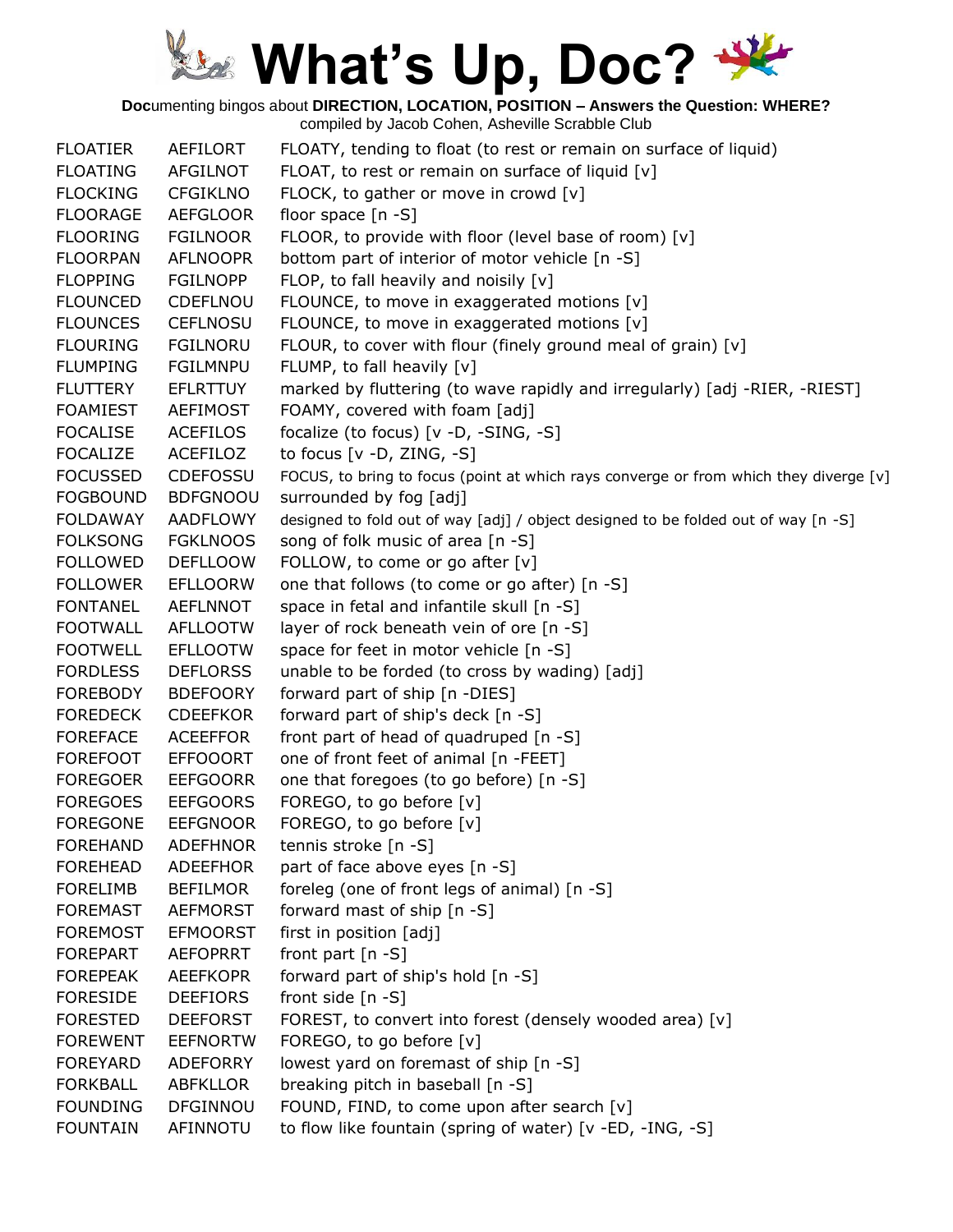# What's Up, Doc?

**Doc**umenting bingos about **DIRECTION, LOCATION, POSITION – Answers the Question: WHERE?**
compiled by Jacob Cohen, Asheville Scrabble Club

| | | |
|---|---|---|
| FLOATIER | AEFILORT | FLOATY, tending to float (to rest or remain on surface of liquid) |
| FLOATING | AFGILNOT | FLOAT, to rest or remain on surface of liquid [v] |
| FLOCKING | CFGIKLNO | FLOCK, to gather or move in crowd [v] |
| FLOORAGE | AEFGLOOR | floor space [n -S] |
| FLOORING | FGILNOOR | FLOOR, to provide with floor (level base of room) [v] |
| FLOORPAN | AFLNOOPR | bottom part of interior of motor vehicle [n -S] |
| FLOPPING | FGILNOPP | FLOP, to fall heavily and noisily [v] |
| FLOUNCED | CDEFLNOU | FLOUNCE, to move in exaggerated motions [v] |
| FLOUNCES | CEFLNOSU | FLOUNCE, to move in exaggerated motions [v] |
| FLOURING | FGILNORU | FLOUR, to cover with flour (finely ground meal of grain) [v] |
| FLUMPING | FGILMNPU | FLUMP, to fall heavily [v] |
| FLUTTERY | EFLRTTUY | marked by fluttering (to wave rapidly and irregularly) [adj -RIER, -RIEST] |
| FOAMIEST | AEFIMOST | FOAMY, covered with foam [adj] |
| FOCALISE | ACEFILOS | focalize (to focus) [v -D, -SING, -S] |
| FOCALIZE | ACEFILOZ | to focus [v -D, ZING, -S] |
| FOCUSSED | CDEFOSSU | FOCUS, to bring to focus (point at which rays converge or from which they diverge [v] |
| FOGBOUND | BDFGNOOU | surrounded by fog [adj] |
| FOLDAWAY | AADFLOWY | designed to fold out of way [adj] / object designed to be folded out of way [n -S] |
| FOLKSONG | FGKLNOOS | song of folk music of area [n -S] |
| FOLLOWED | DEFLLOOW | FOLLOW, to come or go after [v] |
| FOLLOWER | EFLLOORW | one that follows (to come or go after) [n -S] |
| FONTANEL | AEFLNNOT | space in fetal and infantile skull [n -S] |
| FOOTWALL | AFLLOOTW | layer of rock beneath vein of ore [n -S] |
| FOOTWELL | EFLLOOTW | space for feet in motor vehicle [n -S] |
| FORDLESS | DEFLORSS | unable to be forded (to cross by wading) [adj] |
| FOREBODY | BDEFOORY | forward part of ship [n -DIES] |
| FOREDECK | CDEEFKOR | forward part of ship's deck [n -S] |
| FOREFACE | ACEEFFOR | front part of head of quadruped [n -S] |
| FOREFOOT | EFFOOORT | one of front feet of animal [n -FEET] |
| FOREGOER | EEFGOORR | one that foregoes (to go before) [n -S] |
| FOREGOES | EEFGOORS | FOREGO, to go before [v] |
| FOREGONE | EEFGNOOR | FOREGO, to go before [v] |
| FOREHAND | ADEFHNOR | tennis stroke [n -S] |
| FOREHEAD | ADEEFHOR | part of face above eyes [n -S] |
| FORELIMB | BEFILMOR | foreleg (one of front legs of animal) [n -S] |
| FOREMAST | AEFMORST | forward mast of ship [n -S] |
| FOREMOST | EFMOORST | first in position [adj] |
| FOREPART | AEFOPRRT | front part [n -S] |
| FOREPEAK | AEEFKOPR | forward part of ship's hold [n -S] |
| FORESIDE | DEEFIORS | front side [n -S] |
| FORESTED | DEEFORST | FOREST, to convert into forest (densely wooded area) [v] |
| FOREWENT | EEFNORTW | FOREGO, to go before [v] |
| FOREYARD | ADEFORRY | lowest yard on foremast of ship [n -S] |
| FORKBALL | ABFKLLOR | breaking pitch in baseball [n -S] |
| FOUNDING | DFGINNOU | FOUND, FIND, to come upon after search [v] |
| FOUNTAIN | AFINNOTU | to flow like fountain (spring of water) [v -ED, -ING, -S] |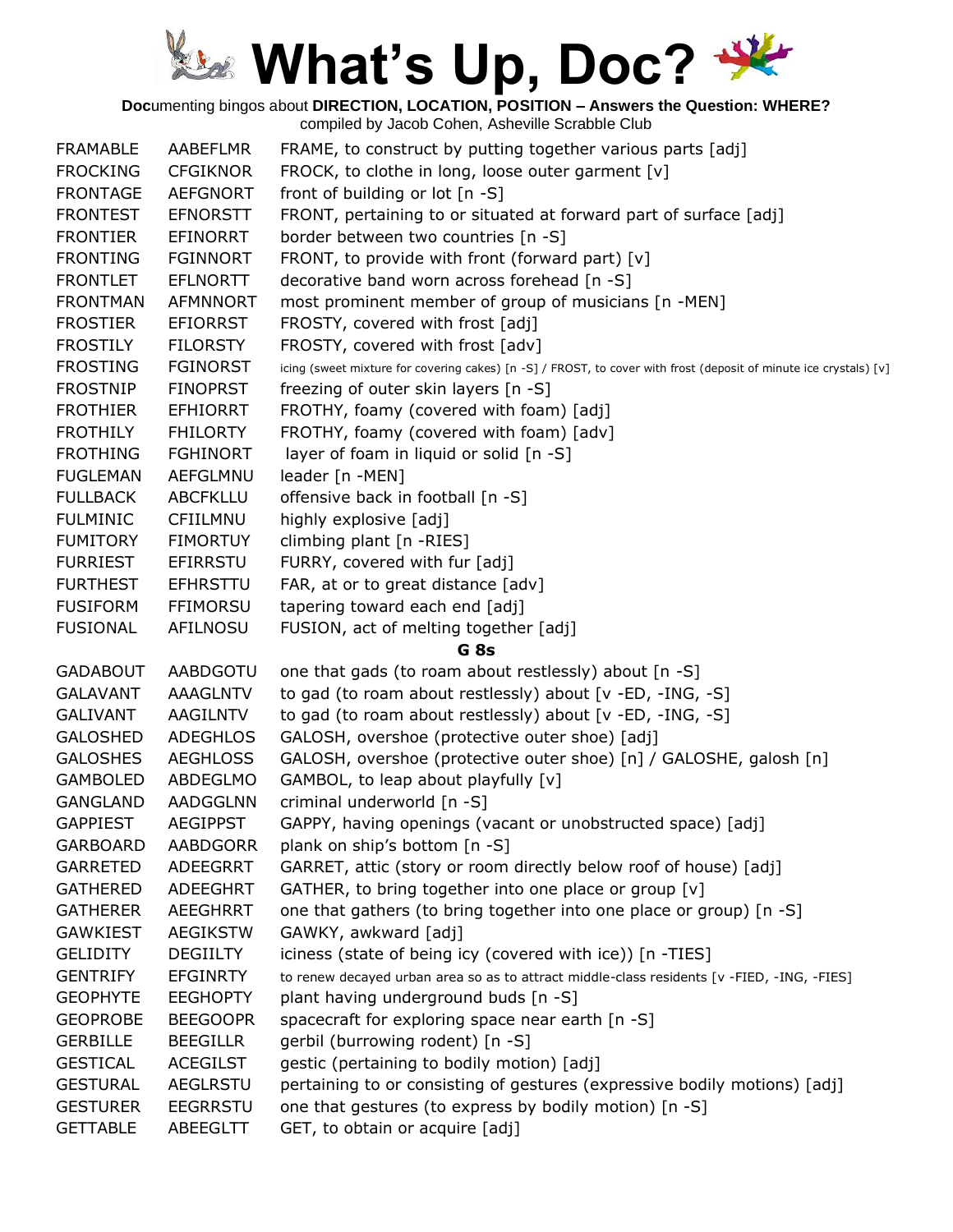# What's Up, Doc?

**Doc**umenting bingos about **DIRECTION, LOCATION, POSITION – Answers the Question: WHERE?**
compiled by Jacob Cohen, Asheville Scrabble Club

| | | |
|---|---|---|
| FRAMABLE | AABEFLMR | FRAME, to construct by putting together various parts [adj] |
| FROCKING | CFGIKNOR | FROCK, to clothe in long, loose outer garment [v] |
| FRONTAGE | AEFGNORT | front of building or lot [n -S] |
| FRONTEST | EFNORSTT | FRONT, pertaining to or situated at forward part of surface [adj] |
| FRONTIER | EFINORRT | border between two countries [n -S] |
| FRONTING | FGINNORT | FRONT, to provide with front (forward part) [v] |
| FRONTLET | EFLNORTT | decorative band worn across forehead [n -S] |
| FRONTMAN | AFMNNORT | most prominent member of group of musicians [n -MEN] |
| FROSTIER | EFIORRST | FROSTY, covered with frost [adj] |
| FROSTILY | FILORSTY | FROSTY, covered with frost [adv] |
| FROSTING | FGINORST | icing (sweet mixture for covering cakes) [n -S] / FROST, to cover with frost (deposit of minute ice crystals) [v] |
| FROSTNIP | FINOPRST | freezing of outer skin layers [n -S] |
| FROTHIER | EFHIORRT | FROTHY, foamy (covered with foam) [adj] |
| FROTHILY | FHILORTY | FROTHY, foamy (covered with foam) [adv] |
| FROTHING | FGHINORT | layer of foam in liquid or solid [n -S] |
| FUGLEMAN | AEFGLMNU | leader [n -MEN] |
| FULLBACK | ABCFKLLU | offensive back in football [n -S] |
| FULMINIC | CFIILMNU | highly explosive [adj] |
| FUMITORY | FIMORTUY | climbing plant [n -RIES] |
| FURRIEST | EFIRRSTU | FURRY, covered with fur [adj] |
| FURTHEST | EFHRSTTU | FAR, at or to great distance [adv] |
| FUSIFORM | FFIMORSU | tapering toward each end [adj] |
| FUSIONAL | AFILNOSU | FUSION, act of melting together [adj] |

**G 8s**

| | | |
|---|---|---|
| GADABOUT | AABDGOTU | one that gads (to roam about restlessly) about [n -S] |
| GALAVANT | AAAGLNTV | to gad (to roam about restlessly) about [v -ED, -ING, -S] |
| GALIVANT | AAGILNTV | to gad (to roam about restlessly) about [v -ED, -ING, -S] |
| GALOSHED | ADEGHLOS | GALOSH, overshoe (protective outer shoe) [adj] |
| GALOSHES | AEGHLOSS | GALOSH, overshoe (protective outer shoe) [n] / GALOSHE, galosh [n] |
| GAMBOLED | ABDEGLMO | GAMBOL, to leap about playfully [v] |
| GANGLAND | AADGGLNN | criminal underworld [n -S] |
| GAPPIEST | AEGIPPST | GAPPY, having openings (vacant or unobstructed space) [adj] |
| GARBOARD | AABDGORR | plank on ship's bottom [n -S] |
| GARRETED | ADEEGRRT | GARRET, attic (story or room directly below roof of house) [adj] |
| GATHERED | ADEEGHRT | GATHER, to bring together into one place or group [v] |
| GATHERER | AEEGHRRT | one that gathers (to bring together into one place or group) [n -S] |
| GAWKIEST | AEGIKSTW | GAWKY, awkward [adj] |
| GELIDITY | DEGIILTY | iciness (state of being icy (covered with ice)) [n -TIES] |
| GENTRIFY | EFGINRTY | to renew decayed urban area so as to attract middle-class residents [v -FIED, -ING, -FIES] |
| GEOPHYTE | EEGHOPTY | plant having underground buds [n -S] |
| GEOPROBE | BEEGOOPR | spacecraft for exploring space near earth [n -S] |
| GERBILLE | BEEGILLR | gerbil (burrowing rodent) [n -S] |
| GESTICAL | ACEGILST | gestic (pertaining to bodily motion) [adj] |
| GESTURAL | AEGLRSTU | pertaining to or consisting of gestures (expressive bodily motions) [adj] |
| GESTURER | EEGRRSTU | one that gestures (to express by bodily motion) [n -S] |
| GETTABLE | ABEEGLTT | GET, to obtain or acquire [adj] |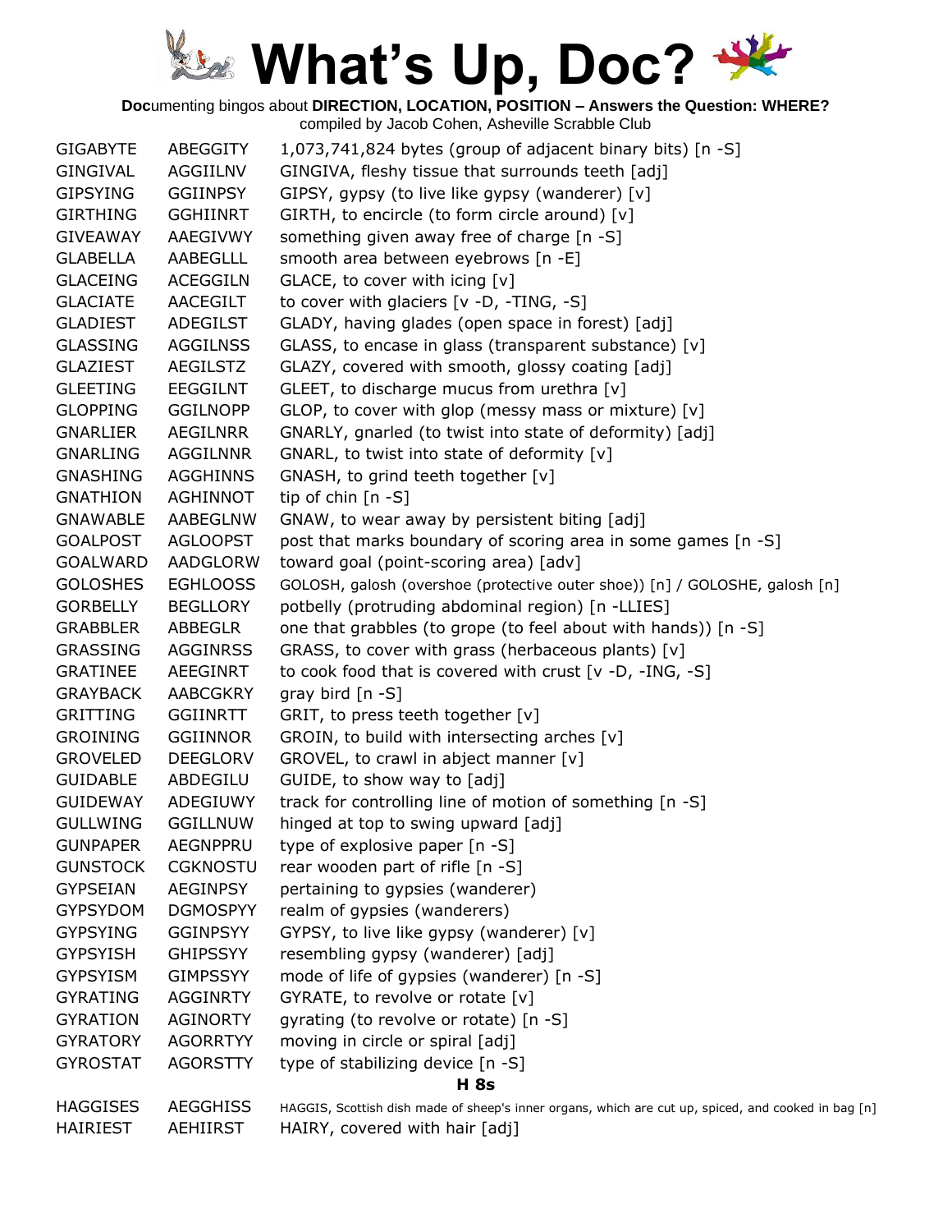# What's Up, Doc?

**Doc**umenting bingos about **DIRECTION, LOCATION, POSITION – Answers the Question: WHERE?**
compiled by Jacob Cohen, Asheville Scrabble Club

| | | |
|---|---|---|
| GIGABYTE | ABEGGITY | 1,073,741,824 bytes (group of adjacent binary bits) [n -S] |
| GINGIVAL | AGGIILNV | GINGIVA, fleshy tissue that surrounds teeth [adj] |
| GIPSYING | GGIINPSY | GIPSY, gypsy (to live like gypsy (wanderer) [v] |
| GIRTHING | GGHIINRT | GIRTH, to encircle (to form circle around) [v] |
| GIVEAWAY | AAEGIVWY | something given away free of charge [n -S] |
| GLABELLA | AABEGLLL | smooth area between eyebrows [n -E] |
| GLACEING | ACEGGILN | GLACE, to cover with icing [v] |
| GLACIATE | AACEGILT | to cover with glaciers [v -D, -TING, -S] |
| GLADIEST | ADEGILST | GLADY, having glades (open space in forest) [adj] |
| GLASSING | AGGILNSS | GLASS, to encase in glass (transparent substance) [v] |
| GLAZIEST | AEGILSTZ | GLAZY, covered with smooth, glossy coating [adj] |
| GLEETING | EEGGILNT | GLEET, to discharge mucus from urethra [v] |
| GLOPPING | GGILNOPP | GLOP, to cover with glop (messy mass or mixture) [v] |
| GNARLIER | AEGILNRR | GNARLY, gnarled (to twist into state of deformity) [adj] |
| GNARLING | AGGILNNR | GNARL, to twist into state of deformity [v] |
| GNASHING | AGGHINNS | GNASH, to grind teeth together [v] |
| GNATHION | AGHINNOT | tip of chin [n -S] |
| GNAWABLE | AABEGLNW | GNAW, to wear away by persistent biting [adj] |
| GOALPOST | AGLOOPST | post that marks boundary of scoring area in some games [n -S] |
| GOALWARD | AADGLORW | toward goal (point-scoring area) [adv] |
| GOLOSHES | EGHLOOSS | GOLOSH, galosh (overshoe (protective outer shoe)) [n] / GOLOSHE, galosh [n] |
| GORBELLY | BEGLLORY | potbelly (protruding abdominal region) [n -LLIES] |
| GRABBLER | ABBEGLR | one that grabbles (to grope (to feel about with hands)) [n -S] |
| GRASSING | AGGINRSS | GRASS, to cover with grass (herbaceous plants) [v] |
| GRATINEE | AEEGINRT | to cook food that is covered with crust [v -D, -ING, -S] |
| GRAYBACK | AABCGKRY | gray bird [n -S] |
| GRITTING | GGIINRTT | GRIT, to press teeth together [v] |
| GROINING | GGIINNOR | GROIN, to build with intersecting arches [v] |
| GROVELED | DEEGLORV | GROVEL, to crawl in abject manner [v] |
| GUIDABLE | ABDEGILU | GUIDE, to show way to [adj] |
| GUIDEWAY | ADEGIUWY | track for controlling line of motion of something [n -S] |
| GULLWING | GGILLNUW | hinged at top to swing upward [adj] |
| GUNPAPER | AEGNPPRU | type of explosive paper [n -S] |
| GUNSTOCK | CGKNOSTU | rear wooden part of rifle [n -S] |
| GYPSEIAN | AEGINPSY | pertaining to gypsies (wanderer) |
| GYPSYDOM | DGMOSPYY | realm of gypsies (wanderers) |
| GYPSYING | GGINPSYY | GYPSY, to live like gypsy (wanderer) [v] |
| GYPSYISH | GHIPSSYY | resembling gypsy (wanderer) [adj] |
| GYPSYISM | GIMPSSYY | mode of life of gypsies (wanderer) [n -S] |
| GYRATING | AGGINRTY | GYRATE, to revolve or rotate [v] |
| GYRATION | AGINORTY | gyrating (to revolve or rotate) [n -S] |
| GYRATORY | AGORRTYY | moving in circle or spiral [adj] |
| GYROSTAT | AGORSTTY | type of stabilizing device [n -S] |

**H 8s**

| | | |
|---|---|---|
| HAGGISES | AEGGHISS | HAGGIS, Scottish dish made of sheep's inner organs, which are cut up, spiced, and cooked in bag [n] |
| HAIRIEST | AEHIIRST | HAIRY, covered with hair [adj] |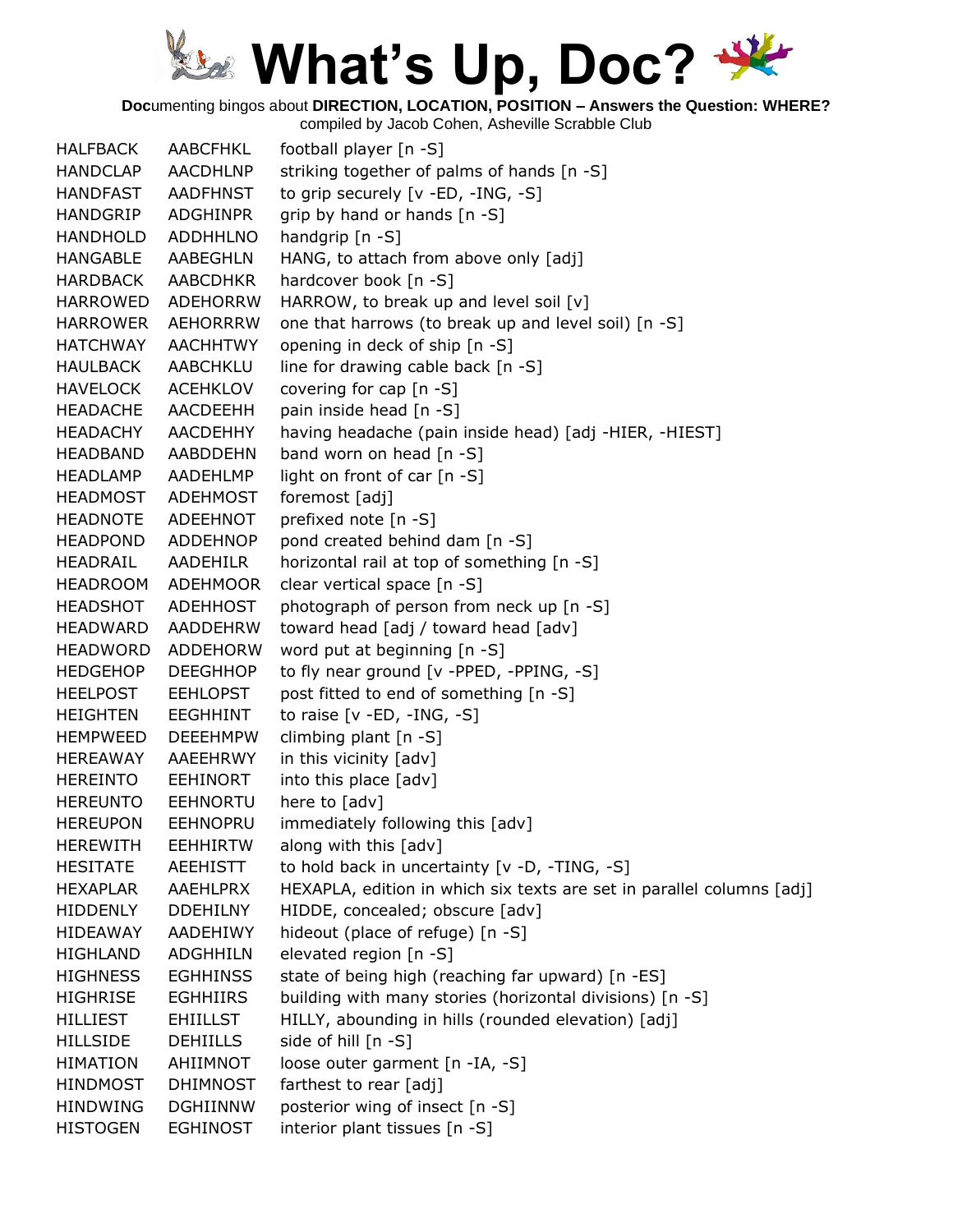# What's Up, Doc?

**Doc**umenting bingos about **DIRECTION, LOCATION, POSITION – Answers the Question: WHERE?**
compiled by Jacob Cohen, Asheville Scrabble Club

| | | |
|---|---|---|
| HALFBACK | AABCFHKL | football player [n -S] |
| HANDCLAP | AACDHLNP | striking together of palms of hands [n -S] |
| HANDFAST | AADFHNST | to grip securely [v -ED, -ING, -S] |
| HANDGRIP | ADGHINPR | grip by hand or hands [n -S] |
| HANDHOLD | ADDHHLNO | handgrip [n -S] |
| HANGABLE | AABEGHLN | HANG, to attach from above only [adj] |
| HARDBACK | AABCDHKR | hardcover book [n -S] |
| HARROWED | ADEHORRW | HARROW, to break up and level soil [v] |
| HARROWER | AEHORRRW | one that harrows (to break up and level soil) [n -S] |
| HATCHWAY | AACHHTWY | opening in deck of ship [n -S] |
| HAULBACK | AABCHKLU | line for drawing cable back [n -S] |
| HAVELOCK | ACEHKLOV | covering for cap [n -S] |
| HEADACHE | AACDEEHH | pain inside head [n -S] |
| HEADACHY | AACDEHHY | having headache (pain inside head) [adj -HIER, -HIEST] |
| HEADBAND | AABDDEHN | band worn on head [n -S] |
| HEADLAMP | AADEHLMP | light on front of car [n -S] |
| HEADMOST | ADEHMOST | foremost [adj] |
| HEADNOTE | ADEEHNOT | prefixed note [n -S] |
| HEADPOND | ADDEHNOP | pond created behind dam [n -S] |
| HEADRAIL | AADEHILR | horizontal rail at top of something [n -S] |
| HEADROOM | ADEHMOOR | clear vertical space [n -S] |
| HEADSHOT | ADEHHOST | photograph of person from neck up [n -S] |
| HEADWARD | AADDEHRW | toward head [adj / toward head [adv] |
| HEADWORD | ADDEHORW | word put at beginning [n -S] |
| HEDGEHOP | DEEGHHOP | to fly near ground [v -PPED, -PPING, -S] |
| HEELPOST | EEHLOPST | post fitted to end of something [n -S] |
| HEIGHTEN | EEGHHINT | to raise [v -ED, -ING, -S] |
| HEMPWEED | DEEEHMPW | climbing plant [n -S] |
| HEREAWAY | AAEEHRWY | in this vicinity [adv] |
| HEREINTO | EEHINORT | into this place [adv] |
| HEREUNTO | EEHNORTU | here to [adv] |
| HEREUPON | EEHNOPRU | immediately following this [adv] |
| HEREWITH | EEHHIRTW | along with this [adv] |
| HESITATE | AEEHISTT | to hold back in uncertainty [v -D, -TING, -S] |
| HEXAPLAR | AAEHLPRX | HEXAPLA, edition in which six texts are set in parallel columns [adj] |
| HIDDENLY | DDEHILNY | HIDDE, concealed; obscure [adv] |
| HIDEAWAY | AADEHIWY | hideout (place of refuge) [n -S] |
| HIGHLAND | ADGHHILN | elevated region [n -S] |
| HIGHNESS | EGHHINSS | state of being high (reaching far upward) [n -ES] |
| HIGHRISE | EGHHIIRS | building with many stories (horizontal divisions) [n -S] |
| HILLIEST | EHIILLST | HILLY, abounding in hills (rounded elevation) [adj] |
| HILLSIDE | DEHIILLS | side of hill [n -S] |
| HIMATION | AHIIMNOT | loose outer garment [n -IA, -S] |
| HINDMOST | DHIMNOST | farthest to rear [adj] |
| HINDWING | DGHIINNW | posterior wing of insect [n -S] |
| HISTOGEN | EGHINOST | interior plant tissues [n -S] |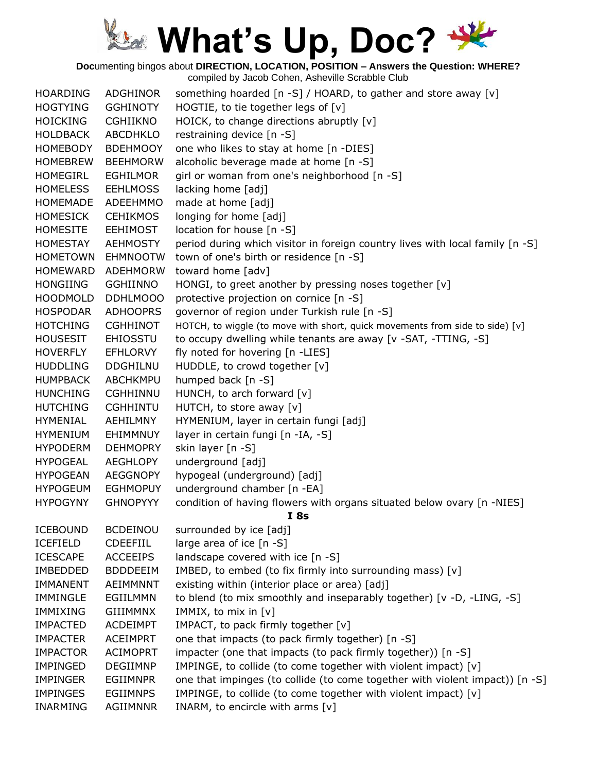# What's Up, Doc?

**Doc**umenting bingos about **DIRECTION, LOCATION, POSITION – Answers the Question: WHERE?**
compiled by Jacob Cohen, Asheville Scrabble Club

| | | |
|---|---|---|
| HOARDING | ADGHINOR | something hoarded [n -S] / HOARD, to gather and store away [v] |
| HOGTYING | GGHINOTY | HOGTIE, to tie together legs of [v] |
| HOICKING | CGHIIKNO | HOICK, to change directions abruptly [v] |
| HOLDBACK | ABCDHKLO | restraining device [n -S] |
| HOMEBODY | BDEHMOOY | one who likes to stay at home [n -DIES] |
| HOMEBREW | BEEHMORW | alcoholic beverage made at home [n -S] |
| HOMEGIRL | EGHILMOR | girl or woman from one's neighborhood [n -S] |
| HOMELESS | EEHLMOSS | lacking home [adj] |
| HOMEMADE | ADEEHMMO | made at home [adj] |
| HOMESICK | CEHIKMOS | longing for home [adj] |
| HOMESITE | EEHIMOST | location for house [n -S] |
| HOMESTAY | AEHMOSTY | period during which visitor in foreign country lives with local family [n -S] |
| HOMETOWN | EHMNOOTW | town of one's birth or residence [n -S] |
| HOMEWARD | ADEHMORW | toward home [adv] |
| HONGIING | GGHIINNO | HONGI, to greet another by pressing noses together [v] |
| HOODMOLD | DDHLMOOO | protective projection on cornice [n -S] |
| HOSPODAR | ADHOOPRS | governor of region under Turkish rule [n -S] |
| HOTCHING | CGHHINOT | HOTCH, to wiggle (to move with short, quick movements from side to side) [v] |
| HOUSESIT | EHIOSSTU | to occupy dwelling while tenants are away [v -SAT, -TTING, -S] |
| HOVERFLY | EFHLORVY | fly noted for hovering [n -LIES] |
| HUDDLING | DDGHILNU | HUDDLE, to crowd together [v] |
| HUMPBACK | ABCHKMPU | humped back [n -S] |
| HUNCHING | CGHHINNU | HUNCH, to arch forward [v] |
| HUTCHING | CGHHINTU | HUTCH, to store away [v] |
| HYMENIAL | AEHILMNY | HYMENIUM, layer in certain fungi [adj] |
| HYMENIUM | EHIMMNUY | layer in certain fungi [n -IA, -S] |
| HYPODERM | DEHMOPRY | skin layer [n -S] |
| HYPOGEAL | AEGHLOPY | underground [adj] |
| HYPOGEAN | AEGGNOPY | hypogeal (underground) [adj] |
| HYPOGEUM | EGHMOPUY | underground chamber [n -EA] |
| HYPOGYNY | GHNOPYYY | condition of having flowers with organs situated below ovary [n -NIES] |

**I 8s**

| | | |
|---|---|---|
| ICEBOUND | BCDEINOU | surrounded by ice [adj] |
| ICEFIELD | CDEEFIIL | large area of ice [n -S] |
| ICESCAPE | ACCEEIPS | landscape covered with ice [n -S] |
| IMBEDDED | BDDDEEIM | IMBED, to embed (to fix firmly into surrounding mass) [v] |
| IMMANENT | AEIMMNNT | existing within (interior place or area) [adj] |
| IMMINGLE | EGIILMMN | to blend (to mix smoothly and inseparably together) [v -D, -LING, -S] |
| IMMIXING | GIIIMMNX | IMMIX, to mix in [v] |
| IMPACTED | ACDEIMPT | IMPACT, to pack firmly together [v] |
| IMPACTER | ACEIMPRT | one that impacts (to pack firmly together) [n -S] |
| IMPACTOR | ACIMOPRT | impacter (one that impacts (to pack firmly together)) [n -S] |
| IMPINGED | DEGIIMNP | IMPINGE, to collide (to come together with violent impact) [v] |
| IMPINGER | EGIIMNPR | one that impinges (to collide (to come together with violent impact)) [n -S] |
| IMPINGES | EGIIMNPS | IMPINGE, to collide (to come together with violent impact) [v] |
| INARMING | AGIIMNNR | INARM, to encircle with arms [v] |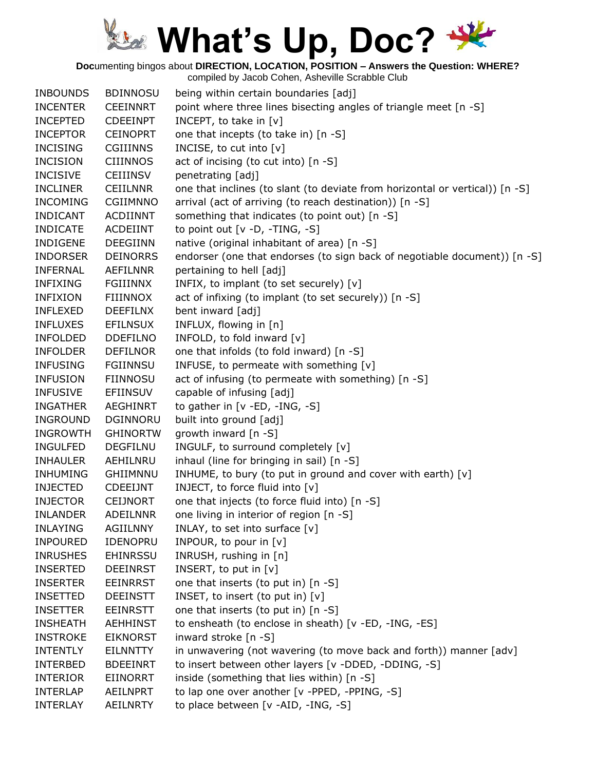# What's Up, Doc?

**Doc**umenting bingos about **DIRECTION, LOCATION, POSITION – Answers the Question: WHERE?**
compiled by Jacob Cohen, Asheville Scrabble Club

| | | |
|---|---|---|
| INBOUNDS | BDINNOSU | being within certain boundaries [adj] |
| INCENTER | CEEINNRT | point where three lines bisecting angles of triangle meet [n -S] |
| INCEPTED | CDEEINPT | INCEPT, to take in [v] |
| INCEPTOR | CEINOPRT | one that incepts (to take in) [n -S] |
| INCISING | CGIIINNS | INCISE, to cut into [v] |
| INCISION | CIIINNOS | act of incising (to cut into) [n -S] |
| INCISIVE | CEIIINSV | penetrating [adj] |
| INCLINER | CEIILNNR | one that inclines (to slant (to deviate from horizontal or vertical)) [n -S] |
| INCOMING | CGIIMNNO | arrival (act of arriving (to reach destination)) [n -S] |
| INDICANT | ACDIINNT | something that indicates (to point out) [n -S] |
| INDICATE | ACDEIINT | to point out [v -D, -TING, -S] |
| INDIGENE | DEEGIINN | native (original inhabitant of area) [n -S] |
| INDORSER | DEINORRS | endorser (one that endorses (to sign back of negotiable document)) [n -S] |
| INFERNAL | AEFILNNR | pertaining to hell [adj] |
| INFIXING | FGIIINNX | INFIX, to implant (to set securely) [v] |
| INFIXION | FIIINNOX | act of infixing (to implant (to set securely)) [n -S] |
| INFLEXED | DEEFILNX | bent inward [adj] |
| INFLUXES | EFILNSUX | INFLUX, flowing in [n] |
| INFOLDED | DDEFILNO | INFOLD, to fold inward [v] |
| INFOLDER | DEFILNOR | one that infolds (to fold inward) [n -S] |
| INFUSING | FGIINNSU | INFUSE, to permeate with something [v] |
| INFUSION | FIINNOSU | act of infusing (to permeate with something) [n -S] |
| INFUSIVE | EFIINSUV | capable of infusing [adj] |
| INGATHER | AEGHINRT | to gather in [v -ED, -ING, -S] |
| INGROUND | DGINNORU | built into ground [adj] |
| INGROWTH | GHINORTW | growth inward [n -S] |
| INGULFED | DEGFILNU | INGULF, to surround completely [v] |
| INHAULER | AEHILNRU | inhaul (line for bringing in sail) [n -S] |
| INHUMING | GHIIMNNU | INHUME, to bury (to put in ground and cover with earth) [v] |
| INJECTED | CDEEIJNT | INJECT, to force fluid into [v] |
| INJECTOR | CEIJNORT | one that injects (to force fluid into) [n -S] |
| INLANDER | ADEILNNR | one living in interior of region [n -S] |
| INLAYING | AGIILNNY | INLAY, to set into surface [v] |
| INPOURED | IDENOPRU | INPOUR, to pour in [v] |
| INRUSHES | EHINRSSU | INRUSH, rushing in [n] |
| INSERTED | DEEINRST | INSERT, to put in [v] |
| INSERTER | EEINRRST | one that inserts (to put in) [n -S] |
| INSETTED | DEEINSTT | INSET, to insert (to put in) [v] |
| INSETTER | EEINRSTT | one that inserts (to put in) [n -S] |
| INSHEATH | AEHHINST | to ensheath (to enclose in sheath) [v -ED, -ING, -ES] |
| INSTROKE | EIKNORST | inward stroke [n -S] |
| INTENTLY | EILNNTTY | in unwavering (not wavering (to move back and forth)) manner [adv] |
| INTERBED | BDEEINRT | to insert between other layers [v -DDED, -DDING, -S] |
| INTERIOR | EIINORRT | inside (something that lies within) [n -S] |
| INTERLAP | AEILNPRT | to lap one over another [v -PPED, -PPING, -S] |
| INTERLAY | AEILNRTY | to place between [v -AID, -ING, -S] |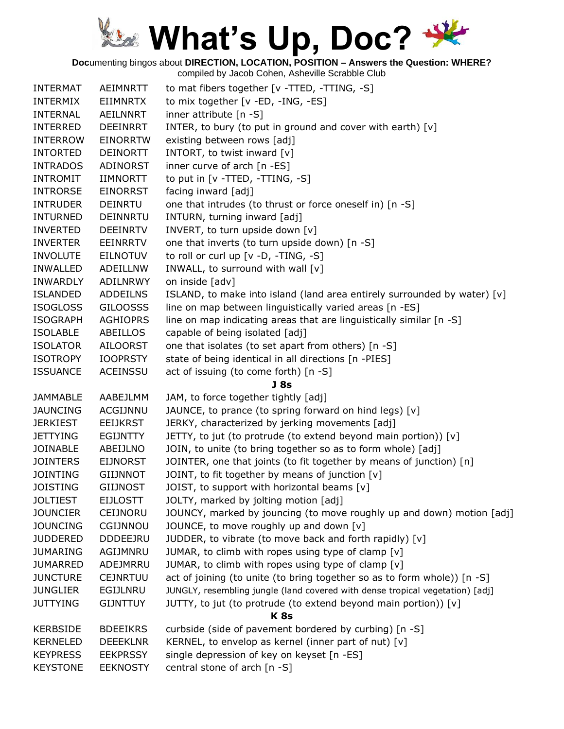# What's Up, Doc?

**Doc**umenting bingos about **DIRECTION, LOCATION, POSITION – Answers the Question: WHERE?**
compiled by Jacob Cohen, Asheville Scrabble Club

| | | |
|---|---|---|
| INTERMAT | AEIMNRTT | to mat fibers together [v -TTED, -TTING, -S] |
| INTERMIX | EIIMNRTX | to mix together [v -ED, -ING, -ES] |
| INTERNAL | AEILNNRT | inner attribute [n -S] |
| INTERRED | DEEINRRT | INTER, to bury (to put in ground and cover with earth) [v] |
| INTERROW | EINORRTW | existing between rows [adj] |
| INTORTED | DEINORTT | INTORT, to twist inward [v] |
| INTRADOS | ADINORST | inner curve of arch [n -ES] |
| INTROMIT | IIMNORTT | to put in [v -TTED, -TTING, -S] |
| INTRORSE | EINORRST | facing inward [adj] |
| INTRUDER | DEINRTU | one that intrudes (to thrust or force oneself in) [n -S] |
| INTURNED | DEINNRTU | INTURN, turning inward [adj] |
| INVERTED | DEEINRTV | INVERT, to turn upside down [v] |
| INVERTER | EEINRRTV | one that inverts (to turn upside down) [n -S] |
| INVOLUTE | EILNOTUV | to roll or curl up [v -D, -TING, -S] |
| INWALLED | ADEILLNW | INWALL, to surround with wall [v] |
| INWARDLY | ADILNRWY | on inside [adv] |
| ISLANDED | ADDEILNS | ISLAND, to make into island (land area entirely surrounded by water) [v] |
| ISOGLOSS | GILOOSSS | line on map between linguistically varied areas [n -ES] |
| ISOGRAPH | AGHIOPRS | line on map indicating areas that are linguistically similar [n -S] |
| ISOLABLE | ABEILLOS | capable of being isolated [adj] |
| ISOLATOR | AILOORST | one that isolates (to set apart from others) [n -S] |
| ISOTROPY | IOOPRSTY | state of being identical in all directions [n -PIES] |
| ISSUANCE | ACEINSSU | act of issuing (to come forth) [n -S] |

**J 8s**

| | | |
|---|---|---|
| JAMMABLE | AABEJLMM | JAM, to force together tightly [adj] |
| JAUNCING | ACGIJNNU | JAUNCE, to prance (to spring forward on hind legs) [v] |
| JERKIEST | EEIJKRST | JERKY, characterized by jerking movements [adj] |
| JETTYING | EGIJNTTY | JETTY, to jut (to protrude (to extend beyond main portion)) [v] |
| JOINABLE | ABEIJLNO | JOIN, to unite (to bring together so as to form whole) [adj] |
| JOINTERS | EIJNORST | JOINTER, one that joints (to fit together by means of junction) [n] |
| JOINTING | GIIJNNOT | JOINT, to fit together by means of junction [v] |
| JOISTING | GIIJNOST | JOIST, to support with horizontal beams [v] |
| JOLTIEST | EIJLOSTT | JOLTY, marked by jolting motion [adj] |
| JOUNCIER | CEIJNORU | JOUNCY, marked by jouncing (to move roughly up and down) motion [adj] |
| JOUNCING | CGIJNNOU | JOUNCE, to move roughly up and down [v] |
| JUDDERED | DDDEEJRU | JUDDER, to vibrate (to move back and forth rapidly) [v] |
| JUMARING | AGIJMNRU | JUMAR, to climb with ropes using type of clamp [v] |
| JUMARRED | ADEJMRRU | JUMAR, to climb with ropes using type of clamp [v] |
| JUNCTURE | CEJNRTUU | act of joining (to unite (to bring together so as to form whole)) [n -S] |
| JUNGLIER | EGIJLNRU | JUNGLY, resembling jungle (land covered with dense tropical vegetation) [adj] |
| JUTTYING | GIJNTTUY | JUTTY, to jut (to protrude (to extend beyond main portion)) [v] |

**K 8s**

| | | |
|---|---|---|
| KERBSIDE | BDEEIKRS | curbside (side of pavement bordered by curbing) [n -S] |
| KERNELED | DEEEKLNR | KERNEL, to envelop as kernel (inner part of nut) [v] |
| KEYPRESS | EEKPRSSY | single depression of key on keyset [n -ES] |
| KEYSTONE | EEKNOSTY | central stone of arch [n -S] |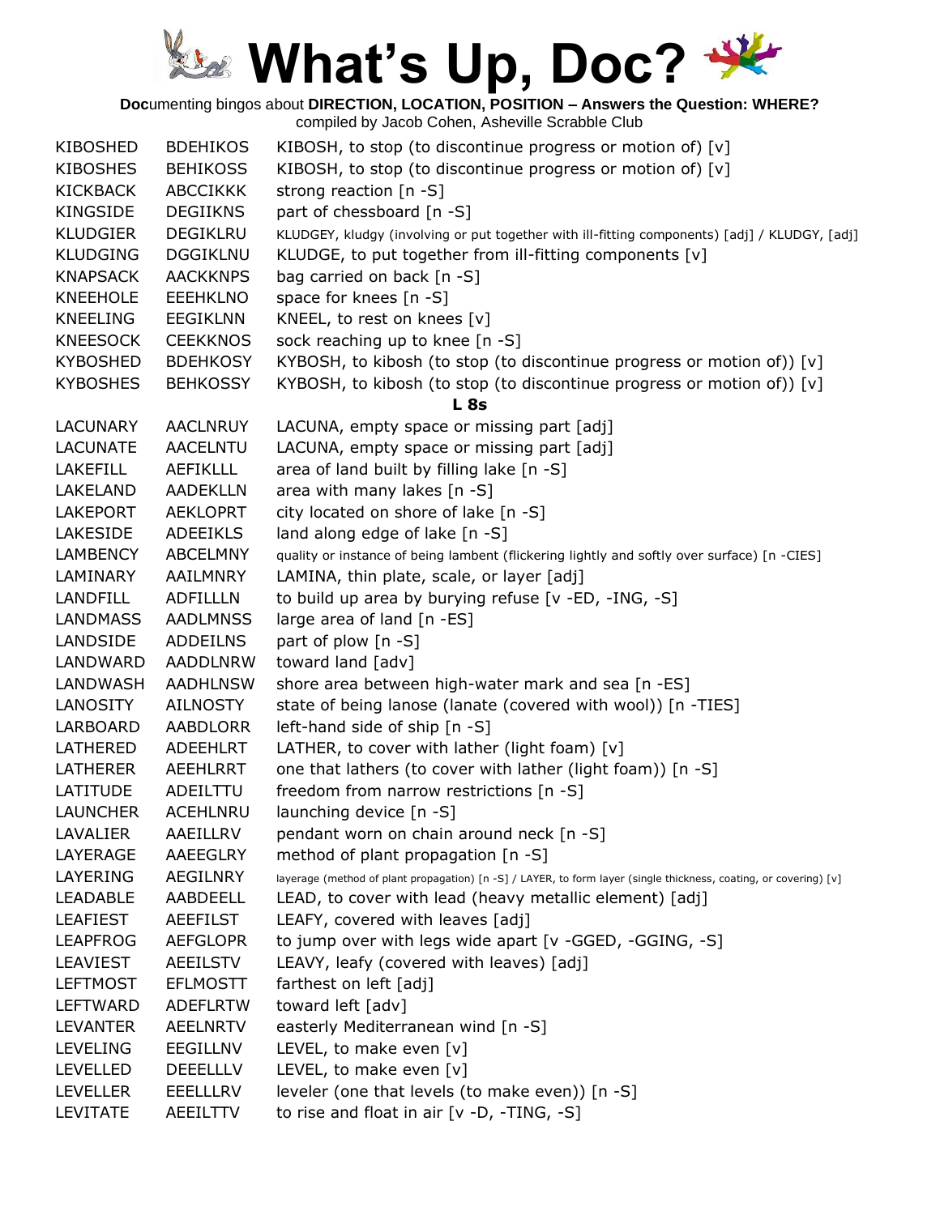# What's Up, Doc?

**Doc**umenting bingos about **DIRECTION, LOCATION, POSITION – Answers the Question: WHERE?**
compiled by Jacob Cohen, Asheville Scrabble Club

| | | |
|---|---|---|
| KIBOSHED | BDEHIKOS | KIBOSH, to stop (to discontinue progress or motion of) [v] |
| KIBOSHES | BEHIKOSS | KIBOSH, to stop (to discontinue progress or motion of) [v] |
| KICKBACK | ABCCIKKK | strong reaction [n -S] |
| KINGSIDE | DEGIIKNS | part of chessboard [n -S] |
| KLUDGIER | DEGIKLRU | KLUDGEY, kludgy (involving or put together with ill-fitting components) [adj] / KLUDGY, [adj] |
| KLUDGING | DGGIKLNU | KLUDGE, to put together from ill-fitting components [v] |
| KNAPSACK | AACKKNPS | bag carried on back [n -S] |
| KNEEHOLE | EEEHKLNO | space for knees [n -S] |
| KNEELING | EEGIKLNN | KNEEL, to rest on knees [v] |
| KNEESOCK | CEEKKNOS | sock reaching up to knee [n -S] |
| KYBOSHED | BDEHKOSY | KYBOSH, to kibosh (to stop (to discontinue progress or motion of)) [v] |
| KYBOSHES | BEHKOSSY | KYBOSH, to kibosh (to stop (to discontinue progress or motion of)) [v] |

**L 8s**

| | | |
|---|---|---|
| LACUNARY | AACLNRUY | LACUNA, empty space or missing part [adj] |
| LACUNATE | AACELNTU | LACUNA, empty space or missing part [adj] |
| LAKEFILL | AEFIKLLL | area of land built by filling lake [n -S] |
| LAKELAND | AADEKLLN | area with many lakes [n -S] |
| LAKEPORT | AEKLOPRT | city located on shore of lake [n -S] |
| LAKESIDE | ADEEIKLS | land along edge of lake [n -S] |
| LAMBENCY | ABCELMNY | quality or instance of being lambent (flickering lightly and softly over surface) [n -CIES] |
| LAMINARY | AAILMNRY | LAMINA, thin plate, scale, or layer [adj] |
| LANDFILL | ADFILLLN | to build up area by burying refuse [v -ED, -ING, -S] |
| LANDMASS | AADLMNSS | large area of land [n -ES] |
| LANDSIDE | ADDEILNS | part of plow [n -S] |
| LANDWARD | AADDLNRW | toward land [adv] |
| LANDWASH | AADHLNSW | shore area between high-water mark and sea [n -ES] |
| LANOSITY | AILNOSTY | state of being lanose (lanate (covered with wool)) [n -TIES] |
| LARBOARD | AABDLORR | left-hand side of ship [n -S] |
| LATHERED | ADEEHLRT | LATHER, to cover with lather (light foam) [v] |
| LATHERER | AEEHLRRT | one that lathers (to cover with lather (light foam)) [n -S] |
| LATITUDE | ADEILTTU | freedom from narrow restrictions [n -S] |
| LAUNCHER | ACEHLNRU | launching device [n -S] |
| LAVALIER | AAEILLRV | pendant worn on chain around neck [n -S] |
| LAYERAGE | AAEEGLRY | method of plant propagation [n -S] |
| LAYERING | AEGILNRY | layerage (method of plant propagation) [n -S] / LAYER, to form layer (single thickness, coating, or covering) [v] |
| LEADABLE | AABDEELL | LEAD, to cover with lead (heavy metallic element) [adj] |
| LEAFIEST | AEEFILST | LEAFY, covered with leaves [adj] |
| LEAPFROG | AEFGLOPR | to jump over with legs wide apart [v -GGED, -GGING, -S] |
| LEAVIEST | AEEILSTV | LEAVY, leafy (covered with leaves) [adj] |
| LEFTMOST | EFLMOSTT | farthest on left [adj] |
| LEFTWARD | ADEFLRTW | toward left [adv] |
| LEVANTER | AEELNRTV | easterly Mediterranean wind [n -S] |
| LEVELING | EEGILLNV | LEVEL, to make even [v] |
| LEVELLED | DEEELLLV | LEVEL, to make even [v] |
| LEVELLER | EEELLLRV | leveler (one that levels (to make even)) [n -S] |
| LEVITATE | AEEILTTV | to rise and float in air [v -D, -TING, -S] |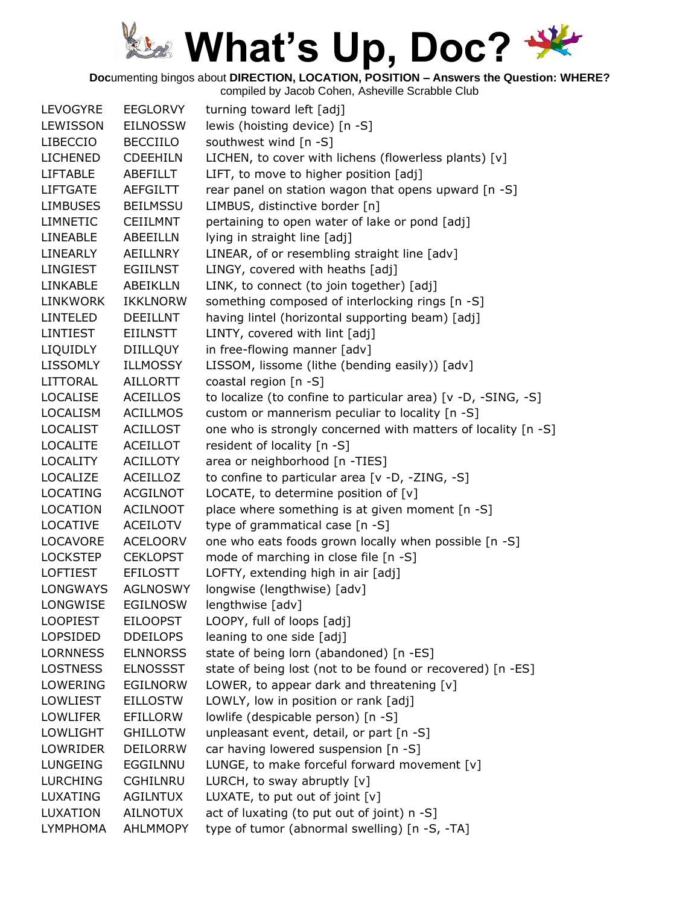# What's Up, Doc?

**Doc**umenting bingos about **DIRECTION, LOCATION, POSITION – Answers the Question: WHERE?**
compiled by Jacob Cohen, Asheville Scrabble Club

| | | |
|---|---|---|
| LEVOGYRE | EEGLORVY | turning toward left [adj] |
| LEWISSON | EILNOSSW | lewis (hoisting device) [n -S] |
| LIBECCIO | BECCIILO | southwest wind [n -S] |
| LICHENED | CDEEHILN | LICHEN, to cover with lichens (flowerless plants) [v] |
| LIFTABLE | ABEFILLT | LIFT, to move to higher position [adj] |
| LIFTGATE | AEFGILTT | rear panel on station wagon that opens upward [n -S] |
| LIMBUSES | BEILMSSU | LIMBUS, distinctive border [n] |
| LIMNETIC | CEIILMNT | pertaining to open water of lake or pond [adj] |
| LINEABLE | ABEEILLN | lying in straight line [adj] |
| LINEARLY | AEILLNRY | LINEAR, of or resembling straight line [adv] |
| LINGIEST | EGIILNST | LINGY, covered with heaths [adj] |
| LINKABLE | ABEIKLLN | LINK, to connect (to join together) [adj] |
| LINKWORK | IKKLNORW | something composed of interlocking rings [n -S] |
| LINTELED | DEEILLNT | having lintel (horizontal supporting beam) [adj] |
| LINTIEST | EIILNSTT | LINTY, covered with lint [adj] |
| LIQUIDLY | DIILLQUY | in free-flowing manner [adv] |
| LISSOMLY | ILLMOSSY | LISSOM, lissome (lithe (bending easily)) [adv] |
| LITTORAL | AILLORTT | coastal region [n -S] |
| LOCALISE | ACEILLOS | to localize (to confine to particular area) [v -D, -SING, -S] |
| LOCALISM | ACILLMOS | custom or mannerism peculiar to locality [n -S] |
| LOCALIST | ACILLOST | one who is strongly concerned with matters of locality [n -S] |
| LOCALITE | ACEILLOT | resident of locality [n -S] |
| LOCALITY | ACILLOTY | area or neighborhood [n -TIES] |
| LOCALIZE | ACEILLOZ | to confine to particular area [v -D, -ZING, -S] |
| LOCATING | ACGILNOT | LOCATE, to determine position of [v] |
| LOCATION | ACILNOOT | place where something is at given moment [n -S] |
| LOCATIVE | ACEILOTV | type of grammatical case [n -S] |
| LOCAVORE | ACELOORV | one who eats foods grown locally when possible [n -S] |
| LOCKSTEP | CEKLOPST | mode of marching in close file [n -S] |
| LOFTIEST | EFILOSTT | LOFTY, extending high in air [adj] |
| LONGWAYS | AGLNOSWY | longwise (lengthwise) [adv] |
| LONGWISE | EGILNOSW | lengthwise [adv] |
| LOOPIEST | EILOOPST | LOOPY, full of loops [adj] |
| LOPSIDED | DDEILOPS | leaning to one side [adj] |
| LORNNESS | ELNNORSS | state of being lorn (abandoned) [n -ES] |
| LOSTNESS | ELNOSSST | state of being lost (not to be found or recovered) [n -ES] |
| LOWERING | EGILNORW | LOWER, to appear dark and threatening [v] |
| LOWLIEST | EILLOSTW | LOWLY, low in position or rank [adj] |
| LOWLIFER | EFILLORW | lowlife (despicable person) [n -S] |
| LOWLIGHT | GHILLOTW | unpleasant event, detail, or part [n -S] |
| LOWRIDER | DEILORRW | car having lowered suspension [n -S] |
| LUNGEING | EGGILNNU | LUNGE, to make forceful forward movement [v] |
| LURCHING | CGHILNRU | LURCH, to sway abruptly [v] |
| LUXATING | AGILNTUX | LUXATE, to put out of joint [v] |
| LUXATION | AILNOTUX | act of luxating (to put out of joint) n -S] |
| LYMPHOMA | AHLMMOPY | type of tumor (abnormal swelling) [n -S, -TA] |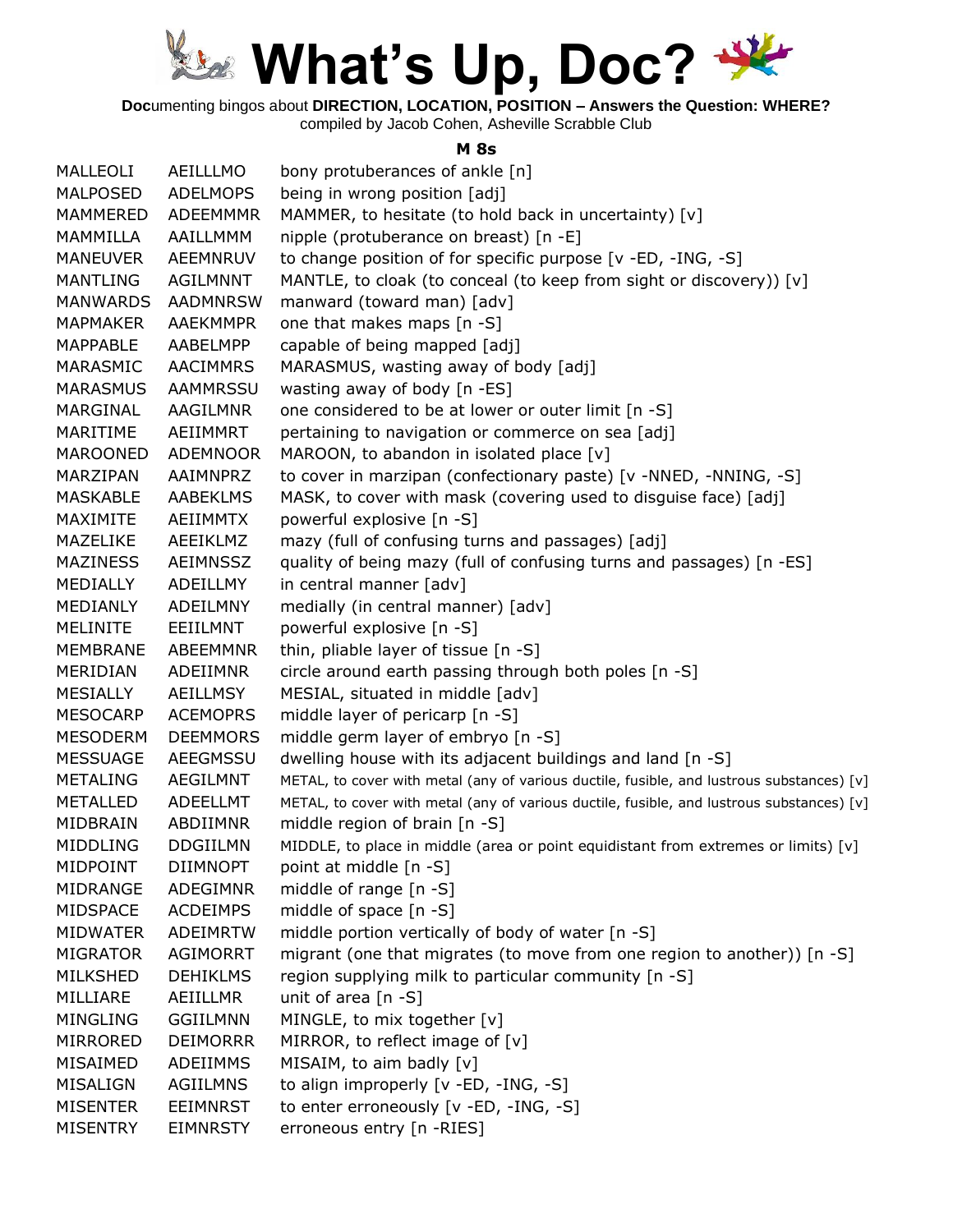# What's Up, Doc?

**Doc**umenting bingos about **DIRECTION, LOCATION, POSITION – Answers the Question: WHERE?**
compiled by Jacob Cohen, Asheville Scrabble Club

### M 8s

| | | |
|---|---|---|
| MALLEOLI | AEILLLMO | bony protuberances of ankle [n] |
| MALPOSED | ADELMOPS | being in wrong position [adj] |
| MAMMERED | ADEEMMMR | MAMMER, to hesitate (to hold back in uncertainty) [v] |
| MAMMILLA | AAILLMMM | nipple (protuberance on breast) [n -E] |
| MANEUVER | AEEMNRUV | to change position of for specific purpose [v -ED, -ING, -S] |
| MANTLING | AGILMNNT | MANTLE, to cloak (to conceal (to keep from sight or discovery)) [v] |
| MANWARDS | AADMNRSW | manward (toward man) [adv] |
| MAPMAKER | AAEKMMPR | one that makes maps [n -S] |
| MAPPABLE | AABELMPP | capable of being mapped [adj] |
| MARASMIC | AACIMMRS | MARASMUS, wasting away of body [adj] |
| MARASMUS | AAMMRSSU | wasting away of body [n -ES] |
| MARGINAL | AAGILMNR | one considered to be at lower or outer limit [n -S] |
| MARITIME | AEIIMMRT | pertaining to navigation or commerce on sea [adj] |
| MAROONED | ADEMNOOR | MAROON, to abandon in isolated place [v] |
| MARZIPAN | AAIMNPRZ | to cover in marzipan (confectionary paste) [v -NNED, -NNING, -S] |
| MASKABLE | AABEKLMS | MASK, to cover with mask (covering used to disguise face) [adj] |
| MAXIMITE | AEIIMMTX | powerful explosive [n -S] |
| MAZELIKE | AEEIKLMZ | mazy (full of confusing turns and passages) [adj] |
| MAZINESS | AEIMNSSZ | quality of being mazy (full of confusing turns and passages) [n -ES] |
| MEDIALLY | ADEILLMY | in central manner [adv] |
| MEDIANLY | ADEILMNY | medially (in central manner) [adv] |
| MELINITE | EEIILMNT | powerful explosive [n -S] |
| MEMBRANE | ABEEMMNR | thin, pliable layer of tissue [n -S] |
| MERIDIAN | ADEIIMNR | circle around earth passing through both poles [n -S] |
| MESIALLY | AEILLMSY | MESIAL, situated in middle [adv] |
| MESOCARP | ACEMOPRS | middle layer of pericarp [n -S] |
| MESODERM | DEEMMORS | middle germ layer of embryo [n -S] |
| MESSUAGE | AEEGMSSU | dwelling house with its adjacent buildings and land [n -S] |
| METALING | AEGILMNT | METAL, to cover with metal (any of various ductile, fusible, and lustrous substances) [v] |
| METALLED | ADEELLMT | METAL, to cover with metal (any of various ductile, fusible, and lustrous substances) [v] |
| MIDBRAIN | ABDIIMNR | middle region of brain [n -S] |
| MIDDLING | DDGIILMN | MIDDLE, to place in middle (area or point equidistant from extremes or limits) [v] |
| MIDPOINT | DIIMNOPT | point at middle [n -S] |
| MIDRANGE | ADEGIMNR | middle of range [n -S] |
| MIDSPACE | ACDEIMPS | middle of space [n -S] |
| MIDWATER | ADEIMRTW | middle portion vertically of body of water [n -S] |
| MIGRATOR | AGIMORRT | migrant (one that migrates (to move from one region to another)) [n -S] |
| MILKSHED | DEHIKLMS | region supplying milk to particular community [n -S] |
| MILLIARE | AEIILLMR | unit of area [n -S] |
| MINGLING | GGIILMNN | MINGLE, to mix together [v] |
| MIRRORED | DEIMORRR | MIRROR, to reflect image of [v] |
| MISAIMED | ADEIIMMS | MISAIM, to aim badly [v] |
| MISALIGN | AGIILMNS | to align improperly [v -ED, -ING, -S] |
| MISENTER | EEIMNRST | to enter erroneously [v -ED, -ING, -S] |
| MISENTRY | EIMNRSTY | erroneous entry [n -RIES] |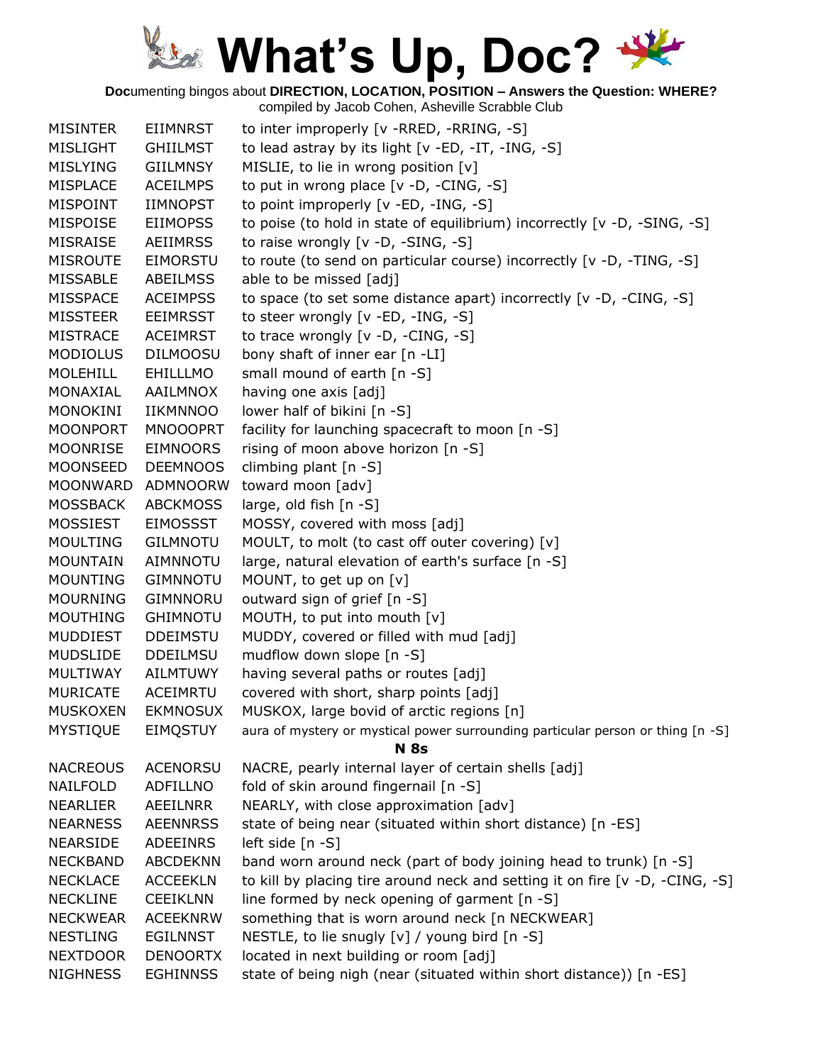# What's Up, Doc?

**Doc**umenting bingos about **DIRECTION, LOCATION, POSITION – Answers the Question: WHERE?**
compiled by Jacob Cohen, Asheville Scrabble Club

| | | |
|---|---|---|
| MISINTER | EIIMNRST | to inter improperly [v -RRED, -RRING, -S] |
| MISLIGHT | GHIILMST | to lead astray by its light [v -ED, -IT, -ING, -S] |
| MISLYING | GIILMNSY | MISLIE, to lie in wrong position [v] |
| MISPLACE | ACEILMPS | to put in wrong place [v -D, -CING, -S] |
| MISPOINT | IIMNOPST | to point improperly [v -ED, -ING, -S] |
| MISPOISE | EIIMOPSS | to poise (to hold in state of equilibrium) incorrectly [v -D, -SING, -S] |
| MISRAISE | AEIIMRSS | to raise wrongly [v -D, -SING, -S] |
| MISROUTE | EIMORSTU | to route (to send on particular course) incorrectly [v -D, -TING, -S] |
| MISSABLE | ABEILMSS | able to be missed [adj] |
| MISSPACE | ACEIMPSS | to space (to set some distance apart) incorrectly [v -D, -CING, -S] |
| MISSTEER | EEIMRSST | to steer wrongly [v -ED, -ING, -S] |
| MISTRACE | ACEIMRST | to trace wrongly [v -D, -CING, -S] |
| MODIOLUS | DILMOOSU | bony shaft of inner ear [n -LI] |
| MOLEHILL | EHILLLMO | small mound of earth [n -S] |
| MONAXIAL | AAILMNOX | having one axis [adj] |
| MONOKINI | IIKMNNOO | lower half of bikini [n -S] |
| MOONPORT | MNOOOPRT | facility for launching spacecraft to moon [n -S] |
| MOONRISE | EIMNOORS | rising of moon above horizon [n -S] |
| MOONSEED | DEEMNOOS | climbing plant [n -S] |
| MOONWARD | ADMNOORW | toward moon [adv] |
| MOSSBACK | ABCKMOSS | large, old fish [n -S] |
| MOSSIEST | EIMOSSST | MOSSY, covered with moss [adj] |
| MOULTING | GILMNOTU | MOULT, to molt (to cast off outer covering) [v] |
| MOUNTAIN | AIMNNOTU | large, natural elevation of earth's surface [n -S] |
| MOUNTING | GIMNNOTU | MOUNT, to get up on [v] |
| MOURNING | GIMNNORU | outward sign of grief [n -S] |
| MOUTHING | GHIMNOTU | MOUTH, to put into mouth [v] |
| MUDDIEST | DDEIMSTU | MUDDY, covered or filled with mud [adj] |
| MUDSLIDE | DDEILMSU | mudflow down slope [n -S] |
| MULTIWAY | AILMTUWY | having several paths or routes [adj] |
| MURICATE | ACEIMRTU | covered with short, sharp points [adj] |
| MUSKOXEN | EKMNOSUX | MUSKOX, large bovid of arctic regions [n] |
| MYSTIQUE | EIMQSTUY | aura of mystery or mystical power surrounding particular person or thing [n -S] |

**N 8s**

| | | |
|---|---|---|
| NACREOUS | ACENORSU | NACRE, pearly internal layer of certain shells [adj] |
| NAILFOLD | ADFILLNO | fold of skin around fingernail [n -S] |
| NEARLIER | AEEILNRR | NEARLY, with close approximation [adv] |
| NEARNESS | AEENNRSS | state of being near (situated within short distance) [n -ES] |
| NEARSIDE | ADEEINRS | left side [n -S] |
| NECKBAND | ABCDEKNN | band worn around neck (part of body joining head to trunk) [n -S] |
| NECKLACE | ACCEEKLN | to kill by placing tire around neck and setting it on fire [v -D, -CING, -S] |
| NECKLINE | CEEIKLNN | line formed by neck opening of garment [n -S] |
| NECKWEAR | ACEEKNRW | something that is worn around neck [n NECKWEAR] |
| NESTLING | EGILNNST | NESTLE, to lie snugly [v] / young bird [n -S] |
| NEXTDOOR | DENOORTX | located in next building or room [adj] |
| NIGHNESS | EGHINNSS | state of being nigh (near (situated within short distance)) [n -ES] |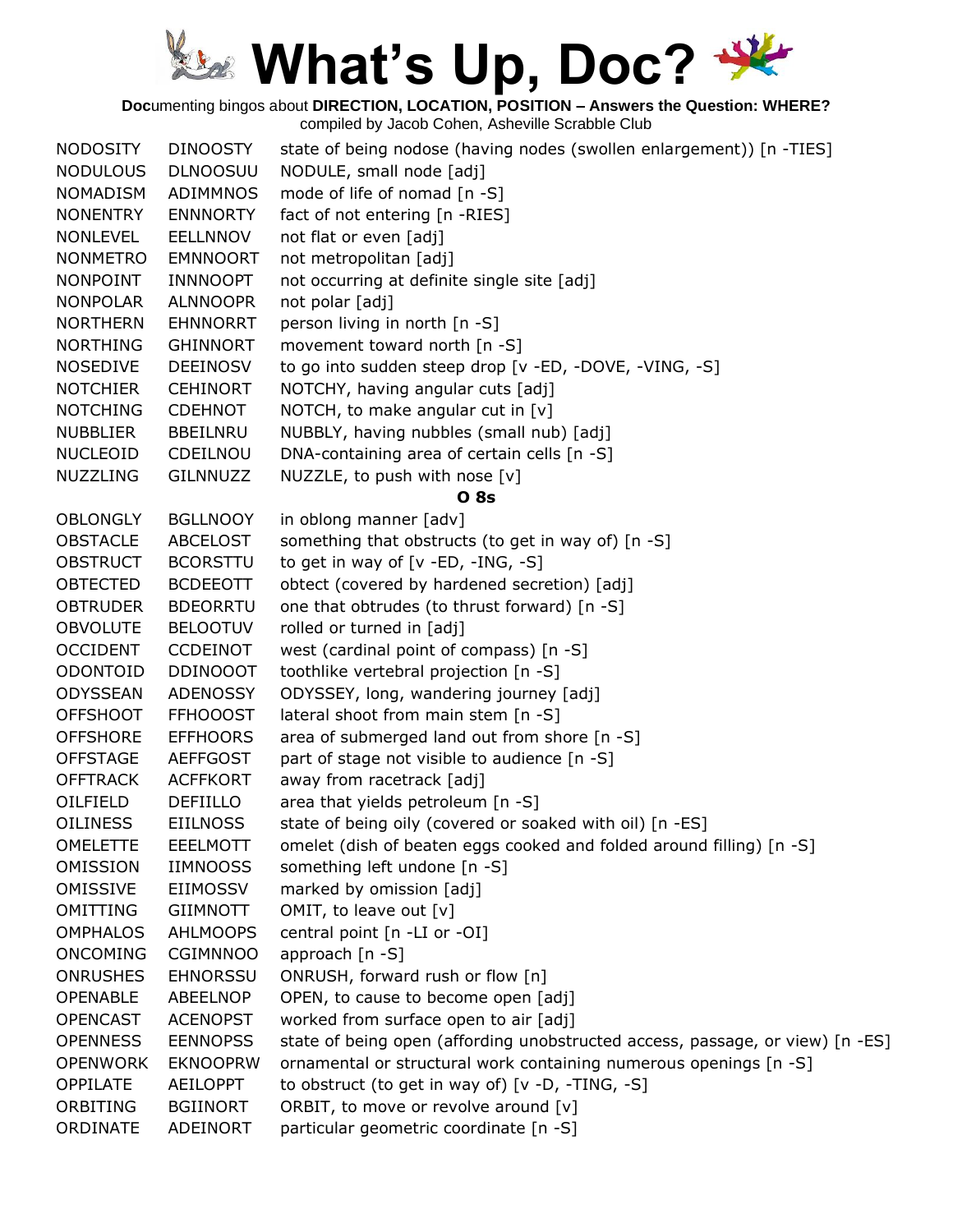# What's Up, Doc?

**Doc**umenting bingos about **DIRECTION, LOCATION, POSITION – Answers the Question: WHERE?**
compiled by Jacob Cohen, Asheville Scrabble Club

| | | |
|---|---|---|
| NODOSITY | DINOOSTY | state of being nodose (having nodes (swollen enlargement)) [n -TIES] |
| NODULOUS | DLNOOSUU | NODULE, small node [adj] |
| NOMADISM | ADIMMNOS | mode of life of nomad [n -S] |
| NONENTRY | ENNNORTY | fact of not entering [n -RIES] |
| NONLEVEL | EELLNNOV | not flat or even [adj] |
| NONMETRO | EMNNOORT | not metropolitan [adj] |
| NONPOINT | INNNOOPT | not occurring at definite single site [adj] |
| NONPOLAR | ALNNOOPR | not polar [adj] |
| NORTHERN | EHNNORRT | person living in north [n -S] |
| NORTHING | GHINNORT | movement toward north [n -S] |
| NOSEDIVE | DEEINOSV | to go into sudden steep drop [v -ED, -DOVE, -VING, -S] |
| NOTCHIER | CEHINORT | NOTCHY, having angular cuts [adj] |
| NOTCHING | CDEHNOT | NOTCH, to make angular cut in [v] |
| NUBBLIER | BBEILNRU | NUBBLY, having nubbles (small nub) [adj] |
| NUCLEOID | CDEILNOU | DNA-containing area of certain cells [n -S] |
| NUZZLING | GILNNUZZ | NUZZLE, to push with nose [v] |

**O 8s**

| | | |
|---|---|---|
| OBLONGLY | BGLLNOOY | in oblong manner [adv] |
| OBSTACLE | ABCELOST | something that obstructs (to get in way of) [n -S] |
| OBSTRUCT | BCORSTTU | to get in way of [v -ED, -ING, -S] |
| OBTECTED | BCDEEOTT | obtect (covered by hardened secretion) [adj] |
| OBTRUDER | BDEORRTU | one that obtrudes (to thrust forward) [n -S] |
| OBVOLUTE | BELOOTUV | rolled or turned in [adj] |
| OCCIDENT | CCDEINOT | west (cardinal point of compass) [n -S] |
| ODONTOID | DDINOOOT | toothlike vertebral projection [n -S] |
| ODYSSEAN | ADENOSSY | ODYSSEY, long, wandering journey [adj] |
| OFFSHOOT | FFHOOOST | lateral shoot from main stem [n -S] |
| OFFSHORE | EFFHOORS | area of submerged land out from shore [n -S] |
| OFFSTAGE | AEFFGOST | part of stage not visible to audience [n -S] |
| OFFTRACK | ACFFKORT | away from racetrack [adj] |
| OILFIELD | DEFIILLO | area that yields petroleum [n -S] |
| OILINESS | EIILNOSS | state of being oily (covered or soaked with oil) [n -ES] |
| OMELETTE | EEELMOTT | omelet (dish of beaten eggs cooked and folded around filling) [n -S] |
| OMISSION | IIMNOOSS | something left undone [n -S] |
| OMISSIVE | EIIMOSSV | marked by omission [adj] |
| OMITTING | GIIMNOTT | OMIT, to leave out [v] |
| OMPHALOS | AHLMOOPS | central point [n -LI or -OI] |
| ONCOMING | CGIMNNOO | approach [n -S] |
| ONRUSHES | EHNORSSU | ONRUSH, forward rush or flow [n] |
| OPENABLE | ABEELNOP | OPEN, to cause to become open [adj] |
| OPENCAST | ACENOPST | worked from surface open to air [adj] |
| OPENNESS | EENNOPSS | state of being open (affording unobstructed access, passage, or view) [n -ES] |
| OPENWORK | EKNOOPRW | ornamental or structural work containing numerous openings [n -S] |
| OPPILATE | AEILOPPT | to obstruct (to get in way of) [v -D, -TING, -S] |
| ORBITING | BGIINORT | ORBIT, to move or revolve around [v] |
| ORDINATE | ADEINORT | particular geometric coordinate [n -S] |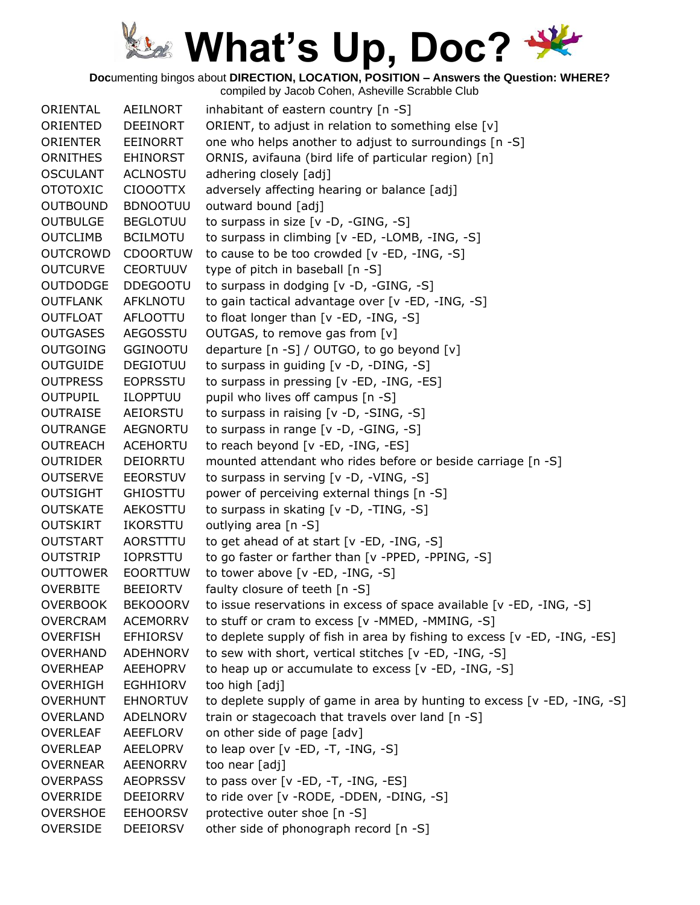# What's Up, Doc?

**Doc**umenting bingos about **DIRECTION, LOCATION, POSITION – Answers the Question: WHERE?**
compiled by Jacob Cohen, Asheville Scrabble Club

| | | |
|---|---|---|
| ORIENTAL | AEILNORT | inhabitant of eastern country [n -S] |
| ORIENTED | DEEINORT | ORIENT, to adjust in relation to something else [v] |
| ORIENTER | EEINORRT | one who helps another to adjust to surroundings [n -S] |
| ORNITHES | EHINORST | ORNIS, avifauna (bird life of particular region) [n] |
| OSCULANT | ACLNOSTU | adhering closely [adj] |
| OTOTOXIC | CIOOOTTX | adversely affecting hearing or balance [adj] |
| OUTBOUND | BDNOOTUU | outward bound [adj] |
| OUTBULGE | BEGLOTUU | to surpass in size [v -D, -GING, -S] |
| OUTCLIMB | BCILMOTU | to surpass in climbing [v -ED, -LOMB, -ING, -S] |
| OUTCROWD | CDOORTUW | to cause to be too crowded [v -ED, -ING, -S] |
| OUTCURVE | CEORTUUV | type of pitch in baseball [n -S] |
| OUTDODGE | DDEGOOTU | to surpass in dodging [v -D, -GING, -S] |
| OUTFLANK | AFKLNOTU | to gain tactical advantage over [v -ED, -ING, -S] |
| OUTFLOAT | AFLOOTTU | to float longer than [v -ED, -ING, -S] |
| OUTGASES | AEGOSSTU | OUTGAS, to remove gas from [v] |
| OUTGOING | GGINOOTU | departure [n -S] / OUTGO, to go beyond [v] |
| OUTGUIDE | DEGIOTUU | to surpass in guiding [v -D, -DING, -S] |
| OUTPRESS | EOPRSSTU | to surpass in pressing [v -ED, -ING, -ES] |
| OUTPUPIL | ILOPPTUU | pupil who lives off campus [n -S] |
| OUTRAISE | AEIORSTU | to surpass in raising [v -D, -SING, -S] |
| OUTRANGE | AEGNORTU | to surpass in range [v -D, -GING, -S] |
| OUTREACH | ACEHORTU | to reach beyond [v -ED, -ING, -ES] |
| OUTRIDER | DEIORRTU | mounted attendant who rides before or beside carriage [n -S] |
| OUTSERVE | EEORSTUV | to surpass in serving [v -D, -VING, -S] |
| OUTSIGHT | GHIOSTTU | power of perceiving external things [n -S] |
| OUTSKATE | AEKOSTTU | to surpass in skating [v -D, -TING, -S] |
| OUTSKIRT | IKORSTTU | outlying area [n -S] |
| OUTSTART | AORSTTTU | to get ahead of at start [v -ED, -ING, -S] |
| OUTSTRIP | IOPRSTTU | to go faster or farther than [v -PPED, -PPING, -S] |
| OUTTOWER | EOORTTUW | to tower above [v -ED, -ING, -S] |
| OVERBITE | BEEIORTV | faulty closure of teeth [n -S] |
| OVERBOOK | BEKOOORV | to issue reservations in excess of space available [v -ED, -ING, -S] |
| OVERCRAM | ACEMORRV | to stuff or cram to excess [v -MMED, -MMING, -S] |
| OVERFISH | EFHIORSV | to deplete supply of fish in area by fishing to excess [v -ED, -ING, -ES] |
| OVERHAND | ADEHNORV | to sew with short, vertical stitches [v -ED, -ING, -S] |
| OVERHEAP | AEEHOPRV | to heap up or accumulate to excess [v -ED, -ING, -S] |
| OVERHIGH | EGHHIORV | too high [adj] |
| OVERHUNT | EHNORTUV | to deplete supply of game in area by hunting to excess [v -ED, -ING, -S] |
| OVERLAND | ADELNORV | train or stagecoach that travels over land [n -S] |
| OVERLEAF | AEEFLORV | on other side of page [adv] |
| OVERLEAP | AEELOPRV | to leap over [v -ED, -T, -ING, -S] |
| OVERNEAR | AEENORRV | too near [adj] |
| OVERPASS | AEOPRSSV | to pass over [v -ED, -T, -ING, -ES] |
| OVERRIDE | DEEIORRV | to ride over [v -RODE, -DDEN, -DING, -S] |
| OVERSHOE | EEHOORSV | protective outer shoe [n -S] |
| OVERSIDE | DEEIORSV | other side of phonograph record [n -S] |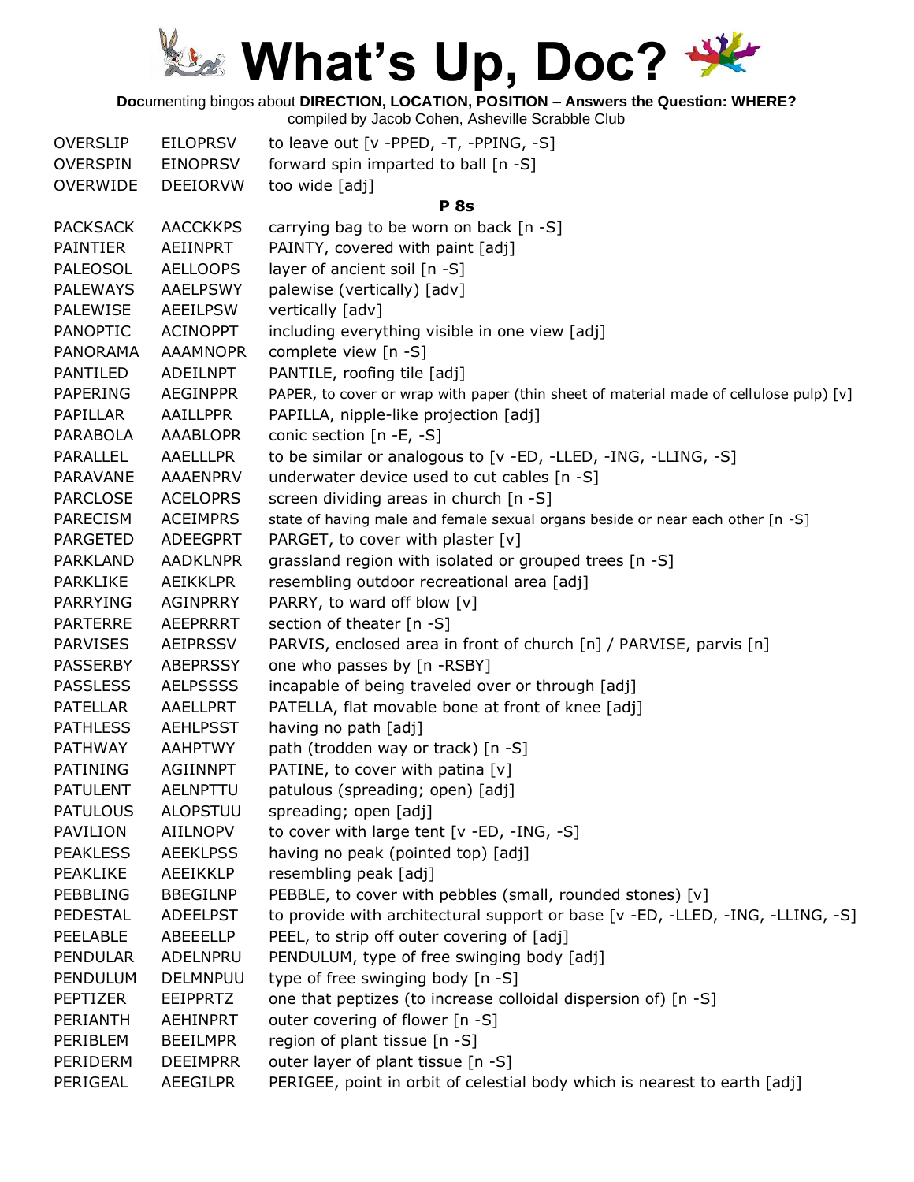# What's Up, Doc?

**Doc**umenting bingos about **DIRECTION, LOCATION, POSITION – Answers the Question: WHERE?**
compiled by Jacob Cohen, Asheville Scrabble Club

| | | |
|---|---|---|
| OVERSLIP | EILOPRSV | to leave out [v -PPED, -T, -PPING, -S] |
| OVERSPIN | EINOPRSV | forward spin imparted to ball [n -S] |
| OVERWIDE | DEEIORVW | too wide [adj] |

**P 8s**

| | | |
|---|---|---|
| PACKSACK | AACCKKPS | carrying bag to be worn on back [n -S] |
| PAINTIER | AEIINPRT | PAINTY, covered with paint [adj] |
| PALEOSOL | AELLOOPS | layer of ancient soil [n -S] |
| PALEWAYS | AAELPSWY | palewise (vertically) [adv] |
| PALEWISE | AEEILPSW | vertically [adv] |
| PANOPTIC | ACINOPPT | including everything visible in one view [adj] |
| PANORAMA | AAAMNOPR | complete view [n -S] |
| PANTILED | ADEILNPT | PANTILE, roofing tile [adj] |
| PAPERING | AEGINPPR | PAPER, to cover or wrap with paper (thin sheet of material made of cellulose pulp) [v] |
| PAPILLAR | AAILLPPR | PAPILLA, nipple-like projection [adj] |
| PARABOLA | AAABLOPR | conic section [n -E, -S] |
| PARALLEL | AAELLLPR | to be similar or analogous to [v -ED, -LLED, -ING, -LLING, -S] |
| PARAVANE | AAAENPRV | underwater device used to cut cables [n -S] |
| PARCLOSE | ACELOPRS | screen dividing areas in church [n -S] |
| PARECISM | ACEIMPRS | state of having male and female sexual organs beside or near each other [n -S] |
| PARGETED | ADEEGPRT | PARGET, to cover with plaster [v] |
| PARKLAND | AADKLNPR | grassland region with isolated or grouped trees [n -S] |
| PARKLIKE | AEIKKLPR | resembling outdoor recreational area [adj] |
| PARRYING | AGINPRRY | PARRY, to ward off blow [v] |
| PARTERRE | AEEPRRRT | section of theater [n -S] |
| PARVISES | AEIPRSSV | PARVIS, enclosed area in front of church [n] / PARVISE, parvis [n] |
| PASSERBY | ABEPRSSY | one who passes by [n -RSBY] |
| PASSLESS | AELPSSSS | incapable of being traveled over or through [adj] |
| PATELLAR | AAELLPRT | PATELLA, flat movable bone at front of knee [adj] |
| PATHLESS | AEHLPSST | having no path [adj] |
| PATHWAY | AAHPTWY | path (trodden way or track) [n -S] |
| PATINING | AGIINNPT | PATINE, to cover with patina [v] |
| PATULENT | AELNPTTU | patulous (spreading; open) [adj] |
| PATULOUS | ALOPSTUU | spreading; open [adj] |
| PAVILION | AIILNOPV | to cover with large tent [v -ED, -ING, -S] |
| PEAKLESS | AEEKLPSS | having no peak (pointed top) [adj] |
| PEAKLIKE | AEEIKKLP | resembling peak [adj] |
| PEBBLING | BBEGILNP | PEBBLE, to cover with pebbles (small, rounded stones) [v] |
| PEDESTAL | ADEELPST | to provide with architectural support or base [v -ED, -LLED, -ING, -LLING, -S] |
| PEELABLE | ABEEELLP | PEEL, to strip off outer covering of [adj] |
| PENDULAR | ADELNPRU | PENDULUM, type of free swinging body [adj] |
| PENDULUM | DELMNPUU | type of free swinging body [n -S] |
| PEPTIZER | EEIPPRTZ | one that peptizes (to increase colloidal dispersion of) [n -S] |
| PERIANTH | AEHINPRT | outer covering of flower [n -S] |
| PERIBLEM | BEEILMPR | region of plant tissue [n -S] |
| PERIDERM | DEEIMPRR | outer layer of plant tissue [n -S] |
| PERIGEAL | AEEGILPR | PERIGEE, point in orbit of celestial body which is nearest to earth [adj] |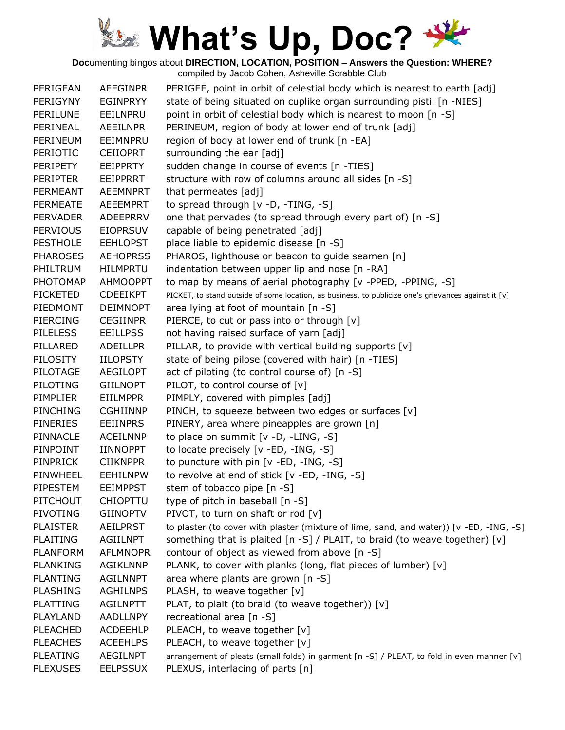# What's Up, Doc?

**Doc**umenting bingos about **DIRECTION, LOCATION, POSITION – Answers the Question: WHERE?**
compiled by Jacob Cohen, Asheville Scrabble Club

| | | |
|---|---|---|
| PERIGEAN | AEEGINPR | PERIGEE, point in orbit of celestial body which is nearest to earth [adj] |
| PERIGYNY | EGINPRYY | state of being situated on cuplike organ surrounding pistil [n -NIES] |
| PERILUNE | EEILNPRU | point in orbit of celestial body which is nearest to moon [n -S] |
| PERINEAL | AEEILNPR | PERINEUM, region of body at lower end of trunk [adj] |
| PERINEUM | EEIMNPRU | region of body at lower end of trunk [n -EA] |
| PERIOTIC | CEIIOPRT | surrounding the ear [adj] |
| PERIPETY | EEIPPRTY | sudden change in course of events [n -TIES] |
| PERIPTER | EEIPPRRT | structure with row of columns around all sides [n -S] |
| PERMEANT | AEEMNPRT | that permeates [adj] |
| PERMEATE | AEEEMPRT | to spread through [v -D, -TING, -S] |
| PERVADER | ADEEPRRV | one that pervades (to spread through every part of) [n -S] |
| PERVIOUS | EIOPRSUV | capable of being penetrated [adj] |
| PESTHOLE | EEHLOPST | place liable to epidemic disease [n -S] |
| PHAROSES | AEHOPRSS | PHAROS, lighthouse or beacon to guide seamen [n] |
| PHILTRUM | HILMPRTU | indentation between upper lip and nose [n -RA] |
| PHOTOMAP | AHMOOPPT | to map by means of aerial photography [v -PPED, -PPING, -S] |
| PICKETED | CDEEIKPT | PICKET, to stand outside of some location, as business, to publicize one's grievances against it [v] |
| PIEDMONT | DEIMNOPT | area lying at foot of mountain [n -S] |
| PIERCING | CEGIINPR | PIERCE, to cut or pass into or through [v] |
| PILELESS | EEILLPSS | not having raised surface of yarn [adj] |
| PILLARED | ADEILLPR | PILLAR, to provide with vertical building supports [v] |
| PILOSITY | IILOPSTY | state of being pilose (covered with hair) [n -TIES] |
| PILOTAGE | AEGILOPT | act of piloting (to control course of) [n -S] |
| PILOTING | GIILNOPT | PILOT, to control course of [v] |
| PIMPLIER | EIILMPPR | PIMPLY, covered with pimples [adj] |
| PINCHING | CGHIINNP | PINCH, to squeeze between two edges or surfaces [v] |
| PINERIES | EEIINPRS | PINERY, area where pineapples are grown [n] |
| PINNACLE | ACEILNNP | to place on summit [v -D, -LING, -S] |
| PINPOINT | IINNOPPT | to locate precisely [v -ED, -ING, -S] |
| PINPRICK | CIIKNPPR | to puncture with pin [v -ED, -ING, -S] |
| PINWHEEL | EEHILNPW | to revolve at end of stick [v -ED, -ING, -S] |
| PIPESTEM | EEIMPPST | stem of tobacco pipe [n -S] |
| PITCHOUT | CHIOPTTU | type of pitch in baseball [n -S] |
| PIVOTING | GIINOPTV | PIVOT, to turn on shaft or rod [v] |
| PLAISTER | AEILPRST | to plaster (to cover with plaster (mixture of lime, sand, and water)) [v -ED, -ING, -S] |
| PLAITING | AGIILNPT | something that is plaited [n -S] / PLAIT, to braid (to weave together) [v] |
| PLANFORM | AFLMNOPR | contour of object as viewed from above [n -S] |
| PLANKING | AGIKLNNP | PLANK, to cover with planks (long, flat pieces of lumber) [v] |
| PLANTING | AGILNNPT | area where plants are grown [n -S] |
| PLASHING | AGHILNPS | PLASH, to weave together [v] |
| PLATTING | AGILNPTT | PLAT, to plait (to braid (to weave together)) [v] |
| PLAYLAND | AADLLNPY | recreational area [n -S] |
| PLEACHED | ACDEEHLP | PLEACH, to weave together [v] |
| PLEACHES | ACEEHLPS | PLEACH, to weave together [v] |
| PLEATING | AEGILNPT | arrangement of pleats (small folds) in garment [n -S] / PLEAT, to fold in even manner [v] |
| PLEXUSES | EELPSSUX | PLEXUS, interlacing of parts [n] |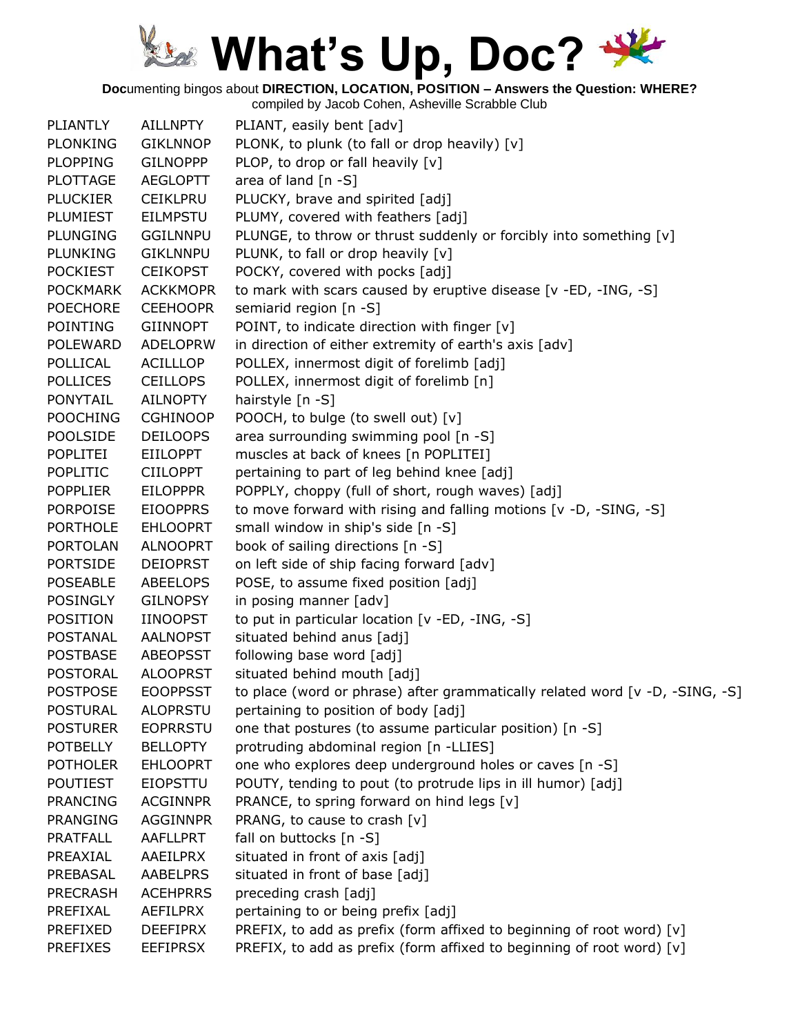# What's Up, Doc?

**Doc**umenting bingos about **DIRECTION, LOCATION, POSITION – Answers the Question: WHERE?**
compiled by Jacob Cohen, Asheville Scrabble Club

| | | |
|---|---|---|
| PLIANTLY | AILLNPTY | PLIANT, easily bent [adv] |
| PLONKING | GIKLNNOP | PLONK, to plunk (to fall or drop heavily) [v] |
| PLOPPING | GILNOPPP | PLOP, to drop or fall heavily [v] |
| PLOTTAGE | AEGLOPTT | area of land [n -S] |
| PLUCKIER | CEIKLPRU | PLUCKY, brave and spirited [adj] |
| PLUMIEST | EILMPSTU | PLUMY, covered with feathers [adj] |
| PLUNGING | GGILNNPU | PLUNGE, to throw or thrust suddenly or forcibly into something [v] |
| PLUNKING | GIKLNNPU | PLUNK, to fall or drop heavily [v] |
| POCKIEST | CEIKOPST | POCKY, covered with pocks [adj] |
| POCKMARK | ACKKMOPR | to mark with scars caused by eruptive disease [v -ED, -ING, -S] |
| POECHORE | CEEHOOPR | semiarid region [n -S] |
| POINTING | GIINNOPT | POINT, to indicate direction with finger [v] |
| POLEWARD | ADELOPRW | in direction of either extremity of earth's axis [adv] |
| POLLICAL | ACILLLOP | POLLEX, innermost digit of forelimb [adj] |
| POLLICES | CEILLOPS | POLLEX, innermost digit of forelimb [n] |
| PONYTAIL | AILNOPTY | hairstyle [n -S] |
| POOCHING | CGHINOOP | POOCH, to bulge (to swell out) [v] |
| POOLSIDE | DEILOOPS | area surrounding swimming pool [n -S] |
| POPLITEI | EIILOPPT | muscles at back of knees [n POPLITEI] |
| POPLITIC | CIILOPPT | pertaining to part of leg behind knee [adj] |
| POPPLIER | EILOPPPR | POPPLY, choppy (full of short, rough waves) [adj] |
| PORPOISE | EIOOPPRS | to move forward with rising and falling motions [v -D, -SING, -S] |
| PORTHOLE | EHLOOPRT | small window in ship's side [n -S] |
| PORTOLAN | ALNOOPRT | book of sailing directions [n -S] |
| PORTSIDE | DEIOPRST | on left side of ship facing forward [adv] |
| POSEABLE | ABEELOPS | POSE, to assume fixed position [adj] |
| POSINGLY | GILNOPSY | in posing manner [adv] |
| POSITION | IINOOPST | to put in particular location [v -ED, -ING, -S] |
| POSTANAL | AALNOPST | situated behind anus [adj] |
| POSTBASE | ABEOPSST | following base word [adj] |
| POSTORAL | ALOOPRST | situated behind mouth [adj] |
| POSTPOSE | EOOPPSST | to place (word or phrase) after grammatically related word [v -D, -SING, -S] |
| POSTURAL | ALOPRSTU | pertaining to position of body [adj] |
| POSTURER | EOPRRSTU | one that postures (to assume particular position) [n -S] |
| POTBELLY | BELLOPTY | protruding abdominal region [n -LLIES] |
| POTHOLER | EHLOOPRT | one who explores deep underground holes or caves [n -S] |
| POUTIEST | EIOPSTTU | POUTY, tending to pout (to protrude lips in ill humor) [adj] |
| PRANCING | ACGINNPR | PRANCE, to spring forward on hind legs [v] |
| PRANGING | AGGINNPR | PRANG, to cause to crash [v] |
| PRATFALL | AAFLLPRT | fall on buttocks [n -S] |
| PREAXIAL | AAEILPRX | situated in front of axis [adj] |
| PREBASAL | AABELPRS | situated in front of base [adj] |
| PRECRASH | ACEHPRRS | preceding crash [adj] |
| PREFIXAL | AEFILPRX | pertaining to or being prefix [adj] |
| PREFIXED | DEEFIPRX | PREFIX, to add as prefix (form affixed to beginning of root word) [v] |
| PREFIXES | EEFIPRSX | PREFIX, to add as prefix (form affixed to beginning of root word) [v] |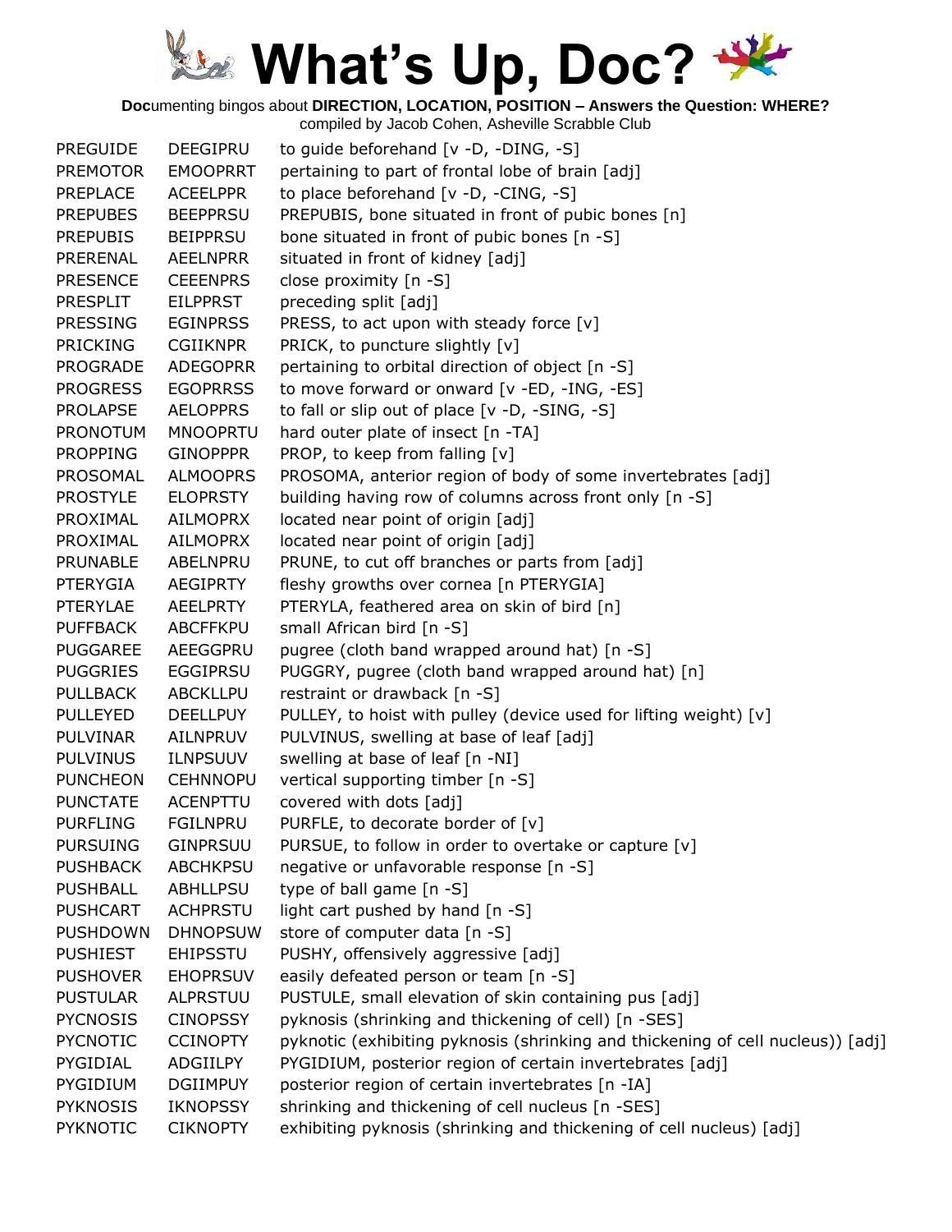# What's Up, Doc?

**Doc**umenting bingos about **DIRECTION, LOCATION, POSITION – Answers the Question: WHERE?**
compiled by Jacob Cohen, Asheville Scrabble Club

| | | |
|---|---|---|
| PREGUIDE | DEEGIPRU | to guide beforehand [v -D, -DING, -S] |
| PREMOTOR | EMOOPRRT | pertaining to part of frontal lobe of brain [adj] |
| PREPLACE | ACEELPPR | to place beforehand [v -D, -CING, -S] |
| PREPUBES | BEEPPRSU | PREPUBIS, bone situated in front of pubic bones [n] |
| PREPUBIS | BEIPPRSU | bone situated in front of pubic bones [n -S] |
| PRERENAL | AEELNPRR | situated in front of kidney [adj] |
| PRESENCE | CEEENPRS | close proximity [n -S] |
| PRESPLIT | EILPPRST | preceding split [adj] |
| PRESSING | EGINPRSS | PRESS, to act upon with steady force [v] |
| PRICKING | CGIIKNPR | PRICK, to puncture slightly [v] |
| PROGRADE | ADEGOPRR | pertaining to orbital direction of object [n -S] |
| PROGRESS | EGOPRRSS | to move forward or onward [v -ED, -ING, -ES] |
| PROLAPSE | AELOPPRS | to fall or slip out of place [v -D, -SING, -S] |
| PRONOTUM | MNOOPRTU | hard outer plate of insect [n -TA] |
| PROPPING | GINOPPPR | PROP, to keep from falling [v] |
| PROSOMAL | ALMOOPRS | PROSOMA, anterior region of body of some invertebrates [adj] |
| PROSTYLE | ELOPRSTY | building having row of columns across front only [n -S] |
| PROXIMAL | AILMOPRX | located near point of origin [adj] |
| PROXIMAL | AILMOPRX | located near point of origin [adj] |
| PRUNABLE | ABELNPRU | PRUNE, to cut off branches or parts from [adj] |
| PTERYGIA | AEGIPRTY | fleshy growths over cornea [n PTERYGIA] |
| PTERYLAE | AEELPRTY | PTERYLA, feathered area on skin of bird [n] |
| PUFFBACK | ABCFFKPU | small African bird [n -S] |
| PUGGAREE | AEEGGPRU | pugree (cloth band wrapped around hat) [n -S] |
| PUGGRIES | EGGIPRSU | PUGGRY, pugree (cloth band wrapped around hat) [n] |
| PULLBACK | ABCKLLPU | restraint or drawback [n -S] |
| PULLEYED | DEELLPUY | PULLEY, to hoist with pulley (device used for lifting weight) [v] |
| PULVINAR | AILNPRUV | PULVINUS, swelling at base of leaf [adj] |
| PULVINUS | ILNPSUUV | swelling at base of leaf [n -NI] |
| PUNCHEON | CEHNNOPU | vertical supporting timber [n -S] |
| PUNCTATE | ACENPTTU | covered with dots [adj] |
| PURFLING | FGILNPRU | PURFLE, to decorate border of [v] |
| PURSUING | GINPRSUU | PURSUE, to follow in order to overtake or capture [v] |
| PUSHBACK | ABCHKPSU | negative or unfavorable response [n -S] |
| PUSHBALL | ABHLLPSU | type of ball game [n -S] |
| PUSHCART | ACHPRSTU | light cart pushed by hand [n -S] |
| PUSHDOWN | DHNOPSUW | store of computer data [n -S] |
| PUSHIEST | EHIPSSTU | PUSHY, offensively aggressive [adj] |
| PUSHOVER | EHOPRSUV | easily defeated person or team [n -S] |
| PUSTULAR | ALPRSTUU | PUSTULE, small elevation of skin containing pus [adj] |
| PYCNOSIS | CINOPSSY | pyknosis (shrinking and thickening of cell) [n -SES] |
| PYCNOTIC | CCINOPTY | pyknotic (exhibiting pyknosis (shrinking and thickening of cell nucleus)) [adj] |
| PYGIDIAL | ADGIILPY | PYGIDIUM, posterior region of certain invertebrates [adj] |
| PYGIDIUM | DGIIMPUY | posterior region of certain invertebrates [n -IA] |
| PYKNOSIS | IKNOPSSY | shrinking and thickening of cell nucleus [n -SES] |
| PYKNOTIC | CIKNOPTY | exhibiting pyknosis (shrinking and thickening of cell nucleus) [adj] |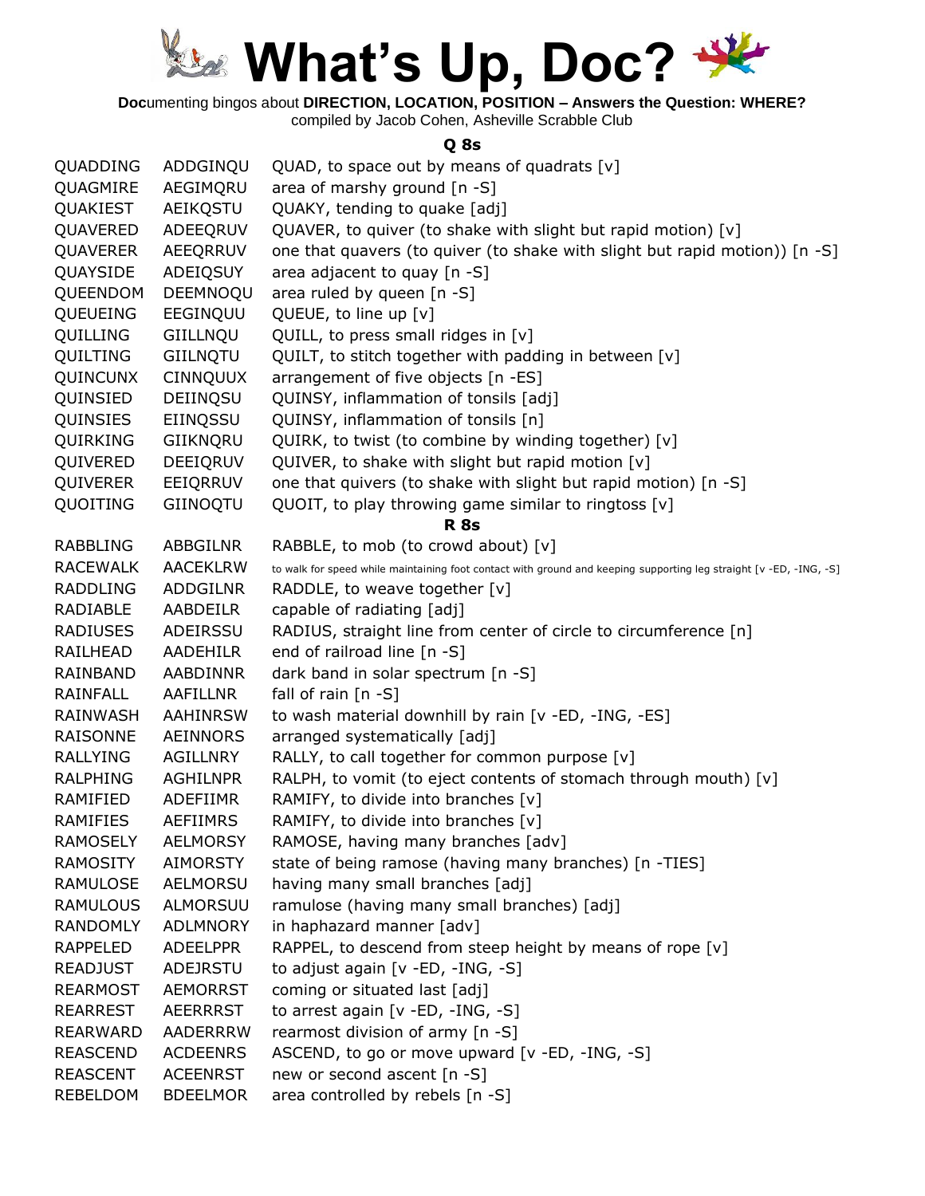# What's Up, Doc?

**Doc**umenting bingos about **DIRECTION, LOCATION, POSITION – Answers the Question: WHERE?**
compiled by Jacob Cohen, Asheville Scrabble Club

### Q 8s

| | | |
|---|---|---|
| QUADDING | ADDGINQU | QUAD, to space out by means of quadrats [v] |
| QUAGMIRE | AEGIMQRU | area of marshy ground [n -S] |
| QUAKIEST | AEIKQSTU | QUAKY, tending to quake [adj] |
| QUAVERED | ADEEQRUV | QUAVER, to quiver (to shake with slight but rapid motion) [v] |
| QUAVERER | AEEQRRUV | one that quavers (to quiver (to shake with slight but rapid motion)) [n -S] |
| QUAYSIDE | ADEIQSUY | area adjacent to quay [n -S] |
| QUEENDOM | DEEMNOQU | area ruled by queen [n -S] |
| QUEUEING | EEGINQUU | QUEUE, to line up [v] |
| QUILLING | GIILLNQU | QUILL, to press small ridges in [v] |
| QUILTING | GIILNQTU | QUILT, to stitch together with padding in between [v] |
| QUINCUNX | CINNQUUX | arrangement of five objects [n -ES] |
| QUINSIED | DEIINQSU | QUINSY, inflammation of tonsils [adj] |
| QUINSIES | EIINQSSU | QUINSY, inflammation of tonsils [n] |
| QUIRKING | GIIKNQRU | QUIRK, to twist (to combine by winding together) [v] |
| QUIVERED | DEEIQRUV | QUIVER, to shake with slight but rapid motion [v] |
| QUIVERER | EEIQRRUV | one that quivers (to shake with slight but rapid motion) [n -S] |
| QUOITING | GIINOQTU | QUOIT, to play throwing game similar to ringtoss [v] |

### R 8s

| | | |
|---|---|---|
| RABBLING | ABBGILNR | RABBLE, to mob (to crowd about) [v] |
| RACEWALK | AACEKLRW | to walk for speed while maintaining foot contact with ground and keeping supporting leg straight [v -ED, -ING, -S] |
| RADDLING | ADDGILNR | RADDLE, to weave together [v] |
| RADIABLE | AABDEILR | capable of radiating [adj] |
| RADIUSES | ADEIRSSU | RADIUS, straight line from center of circle to circumference [n] |
| RAILHEAD | AADEHILR | end of railroad line [n -S] |
| RAINBAND | AABDINNR | dark band in solar spectrum [n -S] |
| RAINFALL | AAFILLNR | fall of rain [n -S] |
| RAINWASH | AAHINRSW | to wash material downhill by rain [v -ED, -ING, -ES] |
| RAISONNE | AEINNORS | arranged systematically [adj] |
| RALLYING | AGILLNRY | RALLY, to call together for common purpose [v] |
| RALPHING | AGHILNPR | RALPH, to vomit (to eject contents of stomach through mouth) [v] |
| RAMIFIED | ADEFIIMR | RAMIFY, to divide into branches [v] |
| RAMIFIES | AEFIIMRS | RAMIFY, to divide into branches [v] |
| RAMOSELY | AELMORSY | RAMOSE, having many branches [adv] |
| RAMOSITY | AIMORSTY | state of being ramose (having many branches) [n -TIES] |
| RAMULOSE | AELMORSU | having many small branches [adj] |
| RAMULOUS | ALMORSUU | ramulose (having many small branches) [adj] |
| RANDOMLY | ADLMNORY | in haphazard manner [adv] |
| RAPPELED | ADEELPPR | RAPPEL, to descend from steep height by means of rope [v] |
| READJUST | ADEJRSTU | to adjust again [v -ED, -ING, -S] |
| REARMOST | AEMORRST | coming or situated last [adj] |
| REARREST | AEERRRST | to arrest again [v -ED, -ING, -S] |
| REARWARD | AADERRRW | rearmost division of army [n -S] |
| REASCEND | ACDEENRS | ASCEND, to go or move upward [v -ED, -ING, -S] |
| REASCENT | ACEENRST | new or second ascent [n -S] |
| REBELDOM | BDEELMOR | area controlled by rebels [n -S] |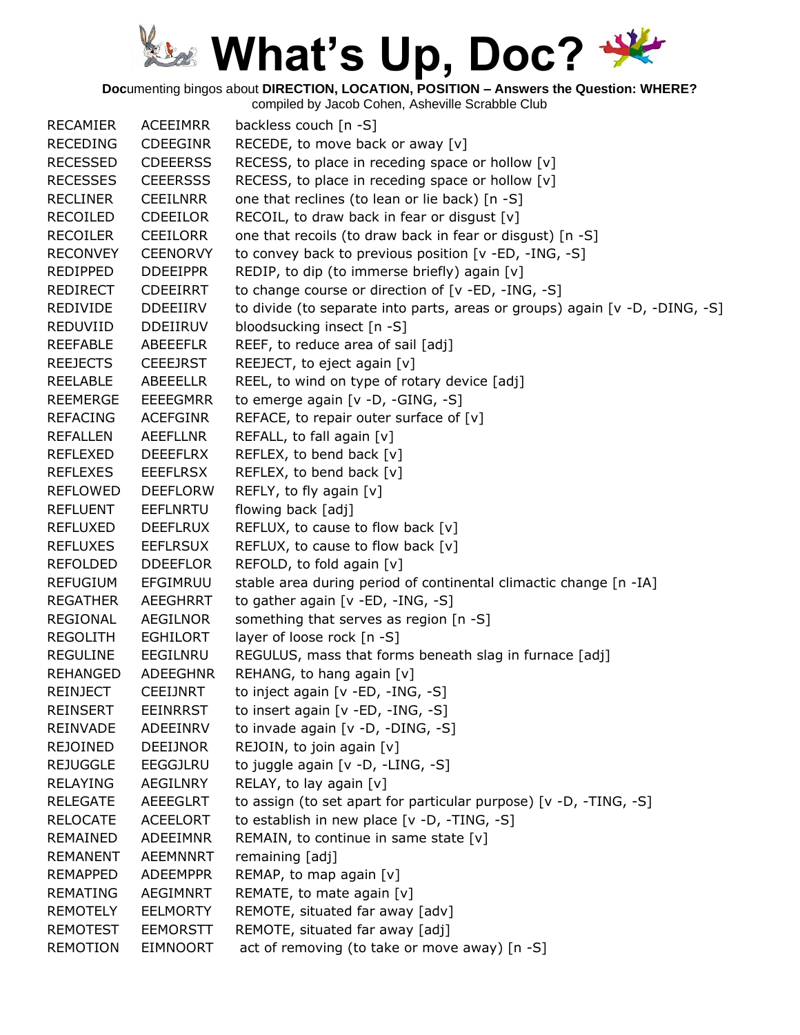# What's Up, Doc?

**Doc**umenting bingos about **DIRECTION, LOCATION, POSITION – Answers the Question: WHERE?**
compiled by Jacob Cohen, Asheville Scrabble Club

| | | |
|---|---|---|
| RECAMIER | ACEEIMRR | backless couch [n -S] |
| RECEDING | CDEEGINR | RECEDE, to move back or away [v] |
| RECESSED | CDEEERSS | RECESS, to place in receding space or hollow [v] |
| RECESSES | CEEERSSS | RECESS, to place in receding space or hollow [v] |
| RECLINER | CEEILNRR | one that reclines (to lean or lie back) [n -S] |
| RECOILED | CDEEILOR | RECOIL, to draw back in fear or disgust [v] |
| RECOILER | CEEILORR | one that recoils (to draw back in fear or disgust) [n -S] |
| RECONVEY | CEENORVY | to convey back to previous position [v -ED, -ING, -S] |
| REDIPPED | DDEEIPPR | REDIP, to dip (to immerse briefly) again [v] |
| REDIRECT | CDEEIRRT | to change course or direction of [v -ED, -ING, -S] |
| REDIVIDE | DDEEIIRV | to divide (to separate into parts, areas or groups) again [v -D, -DING, -S] |
| REDUVIID | DDEIIRUV | bloodsucking insect [n -S] |
| REEFABLE | ABEEEFLR | REEF, to reduce area of sail [adj] |
| REEJECTS | CEEEJRST | REEJECT, to eject again [v] |
| REELABLE | ABEEELLR | REEL, to wind on type of rotary device [adj] |
| REEMERGE | EEEEGMRR | to emerge again [v -D, -GING, -S] |
| REFACING | ACEFGINR | REFACE, to repair outer surface of [v] |
| REFALLEN | AEEFLLNR | REFALL, to fall again [v] |
| REFLEXED | DEEEFLRX | REFLEX, to bend back [v] |
| REFLEXES | EEEFLRSX | REFLEX, to bend back [v] |
| REFLOWED | DEEFLORW | REFLY, to fly again [v] |
| REFLUENT | EEFLNRTU | flowing back [adj] |
| REFLUXED | DEEFLRUX | REFLUX, to cause to flow back [v] |
| REFLUXES | EEFLRSUX | REFLUX, to cause to flow back [v] |
| REFOLDED | DDEEFLOR | REFOLD, to fold again [v] |
| REFUGIUM | EFGIMRUU | stable area during period of continental climactic change [n -IA] |
| REGATHER | AEEGHRRT | to gather again [v -ED, -ING, -S] |
| REGIONAL | AEGILNOR | something that serves as region [n -S] |
| REGOLITH | EGHILORT | layer of loose rock [n -S] |
| REGULINE | EEGILNRU | REGULUS, mass that forms beneath slag in furnace [adj] |
| REHANGED | ADEEGHNR | REHANG, to hang again [v] |
| REINJECT | CEEIJNRT | to inject again [v -ED, -ING, -S] |
| REINSERT | EEINRRST | to insert again [v -ED, -ING, -S] |
| REINVADE | ADEEINRV | to invade again [v -D, -DING, -S] |
| REJOINED | DEEIJNOR | REJOIN, to join again [v] |
| REJUGGLE | EEGGJLRU | to juggle again [v -D, -LING, -S] |
| RELAYING | AEGILNRY | RELAY, to lay again [v] |
| RELEGATE | AEEEGLRT | to assign (to set apart for particular purpose) [v -D, -TING, -S] |
| RELOCATE | ACEELORT | to establish in new place [v -D, -TING, -S] |
| REMAINED | ADEEIMNR | REMAIN, to continue in same state [v] |
| REMANENT | AEEMNNRT | remaining [adj] |
| REMAPPED | ADEEMPPR | REMAP, to map again [v] |
| REMATING | AEGIMNRT | REMATE, to mate again [v] |
| REMOTELY | EELMORTY | REMOTE, situated far away [adv] |
| REMOTEST | EEMORSTT | REMOTE, situated far away [adj] |
| REMOTION | EIMNOORT | act of removing (to take or move away) [n -S] |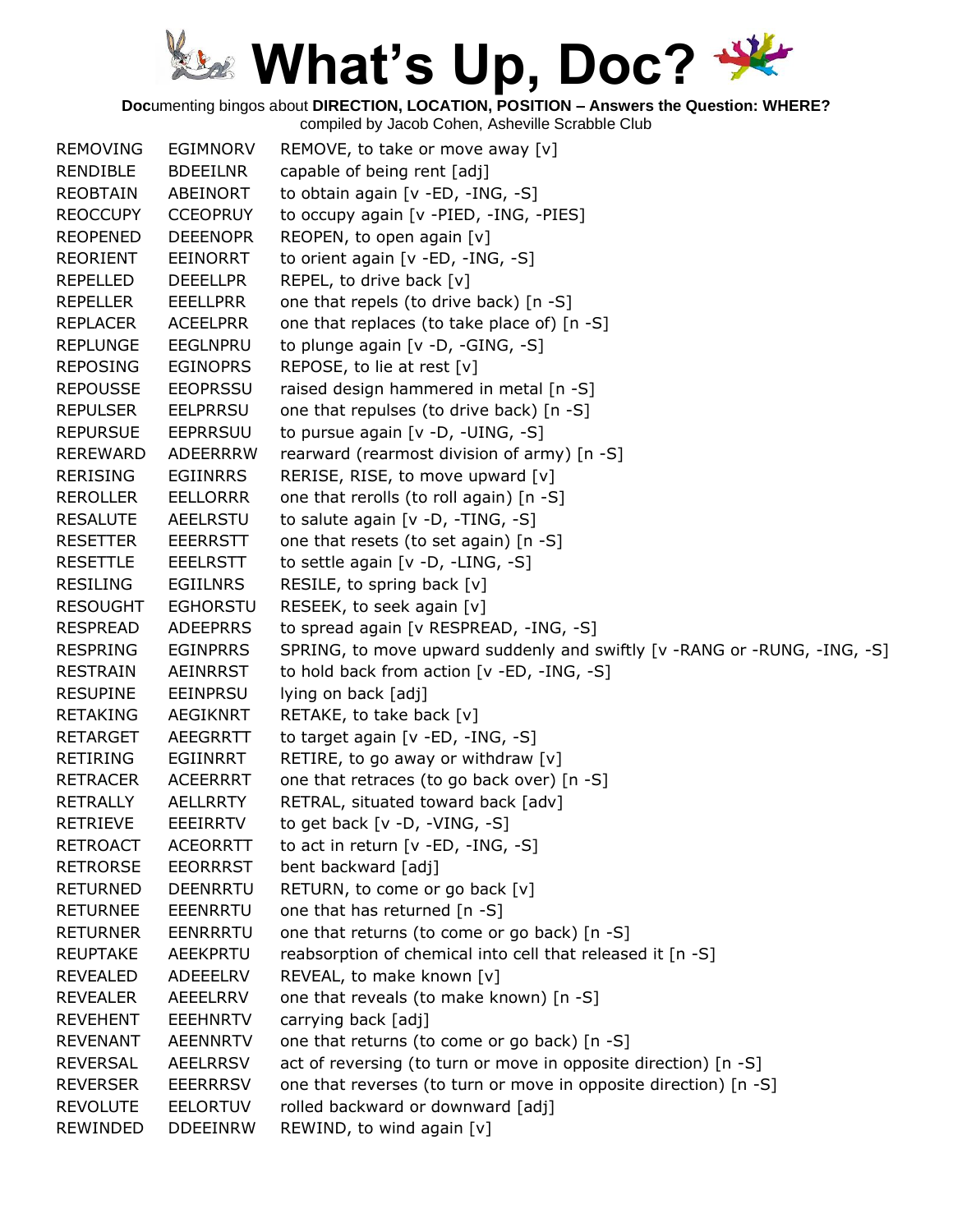# What's Up, Doc?

**Doc**umenting bingos about **DIRECTION, LOCATION, POSITION – Answers the Question: WHERE?**
compiled by Jacob Cohen, Asheville Scrabble Club

| | | |
|---|---|---|
| REMOVING | EGIMNORV | REMOVE, to take or move away [v] |
| RENDIBLE | BDEEILNR | capable of being rent [adj] |
| REOBTAIN | ABEINORT | to obtain again [v -ED, -ING, -S] |
| REOCCUPY | CCEOPRUY | to occupy again [v -PIED, -ING, -PIES] |
| REOPENED | DEEENOPR | REOPEN, to open again [v] |
| REORIENT | EEINORRT | to orient again [v -ED, -ING, -S] |
| REPELLED | DEEELLPR | REPEL, to drive back [v] |
| REPELLER | EEELLPRR | one that repels (to drive back) [n -S] |
| REPLACER | ACEELPRR | one that replaces (to take place of) [n -S] |
| REPLUNGE | EEGLNPRU | to plunge again [v -D, -GING, -S] |
| REPOSING | EGINOPRS | REPOSE, to lie at rest [v] |
| REPOUSSE | EEOPRSSU | raised design hammered in metal [n -S] |
| REPULSER | EELPRRSU | one that repulses (to drive back) [n -S] |
| REPURSUE | EEPRRSUU | to pursue again [v -D, -UING, -S] |
| REREWARD | ADEERRRW | rearward (rearmost division of army) [n -S] |
| RERISING | EGIINRRS | RERISE, RISE, to move upward [v] |
| REROLLER | EELLORRR | one that rerolls (to roll again) [n -S] |
| RESALUTE | AEELRSTU | to salute again [v -D, -TING, -S] |
| RESETTER | EEERRSTT | one that resets (to set again) [n -S] |
| RESETTLE | EEELRSTT | to settle again [v -D, -LING, -S] |
| RESILING | EGIILNRS | RESILE, to spring back [v] |
| RESOUGHT | EGHORSTU | RESEEK, to seek again [v] |
| RESPREAD | ADEEPRRS | to spread again [v RESPREAD, -ING, -S] |
| RESPRING | EGINPRRS | SPRING, to move upward suddenly and swiftly [v -RANG or -RUNG, -ING, -S] |
| RESTRAIN | AEINRRST | to hold back from action [v -ED, -ING, -S] |
| RESUPINE | EEINPRSU | lying on back [adj] |
| RETAKING | AEGIKNRT | RETAKE, to take back [v] |
| RETARGET | AEEGRRTT | to target again [v -ED, -ING, -S] |
| RETIRING | EGIINRRT | RETIRE, to go away or withdraw [v] |
| RETRACER | ACEERRRT | one that retraces (to go back over) [n -S] |
| RETRALLY | AELLRRTY | RETRAL, situated toward back [adv] |
| RETRIEVE | EEEIRRTV | to get back [v -D, -VING, -S] |
| RETROACT | ACEORRTT | to act in return [v -ED, -ING, -S] |
| RETRORSE | EEORRRST | bent backward [adj] |
| RETURNED | DEENRRTU | RETURN, to come or go back [v] |
| RETURNEE | EEENRRTU | one that has returned [n -S] |
| RETURNER | EENRRRTU | one that returns (to come or go back) [n -S] |
| REUPTAKE | AEEKPRTU | reabsorption of chemical into cell that released it [n -S] |
| REVEALED | ADEEELRV | REVEAL, to make known [v] |
| REVEALER | AEEELRRV | one that reveals (to make known) [n -S] |
| REVEHENT | EEEHNRTV | carrying back [adj] |
| REVENANT | AEENNRTV | one that returns (to come or go back) [n -S] |
| REVERSAL | AEELRRSV | act of reversing (to turn or move in opposite direction) [n -S] |
| REVERSER | EEERRRSV | one that reverses (to turn or move in opposite direction) [n -S] |
| REVOLUTE | EELORTUV | rolled backward or downward [adj] |
| REWINDED | DDEEINRW | REWIND, to wind again [v] |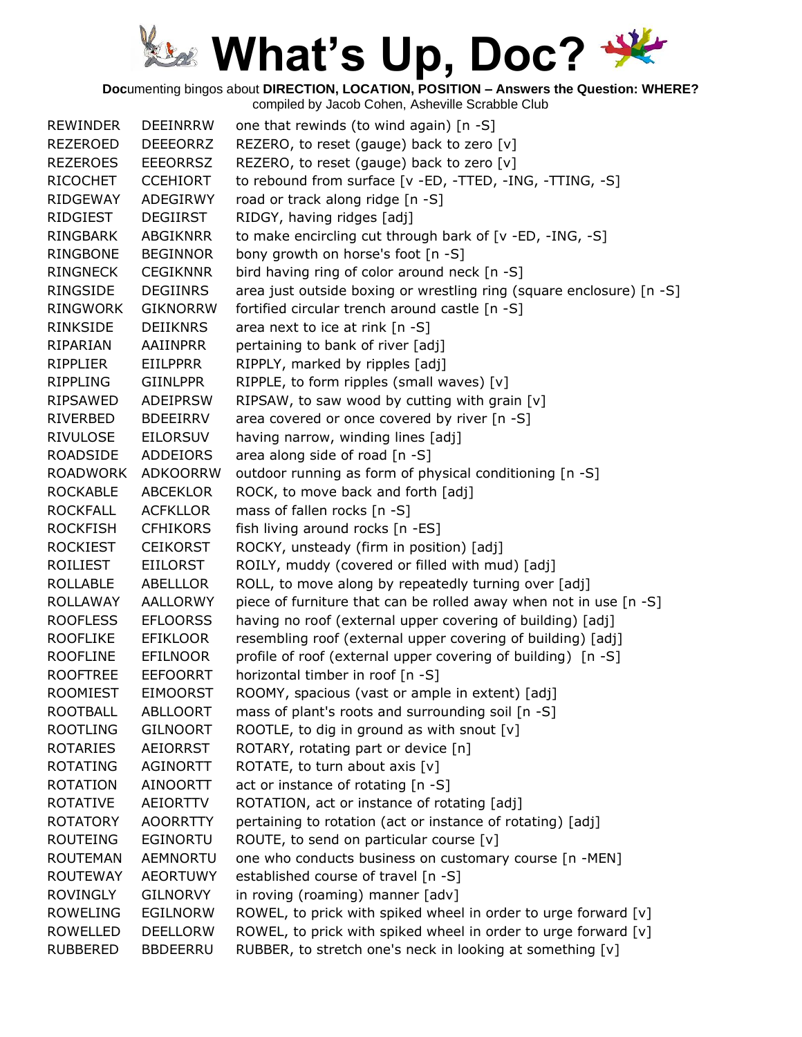# What's Up, Doc?

**Doc**umenting bingos about **DIRECTION, LOCATION, POSITION – Answers the Question: WHERE?**
compiled by Jacob Cohen, Asheville Scrabble Club

| | | |
|---|---|---|
| REWINDER | DEEINRRW | one that rewinds (to wind again) [n -S] |
| REZEROED | DEEEORRZ | REZERO, to reset (gauge) back to zero [v] |
| REZEROES | EEEORRSZ | REZERO, to reset (gauge) back to zero [v] |
| RICOCHET | CCEHIORT | to rebound from surface [v -ED, -TTED, -ING, -TTING, -S] |
| RIDGEWAY | ADEGIRWY | road or track along ridge [n -S] |
| RIDGIEST | DEGIIRST | RIDGY, having ridges [adj] |
| RINGBARK | ABGIKNRR | to make encircling cut through bark of [v -ED, -ING, -S] |
| RINGBONE | BEGINNOR | bony growth on horse's foot [n -S] |
| RINGNECK | CEGIKNNR | bird having ring of color around neck [n -S] |
| RINGSIDE | DEGIINRS | area just outside boxing or wrestling ring (square enclosure) [n -S] |
| RINGWORK | GIKNORRW | fortified circular trench around castle [n -S] |
| RINKSIDE | DEIIKNRS | area next to ice at rink [n -S] |
| RIPARIAN | AAIINPRR | pertaining to bank of river [adj] |
| RIPPLIER | EIILPPRR | RIPPLY, marked by ripples [adj] |
| RIPPLING | GIINLPPR | RIPPLE, to form ripples (small waves) [v] |
| RIPSAWED | ADEIPRSW | RIPSAW, to saw wood by cutting with grain [v] |
| RIVERBED | BDEEIRRV | area covered or once covered by river [n -S] |
| RIVULOSE | EILORSUV | having narrow, winding lines [adj] |
| ROADSIDE | ADDEIORS | area along side of road [n -S] |
| ROADWORK | ADKOORRW | outdoor running as form of physical conditioning [n -S] |
| ROCKABLE | ABCEKLOR | ROCK, to move back and forth [adj] |
| ROCKFALL | ACFKLLOR | mass of fallen rocks [n -S] |
| ROCKFISH | CFHIKORS | fish living around rocks [n -ES] |
| ROCKIEST | CEIKORST | ROCKY, unsteady (firm in position) [adj] |
| ROILIEST | EIILORST | ROILY, muddy (covered or filled with mud) [adj] |
| ROLLABLE | ABELLLOR | ROLL, to move along by repeatedly turning over [adj] |
| ROLLAWAY | AALLORWY | piece of furniture that can be rolled away when not in use [n -S] |
| ROOFLESS | EFLOORSS | having no roof (external upper covering of building) [adj] |
| ROOFLIKE | EFIKLOOR | resembling roof (external upper covering of building) [adj] |
| ROOFLINE | EFILNOOR | profile of roof (external upper covering of building) [n -S] |
| ROOFTREE | EEFOORRT | horizontal timber in roof [n -S] |
| ROOMIEST | EIMOORST | ROOMY, spacious (vast or ample in extent) [adj] |
| ROOTBALL | ABLLOORT | mass of plant's roots and surrounding soil [n -S] |
| ROOTLING | GILNOORT | ROOTLE, to dig in ground as with snout [v] |
| ROTARIES | AEIORRST | ROTARY, rotating part or device [n] |
| ROTATING | AGINORTT | ROTATE, to turn about axis [v] |
| ROTATION | AINOORTT | act or instance of rotating [n -S] |
| ROTATIVE | AEIORTTV | ROTATION, act or instance of rotating [adj] |
| ROTATORY | AOORRTTY | pertaining to rotation (act or instance of rotating) [adj] |
| ROUTEING | EGINORTU | ROUTE, to send on particular course [v] |
| ROUTEMAN | AEMNORTU | one who conducts business on customary course [n -MEN] |
| ROUTEWAY | AEORTUWY | established course of travel [n -S] |
| ROVINGLY | GILNORVY | in roving (roaming) manner [adv] |
| ROWELING | EGILNORW | ROWEL, to prick with spiked wheel in order to urge forward [v] |
| ROWELLED | DEELLORW | ROWEL, to prick with spiked wheel in order to urge forward [v] |
| RUBBERED | BBDEERRU | RUBBER, to stretch one's neck in looking at something [v] |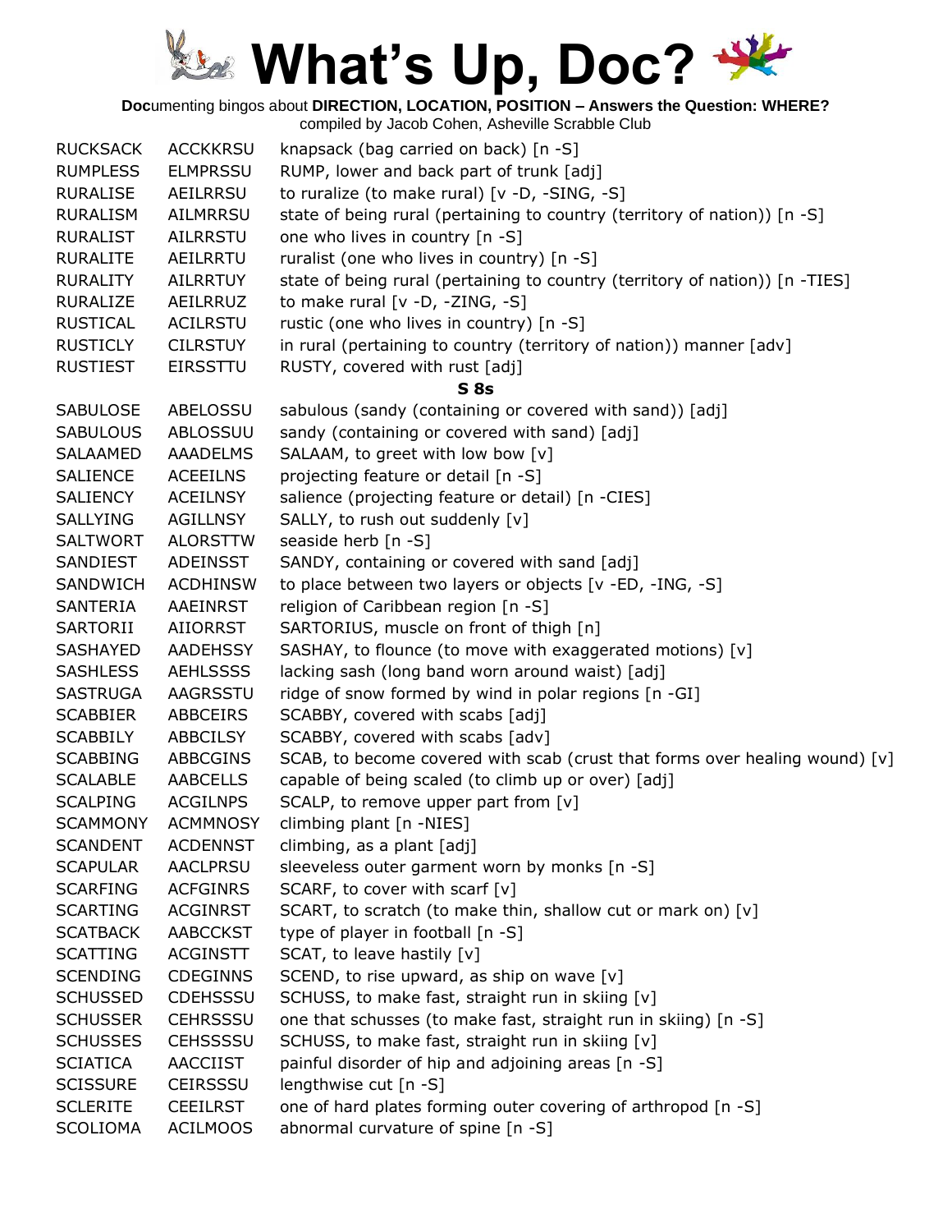# What's Up, Doc?

**Doc**umenting bingos about **DIRECTION, LOCATION, POSITION – Answers the Question: WHERE?**
compiled by Jacob Cohen, Asheville Scrabble Club

| | | |
|---|---|---|
| RUCKSACK | ACCKKRSU | knapsack (bag carried on back) [n -S] |
| RUMPLESS | ELMPRSSU | RUMP, lower and back part of trunk [adj] |
| RURALISE | AEILRRSU | to ruralize (to make rural) [v -D, -SING, -S] |
| RURALISM | AILMRRSU | state of being rural (pertaining to country (territory of nation)) [n -S] |
| RURALIST | AILRRSTU | one who lives in country [n -S] |
| RURALITE | AEILRRTU | ruralist (one who lives in country) [n -S] |
| RURALITY | AILRRTUY | state of being rural (pertaining to country (territory of nation)) [n -TIES] |
| RURALIZE | AEILRRUZ | to make rural [v -D, -ZING, -S] |
| RUSTICAL | ACILRSTU | rustic (one who lives in country) [n -S] |
| RUSTICLY | CILRSTUY | in rural (pertaining to country (territory of nation)) manner [adv] |
| RUSTIEST | EIRSSTTU | RUSTY, covered with rust [adj] |

**S 8s**

| | | |
|---|---|---|
| SABULOSE | ABELOSSU | sabulous (sandy (containing or covered with sand)) [adj] |
| SABULOUS | ABLOSSUU | sandy (containing or covered with sand) [adj] |
| SALAAMED | AAADELMS | SALAAM, to greet with low bow [v] |
| SALIENCE | ACEEILNS | projecting feature or detail [n -S] |
| SALIENCY | ACEILNSY | salience (projecting feature or detail) [n -CIES] |
| SALLYING | AGILLNSY | SALLY, to rush out suddenly [v] |
| SALTWORT | ALORSTTW | seaside herb [n -S] |
| SANDIEST | ADEINSST | SANDY, containing or covered with sand [adj] |
| SANDWICH | ACDHINSW | to place between two layers or objects [v -ED, -ING, -S] |
| SANTERIA | AAEINRST | religion of Caribbean region [n -S] |
| SARTORII | AIIORRST | SARTORIUS, muscle on front of thigh [n] |
| SASHAYED | AADEHSSY | SASHAY, to flounce (to move with exaggerated motions) [v] |
| SASHLESS | AEHLSSSS | lacking sash (long band worn around waist) [adj] |
| SASTRUGA | AAGRSSTU | ridge of snow formed by wind in polar regions [n -GI] |
| SCABBIER | ABBCEIRS | SCABBY, covered with scabs [adj] |
| SCABBILY | ABBCILSY | SCABBY, covered with scabs [adv] |
| SCABBING | ABBCGINS | SCAB, to become covered with scab (crust that forms over healing wound) [v] |
| SCALABLE | AABCELLS | capable of being scaled (to climb up or over) [adj] |
| SCALPING | ACGILNPS | SCALP, to remove upper part from [v] |
| SCAMMONY | ACMMNOSY | climbing plant [n -NIES] |
| SCANDENT | ACDENNST | climbing, as a plant [adj] |
| SCAPULAR | AACLPRSU | sleeveless outer garment worn by monks [n -S] |
| SCARFING | ACFGINRS | SCARF, to cover with scarf [v] |
| SCARTING | ACGINRST | SCART, to scratch (to make thin, shallow cut or mark on) [v] |
| SCATBACK | AABCCKST | type of player in football [n -S] |
| SCATTING | ACGINSTT | SCAT, to leave hastily [v] |
| SCENDING | CDEGINNS | SCEND, to rise upward, as ship on wave [v] |
| SCHUSSED | CDEHSSSU | SCHUSS, to make fast, straight run in skiing [v] |
| SCHUSSER | CEHRSSSU | one that schusses (to make fast, straight run in skiing) [n -S] |
| SCHUSSES | CEHSSSSU | SCHUSS, to make fast, straight run in skiing [v] |
| SCIATICA | AACCIIST | painful disorder of hip and adjoining areas [n -S] |
| SCISSURE | CEIRSSSU | lengthwise cut [n -S] |
| SCLERITE | CEEILRST | one of hard plates forming outer covering of arthropod [n -S] |
| SCOLIOMA | ACILMOOS | abnormal curvature of spine [n -S] |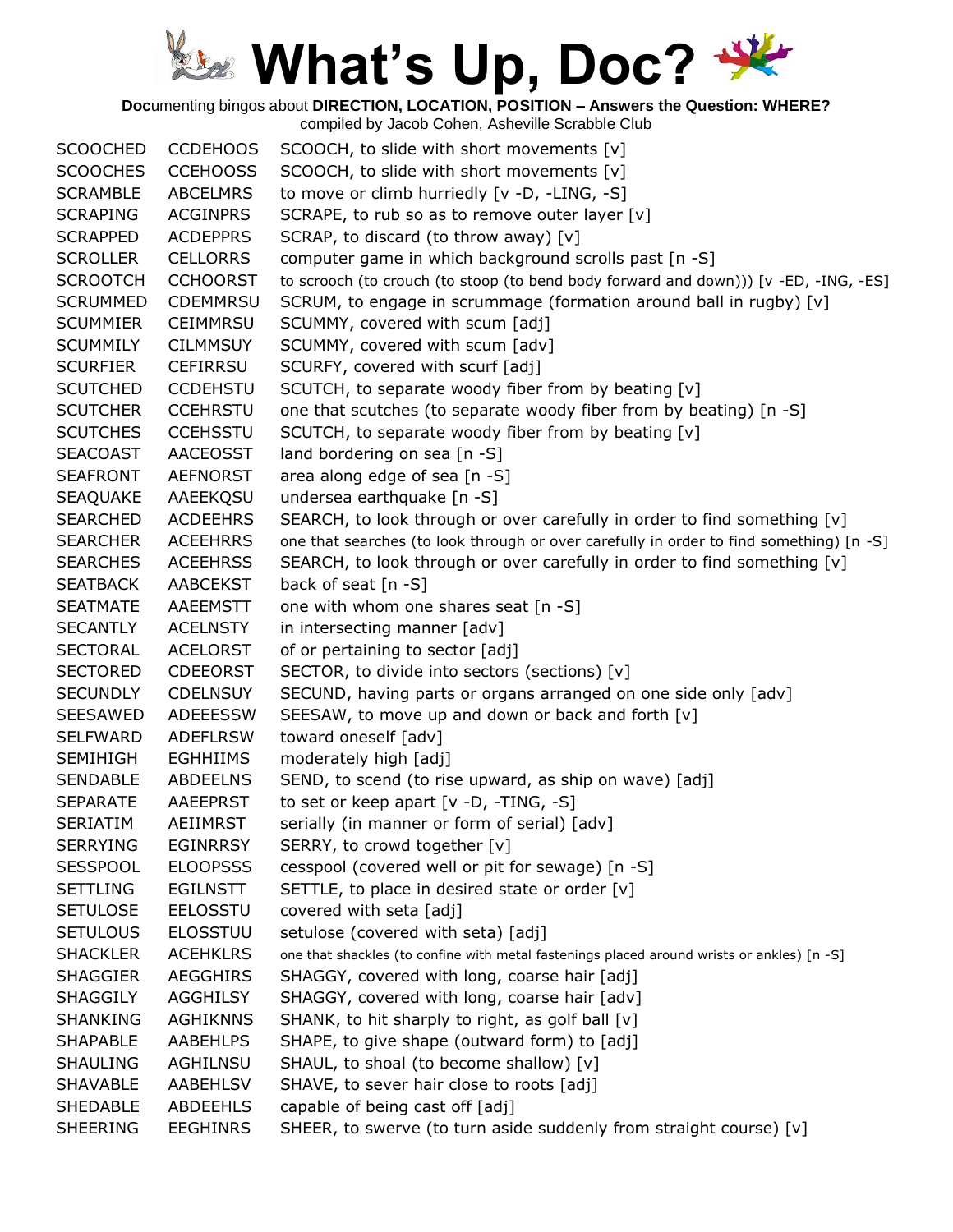# What's Up, Doc?

**Doc**umenting bingos about **DIRECTION, LOCATION, POSITION – Answers the Question: WHERE?**
compiled by Jacob Cohen, Asheville Scrabble Club

| | | |
|---|---|---|
| SCOOCHED | CCDEHOOS | SCOOCH, to slide with short movements [v] |
| SCOOCHES | CCEHOOSS | SCOOCH, to slide with short movements [v] |
| SCRAMBLE | ABCELMRS | to move or climb hurriedly [v -D, -LING, -S] |
| SCRAPING | ACGINPRS | SCRAPE, to rub so as to remove outer layer [v] |
| SCRAPPED | ACDEPPRS | SCRAP, to discard (to throw away) [v] |
| SCROLLER | CELLORRS | computer game in which background scrolls past [n -S] |
| SCROOTCH | CCHOORST | to scrooch (to crouch (to stoop (to bend body forward and down))) [v -ED, -ING, -ES] |
| SCRUMMED | CDEMMRSU | SCRUM, to engage in scrummage (formation around ball in rugby) [v] |
| SCUMMIER | CEIMMRSU | SCUMMY, covered with scum [adj] |
| SCUMMILY | CILMMSUY | SCUMMY, covered with scum [adv] |
| SCURFIER | CEFIRRSU | SCURFY, covered with scurf [adj] |
| SCUTCHED | CCDEHSTU | SCUTCH, to separate woody fiber from by beating [v] |
| SCUTCHER | CCEHRSTU | one that scutches (to separate woody fiber from by beating) [n -S] |
| SCUTCHES | CCEHSSTU | SCUTCH, to separate woody fiber from by beating [v] |
| SEACOAST | AACEOSST | land bordering on sea [n -S] |
| SEAFRONT | AEFNORST | area along edge of sea [n -S] |
| SEAQUAKE | AAEEKQSU | undersea earthquake [n -S] |
| SEARCHED | ACDEEHRS | SEARCH, to look through or over carefully in order to find something [v] |
| SEARCHER | ACEEHRRS | one that searches (to look through or over carefully in order to find something) [n -S] |
| SEARCHES | ACEEHRSS | SEARCH, to look through or over carefully in order to find something [v] |
| SEATBACK | AABCEKST | back of seat [n -S] |
| SEATMATE | AAEEMSTT | one with whom one shares seat [n -S] |
| SECANTLY | ACELNSTY | in intersecting manner [adv] |
| SECTORAL | ACELORST | of or pertaining to sector [adj] |
| SECTORED | CDEEORST | SECTOR, to divide into sectors (sections) [v] |
| SECUNDLY | CDELNSUY | SECUND, having parts or organs arranged on one side only [adv] |
| SEESAWED | ADEEESSW | SEESAW, to move up and down or back and forth [v] |
| SELFWARD | ADEFLRSW | toward oneself [adv] |
| SEMIHIGH | EGHHIIMS | moderately high [adj] |
| SENDABLE | ABDEELNS | SEND, to scend (to rise upward, as ship on wave) [adj] |
| SEPARATE | AAEEPRST | to set or keep apart [v -D, -TING, -S] |
| SERIATIM | AEIIMRST | serially (in manner or form of serial) [adv] |
| SERRYING | EGINRRSY | SERRY, to crowd together [v] |
| SESSPOOL | ELOOPSSS | cesspool (covered well or pit for sewage) [n -S] |
| SETTLING | EGILNSTT | SETTLE, to place in desired state or order [v] |
| SETULOSE | EELOSSTU | covered with seta [adj] |
| SETULOUS | ELOSSTUU | setulose (covered with seta) [adj] |
| SHACKLER | ACEHKLRS | one that shackles (to confine with metal fastenings placed around wrists or ankles) [n -S] |
| SHAGGIER | AEGGHIRS | SHAGGY, covered with long, coarse hair [adj] |
| SHAGGILY | AGGHILSY | SHAGGY, covered with long, coarse hair [adv] |
| SHANKING | AGHIKNNS | SHANK, to hit sharply to right, as golf ball [v] |
| SHAPABLE | AABEHLPS | SHAPE, to give shape (outward form) to [adj] |
| SHAULING | AGHILNSU | SHAUL, to shoal (to become shallow) [v] |
| SHAVABLE | AABEHLSV | SHAVE, to sever hair close to roots [adj] |
| SHEDABLE | ABDEEHLS | capable of being cast off [adj] |
| SHEERING | EEGHINRS | SHEER, to swerve (to turn aside suddenly from straight course) [v] |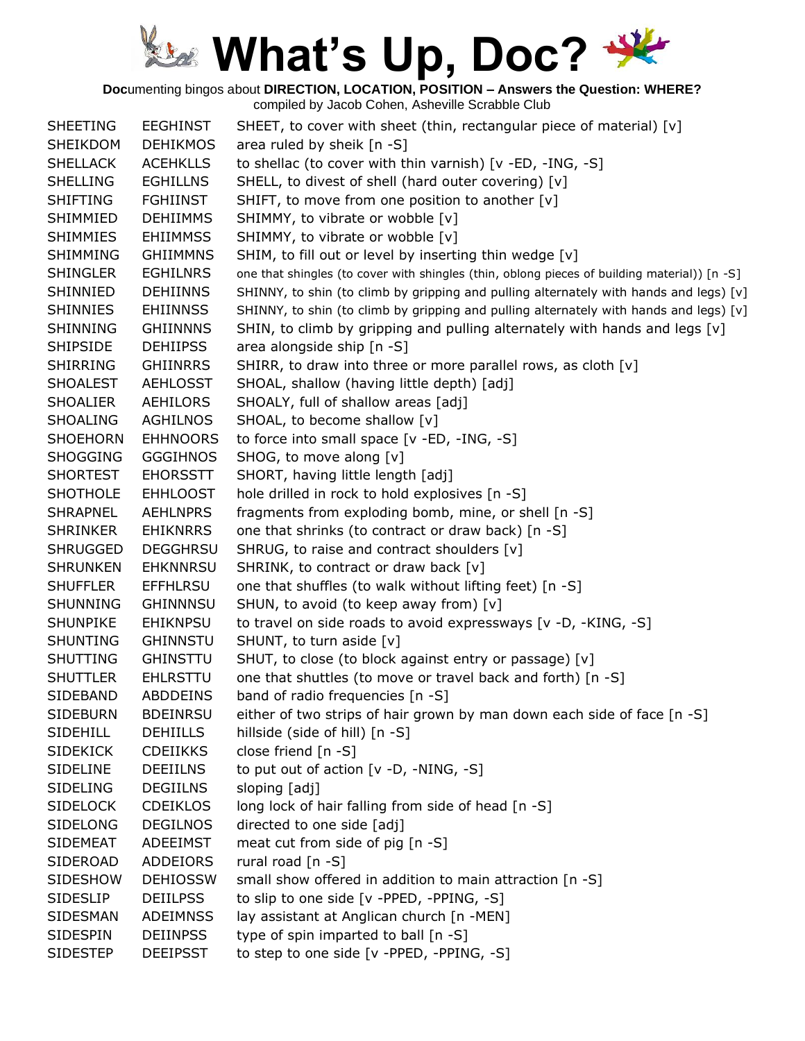# What's Up, Doc?

**Doc**umenting bingos about **DIRECTION, LOCATION, POSITION – Answers the Question: WHERE?**
compiled by Jacob Cohen, Asheville Scrabble Club

| | | |
|---|---|---|
| SHEETING | EEGHINST | SHEET, to cover with sheet (thin, rectangular piece of material) [v] |
| SHEIKDOM | DEHIKMOS | area ruled by sheik [n -S] |
| SHELLACK | ACEHKLLS | to shellac (to cover with thin varnish) [v -ED, -ING, -S] |
| SHELLING | EGHILLNS | SHELL, to divest of shell (hard outer covering) [v] |
| SHIFTING | FGHIINST | SHIFT, to move from one position to another [v] |
| SHIMMIED | DEHIIMMS | SHIMMY, to vibrate or wobble [v] |
| SHIMMIES | EHIIMMSS | SHIMMY, to vibrate or wobble [v] |
| SHIMMING | GHIIMMNS | SHIM, to fill out or level by inserting thin wedge [v] |
| SHINGLER | EGHILNRS | one that shingles (to cover with shingles (thin, oblong pieces of building material)) [n -S] |
| SHINNIED | DEHIINNS | SHINNY, to shin (to climb by gripping and pulling alternately with hands and legs) [v] |
| SHINNIES | EHIINNSS | SHINNY, to shin (to climb by gripping and pulling alternately with hands and legs) [v] |
| SHINNING | GHIINNNS | SHIN, to climb by gripping and pulling alternately with hands and legs [v] |
| SHIPSIDE | DEHIIPSS | area alongside ship [n -S] |
| SHIRRING | GHIINRRS | SHIRR, to draw into three or more parallel rows, as cloth [v] |
| SHOALEST | AEHLOSST | SHOAL, shallow (having little depth) [adj] |
| SHOALIER | AEHILORS | SHOALY, full of shallow areas [adj] |
| SHOALING | AGHILNOS | SHOAL, to become shallow [v] |
| SHOEHORN | EHHNOORS | to force into small space [v -ED, -ING, -S] |
| SHOGGING | GGGIHNOS | SHOG, to move along [v] |
| SHORTEST | EHORSSTT | SHORT, having little length [adj] |
| SHOTHOLE | EHHLOOST | hole drilled in rock to hold explosives [n -S] |
| SHRAPNEL | AEHLNPRS | fragments from exploding bomb, mine, or shell [n -S] |
| SHRINKER | EHIKNRRS | one that shrinks (to contract or draw back) [n -S] |
| SHRUGGED | DEGGHRSU | SHRUG, to raise and contract shoulders [v] |
| SHRUNKEN | EHKNNRSU | SHRINK, to contract or draw back [v] |
| SHUFFLER | EFFHLRSU | one that shuffles (to walk without lifting feet) [n -S] |
| SHUNNING | GHINNNSU | SHUN, to avoid (to keep away from) [v] |
| SHUNPIKE | EHIKNPSU | to travel on side roads to avoid expressways [v -D, -KING, -S] |
| SHUNTING | GHINNSTU | SHUNT, to turn aside [v] |
| SHUTTING | GHINSTTU | SHUT, to close (to block against entry or passage) [v] |
| SHUTTLER | EHLRSTTU | one that shuttles (to move or travel back and forth) [n -S] |
| SIDEBAND | ABDDEINS | band of radio frequencies [n -S] |
| SIDEBURN | BDEINRSU | either of two strips of hair grown by man down each side of face [n -S] |
| SIDEHILL | DEHIILLS | hillside (side of hill) [n -S] |
| SIDEKICK | CDEIIKKS | close friend [n -S] |
| SIDELINE | DEEIILNS | to put out of action [v -D, -NING, -S] |
| SIDELING | DEGIILNS | sloping [adj] |
| SIDELOCK | CDEIKLOS | long lock of hair falling from side of head [n -S] |
| SIDELONG | DEGILNOS | directed to one side [adj] |
| SIDEMEAT | ADEEIMST | meat cut from side of pig [n -S] |
| SIDEROAD | ADDEIORS | rural road [n -S] |
| SIDESHOW | DEHIOSSW | small show offered in addition to main attraction [n -S] |
| SIDESLIP | DEIILPSS | to slip to one side [v -PPED, -PPING, -S] |
| SIDESMAN | ADEIMNSS | lay assistant at Anglican church [n -MEN] |
| SIDESPIN | DEIINPSS | type of spin imparted to ball [n -S] |
| SIDESTEP | DEEIPSST | to step to one side [v -PPED, -PPING, -S] |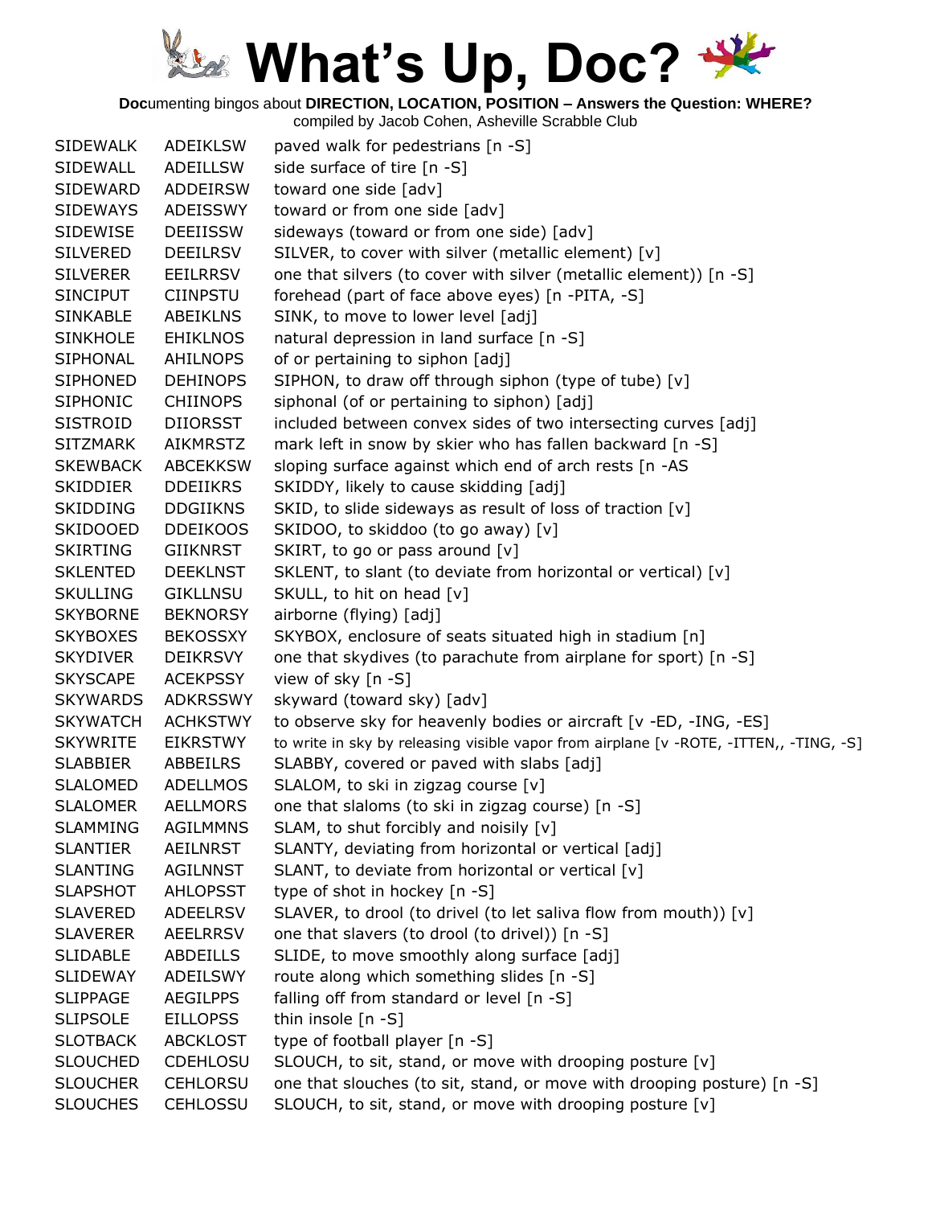# What's Up, Doc?

**Doc**umenting bingos about **DIRECTION, LOCATION, POSITION – Answers the Question: WHERE?**

compiled by Jacob Cohen, Asheville Scrabble Club

| | | |
|---|---|---|
| SIDEWALK | ADEIKLSW | paved walk for pedestrians [n -S] |
| SIDEWALL | ADEILLSW | side surface of tire [n -S] |
| SIDEWARD | ADDEIRSW | toward one side [adv] |
| SIDEWAYS | ADEISSWY | toward or from one side [adv] |
| SIDEWISE | DEEIISSW | sideways (toward or from one side) [adv] |
| SILVERED | DEEILRSV | SILVER, to cover with silver (metallic element) [v] |
| SILVERER | EEILRRSV | one that silvers (to cover with silver (metallic element)) [n -S] |
| SINCIPUT | CIINPSTU | forehead (part of face above eyes) [n -PITA, -S] |
| SINKABLE | ABEIKLNS | SINK, to move to lower level [adj] |
| SINKHOLE | EHIKLNOS | natural depression in land surface [n -S] |
| SIPHONAL | AHILNOPS | of or pertaining to siphon [adj] |
| SIPHONED | DEHINOPS | SIPHON, to draw off through siphon (type of tube) [v] |
| SIPHONIC | CHIINOPS | siphonal (of or pertaining to siphon) [adj] |
| SISTROID | DIIORSST | included between convex sides of two intersecting curves [adj] |
| SITZMARK | AIKMRSTZ | mark left in snow by skier who has fallen backward [n -S] |
| SKEWBACK | ABCEKKSW | sloping surface against which end of arch rests [n -AS |
| SKIDDIER | DDEIIKRS | SKIDDY, likely to cause skidding [adj] |
| SKIDDING | DDGIIKNS | SKID, to slide sideways as result of loss of traction [v] |
| SKIDOOED | DDEIKOOS | SKIDOO, to skiddoo (to go away) [v] |
| SKIRTING | GIIKNRST | SKIRT, to go or pass around [v] |
| SKLENTED | DEEKLNST | SKLENT, to slant (to deviate from horizontal or vertical) [v] |
| SKULLING | GIKLLNSU | SKULL, to hit on head [v] |
| SKYBORNE | BEKNORSY | airborne (flying) [adj] |
| SKYBOXES | BEKOSSXY | SKYBOX, enclosure of seats situated high in stadium [n] |
| SKYDIVER | DEIKRSVY | one that skydives (to parachute from airplane for sport) [n -S] |
| SKYSCAPE | ACEKPSSY | view of sky [n -S] |
| SKYWARDS | ADKRSSWY | skyward (toward sky) [adv] |
| SKYWATCH | ACHKSTWY | to observe sky for heavenly bodies or aircraft [v -ED, -ING, -ES] |
| SKYWRITE | EIKRSTWY | to write in sky by releasing visible vapor from airplane [v -ROTE, -ITTEN,, -TING, -S] |
| SLABBIER | ABBEILRS | SLABBY, covered or paved with slabs [adj] |
| SLALOMED | ADELLMOS | SLALOM, to ski in zigzag course [v] |
| SLALOMER | AELLMORS | one that slaloms (to ski in zigzag course) [n -S] |
| SLAMMING | AGILMMNS | SLAM, to shut forcibly and noisily [v] |
| SLANTIER | AEILNRST | SLANTY, deviating from horizontal or vertical [adj] |
| SLANTING | AGILNNST | SLANT, to deviate from horizontal or vertical [v] |
| SLAPSHOT | AHLOPSST | type of shot in hockey [n -S] |
| SLAVERED | ADEELRSV | SLAVER, to drool (to drivel (to let saliva flow from mouth)) [v] |
| SLAVERER | AEELRRSV | one that slavers (to drool (to drivel)) [n -S] |
| SLIDABLE | ABDEILLS | SLIDE, to move smoothly along surface [adj] |
| SLIDEWAY | ADEILSWY | route along which something slides [n -S] |
| SLIPPAGE | AEGILPPS | falling off from standard or level [n -S] |
| SLIPSOLE | EILLOPSS | thin insole [n -S] |
| SLOTBACK | ABCKLOST | type of football player [n -S] |
| SLOUCHED | CDEHLOSU | SLOUCH, to sit, stand, or move with drooping posture [v] |
| SLOUCHER | CEHLORSU | one that slouches (to sit, stand, or move with drooping posture) [n -S] |
| SLOUCHES | CEHLOSSU | SLOUCH, to sit, stand, or move with drooping posture [v] |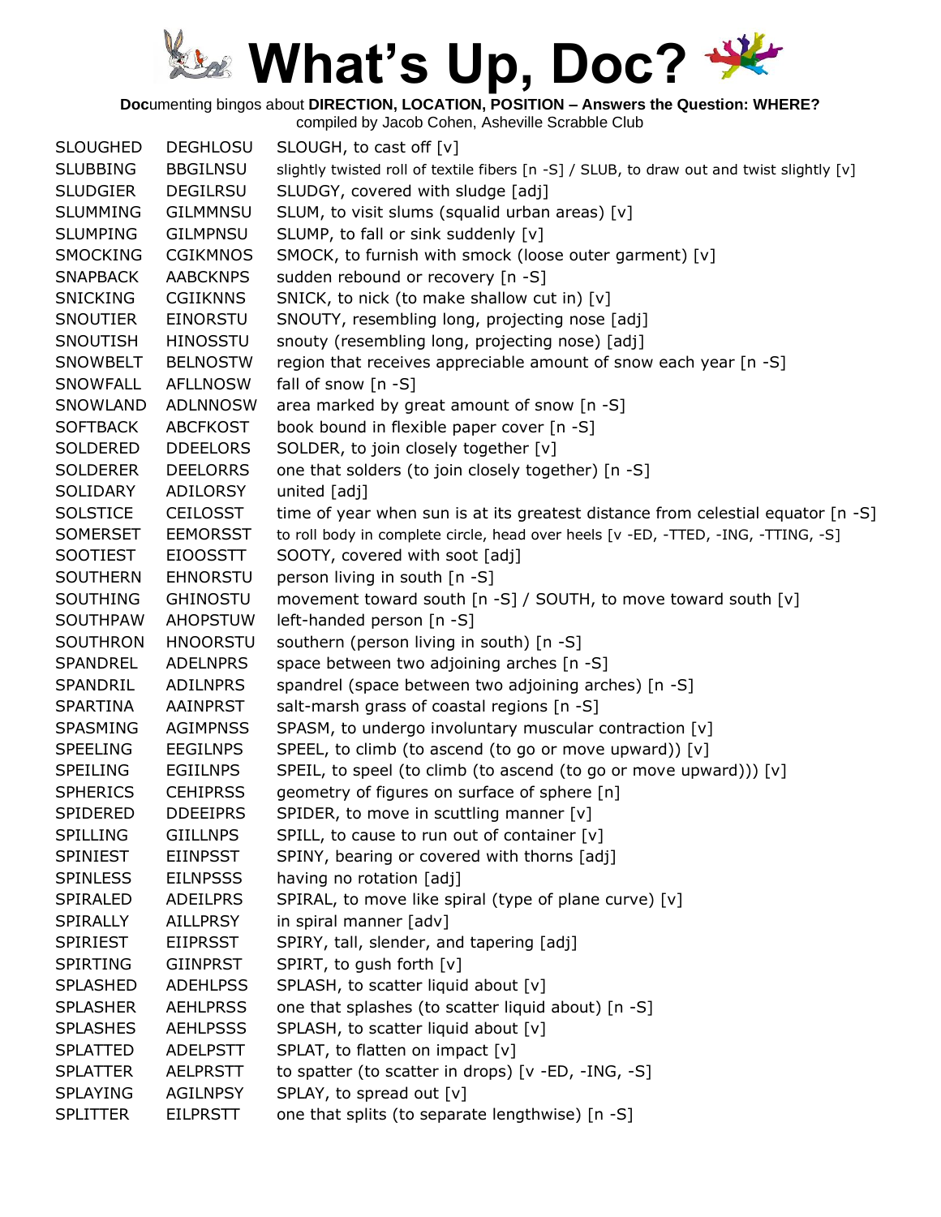# What's Up, Doc?

**Doc**umenting bingos about **DIRECTION, LOCATION, POSITION – Answers the Question: WHERE?**
compiled by Jacob Cohen, Asheville Scrabble Club

| | | |
|---|---|---|
| SLOUGHED | DEGHLOSU | SLOUGH, to cast off [v] |
| SLUBBING | BBGILNSU | slightly twisted roll of textile fibers [n -S] / SLUB, to draw out and twist slightly [v] |
| SLUDGIER | DEGILRSU | SLUDGY, covered with sludge [adj] |
| SLUMMING | GILMMNSU | SLUM, to visit slums (squalid urban areas) [v] |
| SLUMPING | GILMPNSU | SLUMP, to fall or sink suddenly [v] |
| SMOCKING | CGIKMNOS | SMOCK, to furnish with smock (loose outer garment) [v] |
| SNAPBACK | AABCKNPS | sudden rebound or recovery [n -S] |
| SNICKING | CGIIKNNS | SNICK, to nick (to make shallow cut in) [v] |
| SNOUTIER | EINORSTU | SNOUTY, resembling long, projecting nose [adj] |
| SNOUTISH | HINOSSTU | snouty (resembling long, projecting nose) [adj] |
| SNOWBELT | BELNOSTW | region that receives appreciable amount of snow each year [n -S] |
| SNOWFALL | AFLLNOSW | fall of snow [n -S] |
| SNOWLAND | ADLNNOSW | area marked by great amount of snow [n -S] |
| SOFTBACK | ABCFKOST | book bound in flexible paper cover [n -S] |
| SOLDERED | DDEELORS | SOLDER, to join closely together [v] |
| SOLDERER | DEELORRS | one that solders (to join closely together) [n -S] |
| SOLIDARY | ADILORSY | united [adj] |
| SOLSTICE | CEILOSST | time of year when sun is at its greatest distance from celestial equator [n -S] |
| SOMERSET | EEMORSST | to roll body in complete circle, head over heels [v -ED, -TTED, -ING, -TTING, -S] |
| SOOTIEST | EIOOSSTT | SOOTY, covered with soot [adj] |
| SOUTHERN | EHNORSTU | person living in south [n -S] |
| SOUTHING | GHINOSTU | movement toward south [n -S] / SOUTH, to move toward south [v] |
| SOUTHPAW | AHOPSTUW | left-handed person [n -S] |
| SOUTHRON | HNOORSTU | southern (person living in south) [n -S] |
| SPANDREL | ADELNPRS | space between two adjoining arches [n -S] |
| SPANDRIL | ADILNPRS | spandrel (space between two adjoining arches) [n -S] |
| SPARTINA | AAINPRST | salt-marsh grass of coastal regions [n -S] |
| SPASMING | AGIMPNSS | SPASM, to undergo involuntary muscular contraction [v] |
| SPEELING | EEGILNPS | SPEEL, to climb (to ascend (to go or move upward)) [v] |
| SPEILING | EGIILNPS | SPEIL, to speel (to climb (to ascend (to go or move upward))) [v] |
| SPHERICS | CEHIPRSS | geometry of figures on surface of sphere [n] |
| SPIDERED | DDEEIPRS | SPIDER, to move in scuttling manner [v] |
| SPILLING | GIILLNPS | SPILL, to cause to run out of container [v] |
| SPINIEST | EIINPSST | SPINY, bearing or covered with thorns [adj] |
| SPINLESS | EILNPSSS | having no rotation [adj] |
| SPIRALED | ADEILPRS | SPIRAL, to move like spiral (type of plane curve) [v] |
| SPIRALLY | AILLPRSY | in spiral manner [adv] |
| SPIRIEST | EIIPRSST | SPIRY, tall, slender, and tapering [adj] |
| SPIRTING | GIINPRST | SPIRT, to gush forth [v] |
| SPLASHED | ADEHLPSS | SPLASH, to scatter liquid about [v] |
| SPLASHER | AEHLPRSS | one that splashes (to scatter liquid about) [n -S] |
| SPLASHES | AEHLPSSS | SPLASH, to scatter liquid about [v] |
| SPLATTED | ADELPSTT | SPLAT, to flatten on impact [v] |
| SPLATTER | AELPRSTT | to spatter (to scatter in drops) [v -ED, -ING, -S] |
| SPLAYING | AGILNPSY | SPLAY, to spread out [v] |
| SPLITTER | EILPRSTT | one that splits (to separate lengthwise) [n -S] |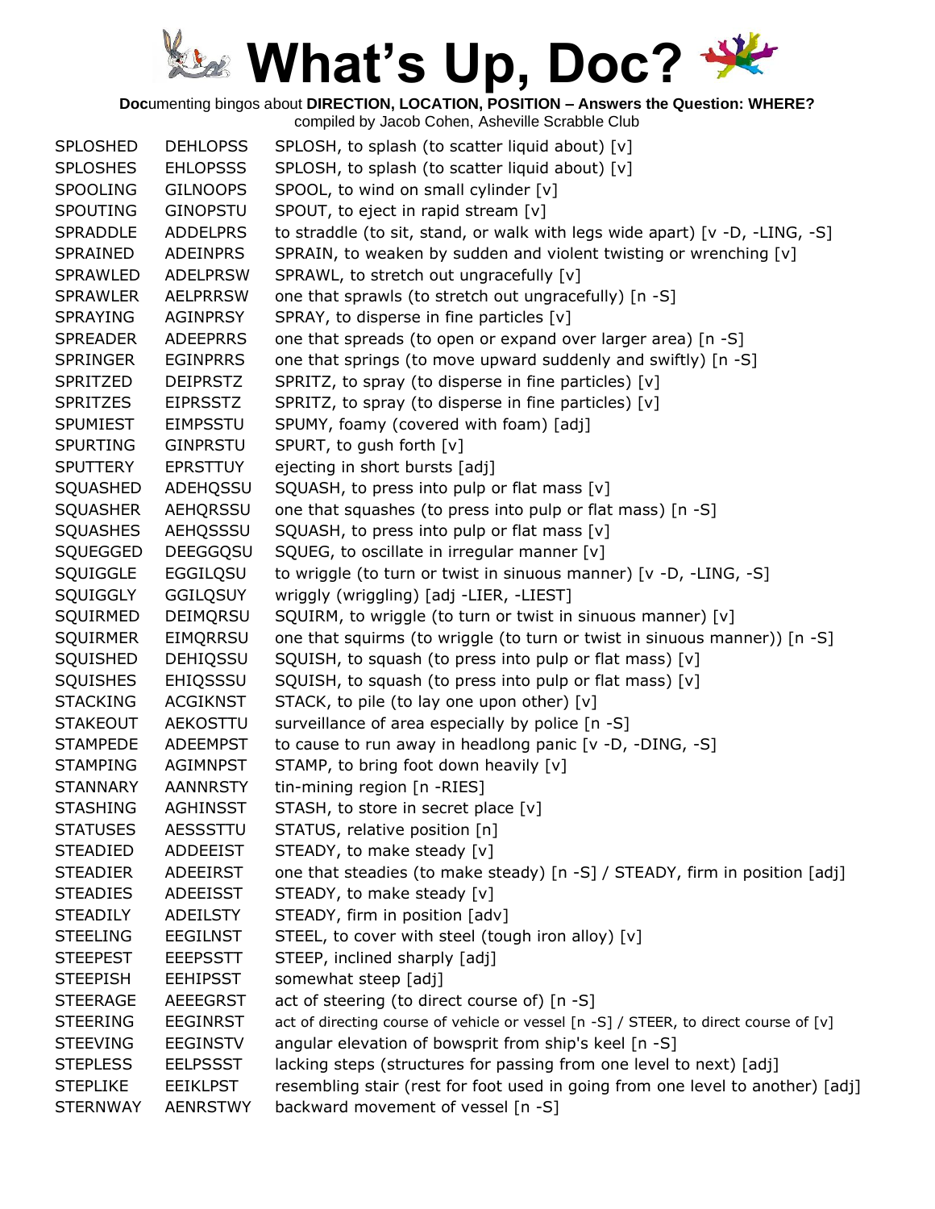# What's Up, Doc?

**Doc**umenting bingos about **DIRECTION, LOCATION, POSITION – Answers the Question: WHERE?**
compiled by Jacob Cohen, Asheville Scrabble Club

| | | |
|---|---|---|
| SPLOSHED | DEHLOPSS | SPLOSH, to splash (to scatter liquid about) [v] |
| SPLOSHES | EHLOPSSS | SPLOSH, to splash (to scatter liquid about) [v] |
| SPOOLING | GILNOOPS | SPOOL, to wind on small cylinder [v] |
| SPOUTING | GINOPSTU | SPOUT, to eject in rapid stream [v] |
| SPRADDLE | ADDELPRS | to straddle (to sit, stand, or walk with legs wide apart) [v -D, -LING, -S] |
| SPRAINED | ADEINPRS | SPRAIN, to weaken by sudden and violent twisting or wrenching [v] |
| SPRAWLED | ADELPRSW | SPRAWL, to stretch out ungracefully [v] |
| SPRAWLER | AELPRRSW | one that sprawls (to stretch out ungracefully) [n -S] |
| SPRAYING | AGINPRSY | SPRAY, to disperse in fine particles [v] |
| SPREADER | ADEEPRRS | one that spreads (to open or expand over larger area) [n -S] |
| SPRINGER | EGINPRRS | one that springs (to move upward suddenly and swiftly) [n -S] |
| SPRITZED | DEIPRSTZ | SPRITZ, to spray (to disperse in fine particles) [v] |
| SPRITZES | EIPRSSTZ | SPRITZ, to spray (to disperse in fine particles) [v] |
| SPUMIEST | EIMPSSTU | SPUMY, foamy (covered with foam) [adj] |
| SPURTING | GINPRSTU | SPURT, to gush forth [v] |
| SPUTTERY | EPRSTTUY | ejecting in short bursts [adj] |
| SQUASHED | ADEHQSSU | SQUASH, to press into pulp or flat mass [v] |
| SQUASHER | AEHQRSSU | one that squashes (to press into pulp or flat mass) [n -S] |
| SQUASHES | AEHQSSSU | SQUASH, to press into pulp or flat mass [v] |
| SQUEGGED | DEEGGQSU | SQUEG, to oscillate in irregular manner [v] |
| SQUIGGLE | EGGILQSU | to wriggle (to turn or twist in sinuous manner) [v -D, -LING, -S] |
| SQUIGGLY | GGILQSUY | wriggly (wriggling) [adj -LIER, -LIEST] |
| SQUIRMED | DEIMQRSU | SQUIRM, to wriggle (to turn or twist in sinuous manner) [v] |
| SQUIRMER | EIMQRRSU | one that squirms (to wriggle (to turn or twist in sinuous manner)) [n -S] |
| SQUISHED | DEHIQSSU | SQUISH, to squash (to press into pulp or flat mass) [v] |
| SQUISHES | EHIQSSSU | SQUISH, to squash (to press into pulp or flat mass) [v] |
| STACKING | ACGIKNST | STACK, to pile (to lay one upon other) [v] |
| STAKEOUT | AEKOSTTU | surveillance of area especially by police [n -S] |
| STAMPEDE | ADEEMPST | to cause to run away in headlong panic [v -D, -DING, -S] |
| STAMPING | AGIMNPST | STAMP, to bring foot down heavily [v] |
| STANNARY | AANNRSTY | tin-mining region [n -RIES] |
| STASHING | AGHINSST | STASH, to store in secret place [v] |
| STATUSES | AESSSTTU | STATUS, relative position [n] |
| STEADIED | ADDEEIST | STEADY, to make steady [v] |
| STEADIER | ADEEIRST | one that steadies (to make steady) [n -S] / STEADY, firm in position [adj] |
| STEADIES | ADEEISST | STEADY, to make steady [v] |
| STEADILY | ADEILSTY | STEADY, firm in position [adv] |
| STEELING | EEGILNST | STEEL, to cover with steel (tough iron alloy) [v] |
| STEEPEST | EEEPSSTT | STEEP, inclined sharply [adj] |
| STEEPISH | EEHIPSST | somewhat steep [adj] |
| STEERAGE | AEEEGRST | act of steering (to direct course of) [n -S] |
| STEERING | EEGINRST | act of directing course of vehicle or vessel [n -S] / STEER, to direct course of [v] |
| STEEVING | EEGINSTV | angular elevation of bowsprit from ship's keel [n -S] |
| STEPLESS | EELPSSST | lacking steps (structures for passing from one level to next) [adj] |
| STEPLIKE | EEIKLPST | resembling stair (rest for foot used in going from one level to another) [adj] |
| STERNWAY | AENRSTWY | backward movement of vessel [n -S] |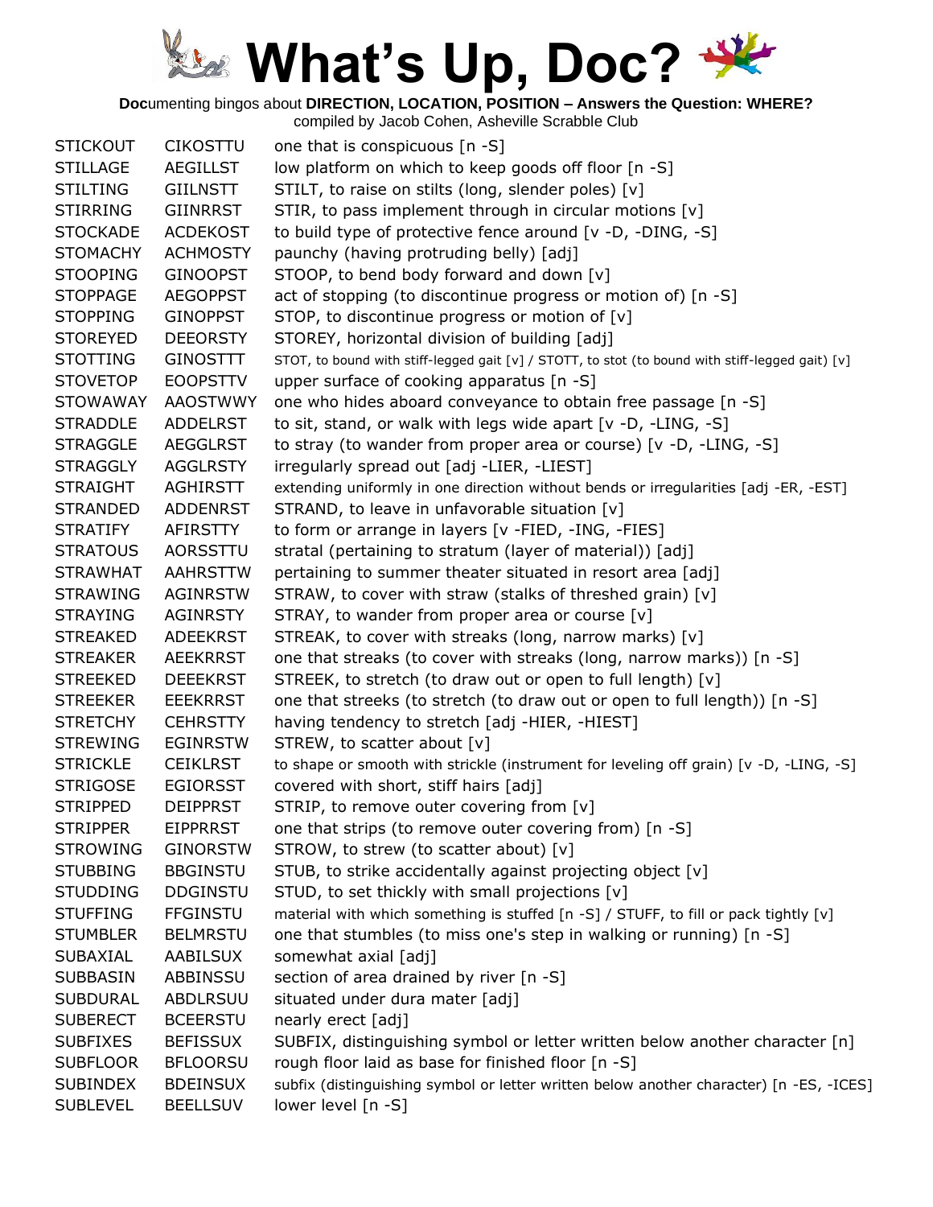# What's Up, Doc?

**Doc**umenting bingos about **DIRECTION, LOCATION, POSITION – Answers the Question: WHERE?**
compiled by Jacob Cohen, Asheville Scrabble Club

| | | |
|---|---|---|
| STICKOUT | CIKOSTTU | one that is conspicuous [n -S] |
| STILLAGE | AEGILLST | low platform on which to keep goods off floor [n -S] |
| STILTING | GIILNSTT | STILT, to raise on stilts (long, slender poles) [v] |
| STIRRING | GIINRRST | STIR, to pass implement through in circular motions [v] |
| STOCKADE | ACDEKOST | to build type of protective fence around [v -D, -DING, -S] |
| STOMACHY | ACHMOSTY | paunchy (having protruding belly) [adj] |
| STOOPING | GINOOPST | STOOP, to bend body forward and down [v] |
| STOPPAGE | AEGOPPST | act of stopping (to discontinue progress or motion of) [n -S] |
| STOPPING | GINOPPST | STOP, to discontinue progress or motion of [v] |
| STOREYED | DEEORSTY | STOREY, horizontal division of building [adj] |
| STOTTING | GINOSTTT | STOT, to bound with stiff-legged gait [v] / STOTT, to stot (to bound with stiff-legged gait) [v] |
| STOVETOP | EOOPSTTV | upper surface of cooking apparatus [n -S] |
| STOWAWAY | AAOSTWWY | one who hides aboard conveyance to obtain free passage [n -S] |
| STRADDLE | ADDELRST | to sit, stand, or walk with legs wide apart [v -D, -LING, -S] |
| STRAGGLE | AEGGLRST | to stray (to wander from proper area or course) [v -D, -LING, -S] |
| STRAGGLY | AGGLRSTY | irregularly spread out [adj -LIER, -LIEST] |
| STRAIGHT | AGHIRSTT | extending uniformly in one direction without bends or irregularities [adj -ER, -EST] |
| STRANDED | ADDENRST | STRAND, to leave in unfavorable situation [v] |
| STRATIFY | AFIRSTTY | to form or arrange in layers [v -FIED, -ING, -FIES] |
| STRATOUS | AORSSTTU | stratal (pertaining to stratum (layer of material)) [adj] |
| STRAWHAT | AAHRSTTW | pertaining to summer theater situated in resort area [adj] |
| STRAWING | AGINRSTW | STRAW, to cover with straw (stalks of threshed grain) [v] |
| STRAYING | AGINRSTY | STRAY, to wander from proper area or course [v] |
| STREAKED | ADEEKRST | STREAK, to cover with streaks (long, narrow marks) [v] |
| STREAKER | AEEKRRST | one that streaks (to cover with streaks (long, narrow marks)) [n -S] |
| STREEKED | DEEEKRST | STREEK, to stretch (to draw out or open to full length) [v] |
| STREEKER | EEEKRRST | one that streeks (to stretch (to draw out or open to full length)) [n -S] |
| STRETCHY | CEHRSTTY | having tendency to stretch [adj -HIER, -HIEST] |
| STREWING | EGINRSTW | STREW, to scatter about [v] |
| STRICKLE | CEIKLRST | to shape or smooth with strickle (instrument for leveling off grain) [v -D, -LING, -S] |
| STRIGOSE | EGIORSST | covered with short, stiff hairs [adj] |
| STRIPPED | DEIPPRST | STRIP, to remove outer covering from [v] |
| STRIPPER | EIPPRRST | one that strips (to remove outer covering from) [n -S] |
| STROWING | GINORSTW | STROW, to strew (to scatter about) [v] |
| STUBBING | BBGINSTU | STUB, to strike accidentally against projecting object [v] |
| STUDDING | DDGINSTU | STUD, to set thickly with small projections [v] |
| STUFFING | FFGINSTU | material with which something is stuffed [n -S] / STUFF, to fill or pack tightly [v] |
| STUMBLER | BELMRSTU | one that stumbles (to miss one's step in walking or running) [n -S] |
| SUBAXIAL | AABILSUX | somewhat axial [adj] |
| SUBBASIN | ABBINSSU | section of area drained by river [n -S] |
| SUBDURAL | ABDLRSUU | situated under dura mater [adj] |
| SUBERECT | BCEERSTU | nearly erect [adj] |
| SUBFIXES | BEFISSUX | SUBFIX, distinguishing symbol or letter written below another character [n] |
| SUBFLOOR | BFLOORSU | rough floor laid as base for finished floor [n -S] |
| SUBINDEX | BDEINSUX | subfix (distinguishing symbol or letter written below another character) [n -ES, -ICES] |
| SUBLEVEL | BEELLSUV | lower level [n -S] |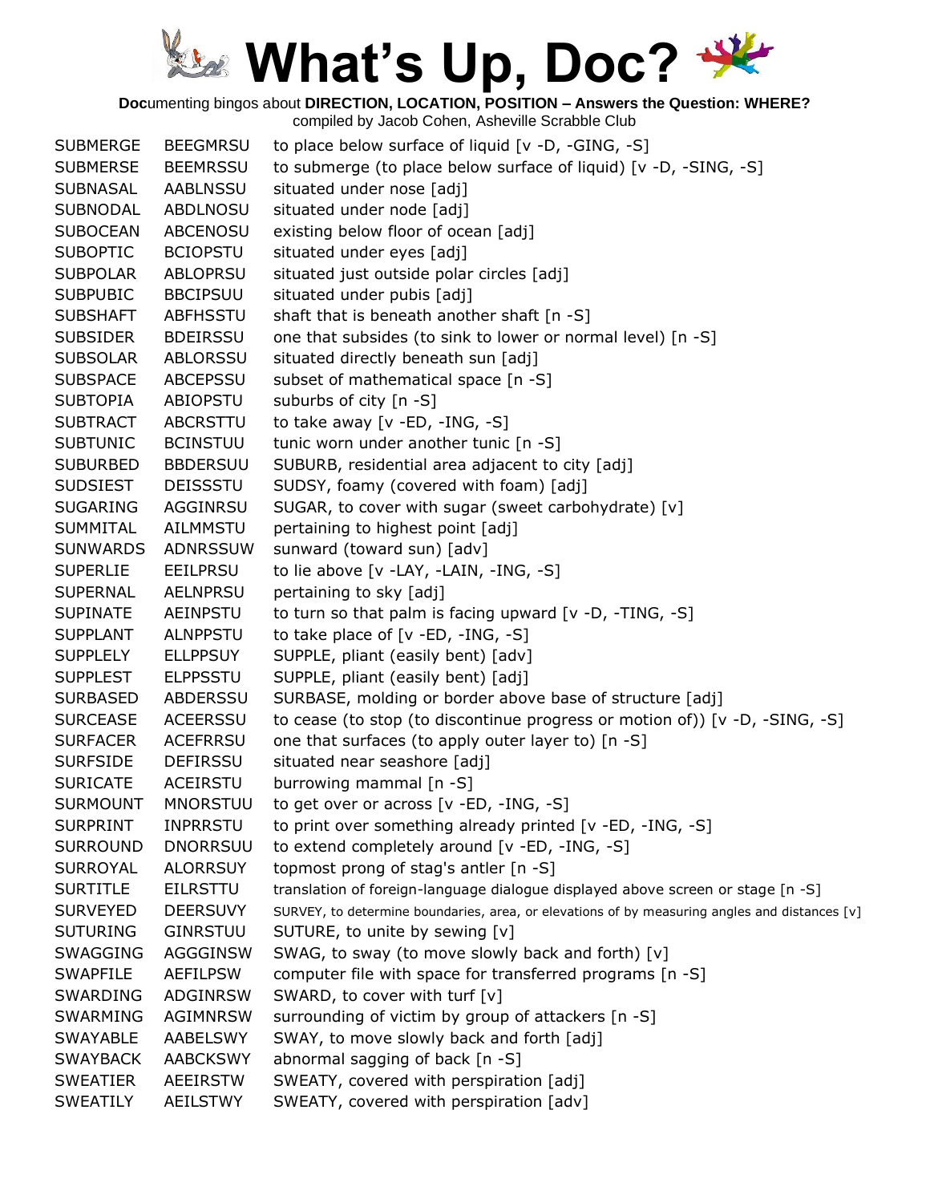# What's Up, Doc?

**Doc**umenting bingos about **DIRECTION, LOCATION, POSITION – Answers the Question: WHERE?**
compiled by Jacob Cohen, Asheville Scrabble Club

| | | |
|---|---|---|
| SUBMERGE | BEEGMRSU | to place below surface of liquid [v -D, -GING, -S] |
| SUBMERSE | BEEMRSSU | to submerge (to place below surface of liquid) [v -D, -SING, -S] |
| SUBNASAL | AABLNSSU | situated under nose [adj] |
| SUBNODAL | ABDLNOSU | situated under node [adj] |
| SUBOCEAN | ABCENOSU | existing below floor of ocean [adj] |
| SUBOPTIC | BCIOPSTU | situated under eyes [adj] |
| SUBPOLAR | ABLOPRSU | situated just outside polar circles [adj] |
| SUBPUBIC | BBCIPSUU | situated under pubis [adj] |
| SUBSHAFT | ABFHSSTU | shaft that is beneath another shaft [n -S] |
| SUBSIDER | BDEIRSSU | one that subsides (to sink to lower or normal level) [n -S] |
| SUBSOLAR | ABLORSSU | situated directly beneath sun [adj] |
| SUBSPACE | ABCEPSSU | subset of mathematical space [n -S] |
| SUBTOPIA | ABIOPSTU | suburbs of city [n -S] |
| SUBTRACT | ABCRSTTU | to take away [v -ED, -ING, -S] |
| SUBTUNIC | BCINSTUU | tunic worn under another tunic [n -S] |
| SUBURBED | BBDERSUU | SUBURB, residential area adjacent to city [adj] |
| SUDSIEST | DEISSSTU | SUDSY, foamy (covered with foam) [adj] |
| SUGARING | AGGINRSU | SUGAR, to cover with sugar (sweet carbohydrate) [v] |
| SUMMITAL | AILMMSTU | pertaining to highest point [adj] |
| SUNWARDS | ADNRSSUW | sunward (toward sun) [adv] |
| SUPERLIE | EEILPRSU | to lie above [v -LAY, -LAIN, -ING, -S] |
| SUPERNAL | AELNPRSU | pertaining to sky [adj] |
| SUPINATE | AEINPSTU | to turn so that palm is facing upward [v -D, -TING, -S] |
| SUPPLANT | ALNPPSTU | to take place of [v -ED, -ING, -S] |
| SUPPLELY | ELLPPSUY | SUPPLE, pliant (easily bent) [adv] |
| SUPPLEST | ELPPSSTU | SUPPLE, pliant (easily bent) [adj] |
| SURBASED | ABDERSSU | SURBASE, molding or border above base of structure [adj] |
| SURCEASE | ACEERSSU | to cease (to stop (to discontinue progress or motion of)) [v -D, -SING, -S] |
| SURFACER | ACEFRRSU | one that surfaces (to apply outer layer to) [n -S] |
| SURFSIDE | DEFIRSSU | situated near seashore [adj] |
| SURICATE | ACEIRSTU | burrowing mammal [n -S] |
| SURMOUNT | MNORSTUU | to get over or across [v -ED, -ING, -S] |
| SURPRINT | INPRRSTU | to print over something already printed [v -ED, -ING, -S] |
| SURROUND | DNORRSUU | to extend completely around [v -ED, -ING, -S] |
| SURROYAL | ALORRSUY | topmost prong of stag's antler [n -S] |
| SURTITLE | EILRSTTU | translation of foreign-language dialogue displayed above screen or stage [n -S] |
| SURVEYED | DEERSUVY | SURVEY, to determine boundaries, area, or elevations of by measuring angles and distances [v] |
| SUTURING | GINRSTUU | SUTURE, to unite by sewing [v] |
| SWAGGING | AGGGINSW | SWAG, to sway (to move slowly back and forth) [v] |
| SWAPFILE | AEFILPSW | computer file with space for transferred programs [n -S] |
| SWARDING | ADGINRSW | SWARD, to cover with turf [v] |
| SWARMING | AGIMNRSW | surrounding of victim by group of attackers [n -S] |
| SWAYABLE | AABELSWY | SWAY, to move slowly back and forth [adj] |
| SWAYBACK | AABCKSWY | abnormal sagging of back [n -S] |
| SWEATIER | AEEIRSTW | SWEATY, covered with perspiration [adj] |
| SWEATILY | AEILSTWY | SWEATY, covered with perspiration [adv] |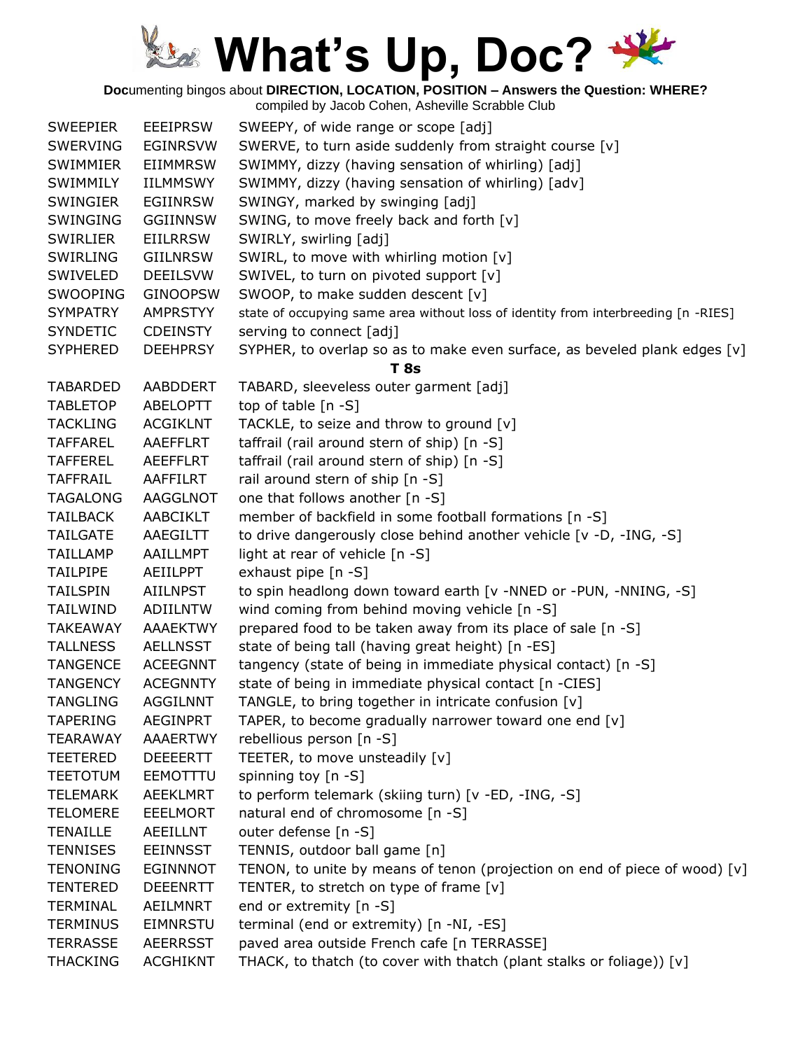# What's Up, Doc?

**Doc**umenting bingos about **DIRECTION, LOCATION, POSITION – Answers the Question: WHERE?**
compiled by Jacob Cohen, Asheville Scrabble Club

| | | |
|---|---|---|
| SWEEPIER | EEEIPRSW | SWEEPY, of wide range or scope [adj] |
| SWERVING | EGINRSVW | SWERVE, to turn aside suddenly from straight course [v] |
| SWIMMIER | EIIMMRSW | SWIMMY, dizzy (having sensation of whirling) [adj] |
| SWIMMILY | IILMMSWY | SWIMMY, dizzy (having sensation of whirling) [adv] |
| SWINGIER | EGIINRSW | SWINGY, marked by swinging [adj] |
| SWINGING | GGIINNSW | SWING, to move freely back and forth [v] |
| SWIRLIER | EIILRRSW | SWIRLY, swirling [adj] |
| SWIRLING | GIILNRSW | SWIRL, to move with whirling motion [v] |
| SWIVELED | DEEILSVW | SWIVEL, to turn on pivoted support [v] |
| SWOOPING | GINOOPSW | SWOOP, to make sudden descent [v] |
| SYMPATRY | AMPRSTYY | state of occupying same area without loss of identity from interbreeding [n -RIES] |
| SYNDETIC | CDEINSTY | serving to connect [adj] |
| SYPHERED | DEEHPRSY | SYPHER, to overlap so as to make even surface, as beveled plank edges [v] |

### T 8s

| | | |
|---|---|---|
| TABARDED | AABDDERT | TABARD, sleeveless outer garment [adj] |
| TABLETOP | ABELOPTT | top of table [n -S] |
| TACKLING | ACGIKLNT | TACKLE, to seize and throw to ground [v] |
| TAFFAREL | AAEFFLRT | taffrail (rail around stern of ship) [n -S] |
| TAFFEREL | AEEFFLRT | taffrail (rail around stern of ship) [n -S] |
| TAFFRAIL | AAFFILRT | rail around stern of ship [n -S] |
| TAGALONG | AAGGLNOT | one that follows another [n -S] |
| TAILBACK | AABCIKLT | member of backfield in some football formations [n -S] |
| TAILGATE | AAEGILTT | to drive dangerously close behind another vehicle [v -D, -ING, -S] |
| TAILLAMP | AAILLMPT | light at rear of vehicle [n -S] |
| TAILPIPE | AEIILPPT | exhaust pipe [n -S] |
| TAILSPIN | AIILNPST | to spin headlong down toward earth [v -NNED or -PUN, -NNING, -S] |
| TAILWIND | ADIILNTW | wind coming from behind moving vehicle [n -S] |
| TAKEAWAY | AAAEKTWY | prepared food to be taken away from its place of sale [n -S] |
| TALLNESS | AELLNSST | state of being tall (having great height) [n -ES] |
| TANGENCE | ACEEGNNT | tangency (state of being in immediate physical contact) [n -S] |
| TANGENCY | ACEGNNTY | state of being in immediate physical contact [n -CIES] |
| TANGLING | AGGILNNT | TANGLE, to bring together in intricate confusion [v] |
| TAPERING | AEGINPRT | TAPER, to become gradually narrower toward one end [v] |
| TEARAWAY | AAAERTWY | rebellious person [n -S] |
| TEETERED | DEEEERTT | TEETER, to move unsteadily [v] |
| TEETOTUM | EEMOTTTU | spinning toy [n -S] |
| TELEMARK | AEEKLMRT | to perform telemark (skiing turn) [v -ED, -ING, -S] |
| TELOMERE | EEELMORT | natural end of chromosome [n -S] |
| TENAILLE | AEEILLNT | outer defense [n -S] |
| TENNISES | EEINNSST | TENNIS, outdoor ball game [n] |
| TENONING | EGINNNOT | TENON, to unite by means of tenon (projection on end of piece of wood) [v] |
| TENTERED | DEEENRTT | TENTER, to stretch on type of frame [v] |
| TERMINAL | AEILMNRT | end or extremity [n -S] |
| TERMINUS | EIMNRSTU | terminal (end or extremity) [n -NI, -ES] |
| TERRASSE | AEERRSST | paved area outside French cafe [n TERRASSE] |
| THACKING | ACGHIKNT | THACK, to thatch (to cover with thatch (plant stalks or foliage)) [v] |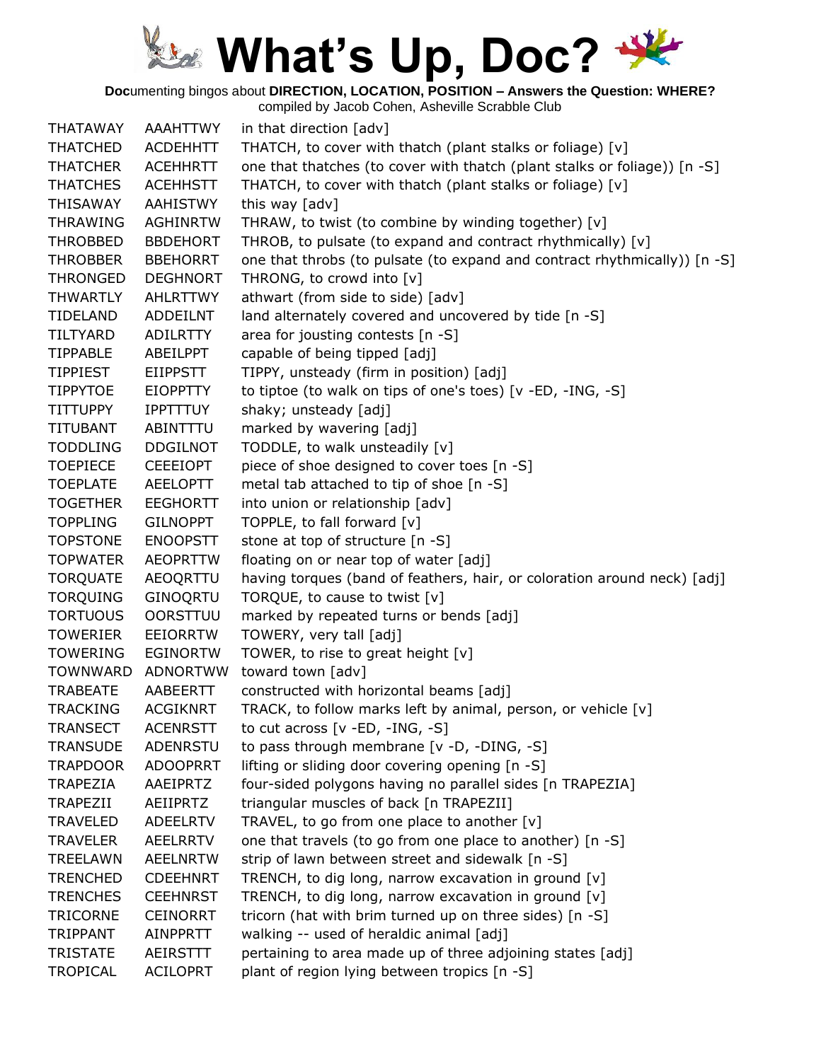# What's Up, Doc?

**Doc**umenting bingos about **DIRECTION, LOCATION, POSITION – Answers the Question: WHERE?**

compiled by Jacob Cohen, Asheville Scrabble Club

| | | |
|---|---|---|
| THATAWAY | AAAHTTWY | in that direction [adv] |
| THATCHED | ACDEHHTT | THATCH, to cover with thatch (plant stalks or foliage) [v] |
| THATCHER | ACEHHRTT | one that thatches (to cover with thatch (plant stalks or foliage)) [n -S] |
| THATCHES | ACEHHSTT | THATCH, to cover with thatch (plant stalks or foliage) [v] |
| THISAWAY | AAHISTWY | this way [adv] |
| THRAWING | AGHINRTW | THRAW, to twist (to combine by winding together) [v] |
| THROBBED | BBDEHORT | THROB, to pulsate (to expand and contract rhythmically) [v] |
| THROBBER | BBEHORRT | one that throbs (to pulsate (to expand and contract rhythmically)) [n -S] |
| THRONGED | DEGHNORT | THRONG, to crowd into [v] |
| THWARTLY | AHLRTTWY | athwart (from side to side) [adv] |
| TIDELAND | ADDEILNT | land alternately covered and uncovered by tide [n -S] |
| TILTYARD | ADILRTTY | area for jousting contests [n -S] |
| TIPPABLE | ABEILPPT | capable of being tipped [adj] |
| TIPPIEST | EIIPPSTT | TIPPY, unsteady (firm in position) [adj] |
| TIPPYTOE | EIOPPTTY | to tiptoe (to walk on tips of one's toes) [v -ED, -ING, -S] |
| TITTUPPY | IPPTTTUY | shaky; unsteady [adj] |
| TITUBANT | ABINTTTU | marked by wavering [adj] |
| TODDLING | DDGILNOT | TODDLE, to walk unsteadily [v] |
| TOEPIECE | CEEEIOPT | piece of shoe designed to cover toes [n -S] |
| TOEPLATE | AEELOPTT | metal tab attached to tip of shoe [n -S] |
| TOGETHER | EEGHORTT | into union or relationship [adv] |
| TOPPLING | GILNOPPT | TOPPLE, to fall forward [v] |
| TOPSTONE | ENOOPSTT | stone at top of structure [n -S] |
| TOPWATER | AEOPRTTW | floating on or near top of water [adj] |
| TORQUATE | AEOQRTTU | having torques (band of feathers, hair, or coloration around neck) [adj] |
| TORQUING | GINOQRTU | TORQUE, to cause to twist [v] |
| TORTUOUS | OORSTTUU | marked by repeated turns or bends [adj] |
| TOWERIER | EEIORRTW | TOWERY, very tall [adj] |
| TOWERING | EGINORTW | TOWER, to rise to great height [v] |
| TOWNWARD | ADNORTWW | toward town [adv] |
| TRABEATE | AABEERTT | constructed with horizontal beams [adj] |
| TRACKING | ACGIKNRT | TRACK, to follow marks left by animal, person, or vehicle [v] |
| TRANSECT | ACENRSTT | to cut across [v -ED, -ING, -S] |
| TRANSUDE | ADENRSTU | to pass through membrane [v -D, -DING, -S] |
| TRAPDOOR | ADOOPRRT | lifting or sliding door covering opening [n -S] |
| TRAPEZIA | AAEIPRTZ | four-sided polygons having no parallel sides [n TRAPEZIA] |
| TRAPEZII | AEIIPRTZ | triangular muscles of back [n TRAPEZII] |
| TRAVELED | ADEELRTV | TRAVEL, to go from one place to another [v] |
| TRAVELER | AEELRRTV | one that travels (to go from one place to another) [n -S] |
| TREELAWN | AEELNRTW | strip of lawn between street and sidewalk [n -S] |
| TRENCHED | CDEEHNRT | TRENCH, to dig long, narrow excavation in ground [v] |
| TRENCHES | CEEHNRST | TRENCH, to dig long, narrow excavation in ground [v] |
| TRICORNE | CEINORRT | tricorn (hat with brim turned up on three sides) [n -S] |
| TRIPPANT | AINPPRTT | walking -- used of heraldic animal [adj] |
| TRISTATE | AEIRSTTT | pertaining to area made up of three adjoining states [adj] |
| TROPICAL | ACILOPRT | plant of region lying between tropics [n -S] |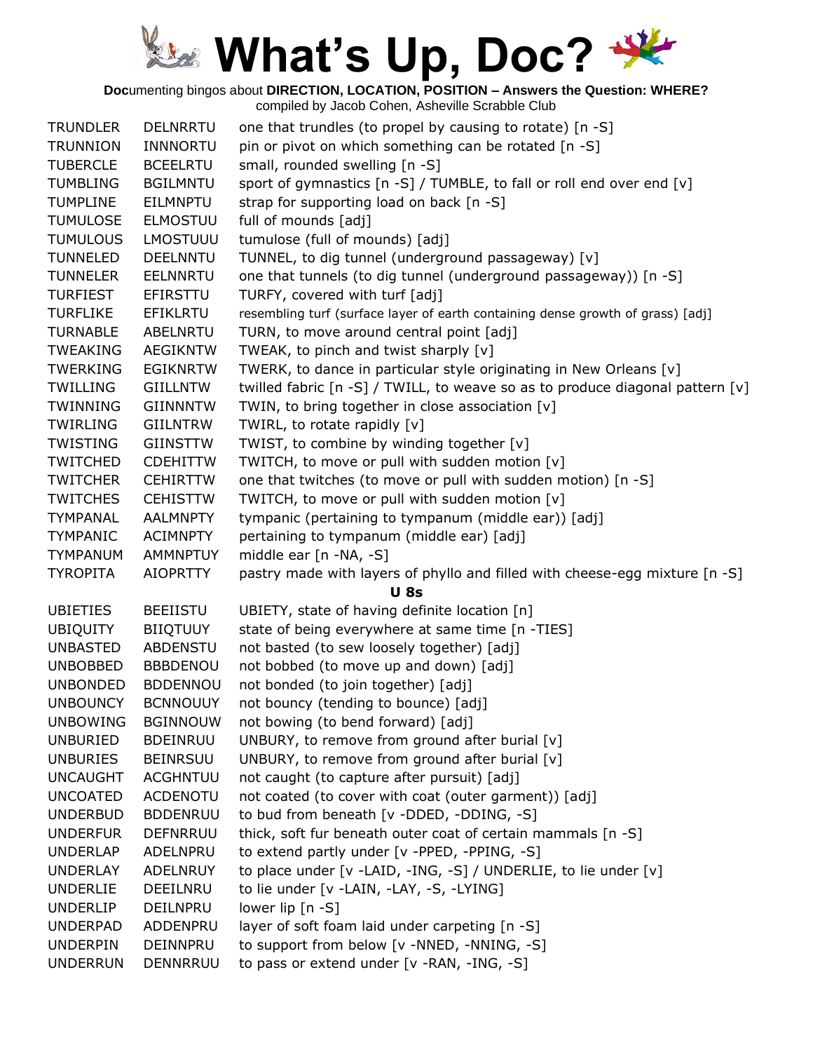# What's Up, Doc?

**Doc**umenting bingos about **DIRECTION, LOCATION, POSITION – Answers the Question: WHERE?**
compiled by Jacob Cohen, Asheville Scrabble Club

| | | |
|---|---|---|
| TRUNDLER | DELNRRTU | one that trundles (to propel by causing to rotate) [n -S] |
| TRUNNION | INNNORTU | pin or pivot on which something can be rotated [n -S] |
| TUBERCLE | BCEELRTU | small, rounded swelling [n -S] |
| TUMBLING | BGILMNTU | sport of gymnastics [n -S] / TUMBLE, to fall or roll end over end [v] |
| TUMPLINE | EILMNPTU | strap for supporting load on back [n -S] |
| TUMULOSE | ELMOSTUU | full of mounds [adj] |
| TUMULOUS | LMOSTUUU | tumulose (full of mounds) [adj] |
| TUNNELED | DEELNNTU | TUNNEL, to dig tunnel (underground passageway) [v] |
| TUNNELER | EELNNRTU | one that tunnels (to dig tunnel (underground passageway)) [n -S] |
| TURFIEST | EFIRSTTU | TURFY, covered with turf [adj] |
| TURFLIKE | EFIKLRTU | resembling turf (surface layer of earth containing dense growth of grass) [adj] |
| TURNABLE | ABELNRTU | TURN, to move around central point [adj] |
| TWEAKING | AEGIKNTW | TWEAK, to pinch and twist sharply [v] |
| TWERKING | EGIKNRTW | TWERK, to dance in particular style originating in New Orleans [v] |
| TWILLING | GIILLNTW | twilled fabric [n -S] / TWILL, to weave so as to produce diagonal pattern [v] |
| TWINNING | GIINNNTW | TWIN, to bring together in close association [v] |
| TWIRLING | GIILNTRW | TWIRL, to rotate rapidly [v] |
| TWISTING | GIINSTTW | TWIST, to combine by winding together [v] |
| TWITCHED | CDEHITTW | TWITCH, to move or pull with sudden motion [v] |
| TWITCHER | CEHIRTTW | one that twitches (to move or pull with sudden motion) [n -S] |
| TWITCHES | CEHISTTW | TWITCH, to move or pull with sudden motion [v] |
| TYMPANAL | AALMNPTY | tympanic (pertaining to tympanum (middle ear)) [adj] |
| TYMPANIC | ACIMNPTY | pertaining to tympanum (middle ear) [adj] |
| TYMPANUM | AMMNPTUY | middle ear [n -NA, -S] |
| TYROPITA | AIOPRTTY | pastry made with layers of phyllo and filled with cheese-egg mixture [n -S] |

**U 8s**

| | | |
|---|---|---|
| UBIETIES | BEEIISTU | UBIETY, state of having definite location [n] |
| UBIQUITY | BIIQTUUY | state of being everywhere at same time [n -TIES] |
| UNBASTED | ABDENSTU | not basted (to sew loosely together) [adj] |
| UNBOBBED | BBBDENOU | not bobbed (to move up and down) [adj] |
| UNBONDED | BDDENNOU | not bonded (to join together) [adj] |
| UNBOUNCY | BCNNOUUY | not bouncy (tending to bounce) [adj] |
| UNBOWING | BGINNOUW | not bowing (to bend forward) [adj] |
| UNBURIED | BDEINRUU | UNBURY, to remove from ground after burial [v] |
| UNBURIES | BEINRSUU | UNBURY, to remove from ground after burial [v] |
| UNCAUGHT | ACGHNTUU | not caught (to capture after pursuit) [adj] |
| UNCOATED | ACDENOTU | not coated (to cover with coat (outer garment)) [adj] |
| UNDERBUD | BDDENRUU | to bud from beneath [v -DDED, -DDING, -S] |
| UNDERFUR | DEFNRRUU | thick, soft fur beneath outer coat of certain mammals [n -S] |
| UNDERLAP | ADELNPRU | to extend partly under [v -PPED, -PPING, -S] |
| UNDERLAY | ADELNRUY | to place under [v -LAID, -ING, -S] / UNDERLIE, to lie under [v] |
| UNDERLIE | DEEILNRU | to lie under [v -LAIN, -LAY, -S, -LYING] |
| UNDERLIP | DEILNPRU | lower lip [n -S] |
| UNDERPAD | ADDENPRU | layer of soft foam laid under carpeting [n -S] |
| UNDERPIN | DEINNPRU | to support from below [v -NNED, -NNING, -S] |
| UNDERRUN | DENNRRUU | to pass or extend under [v -RAN, -ING, -S] |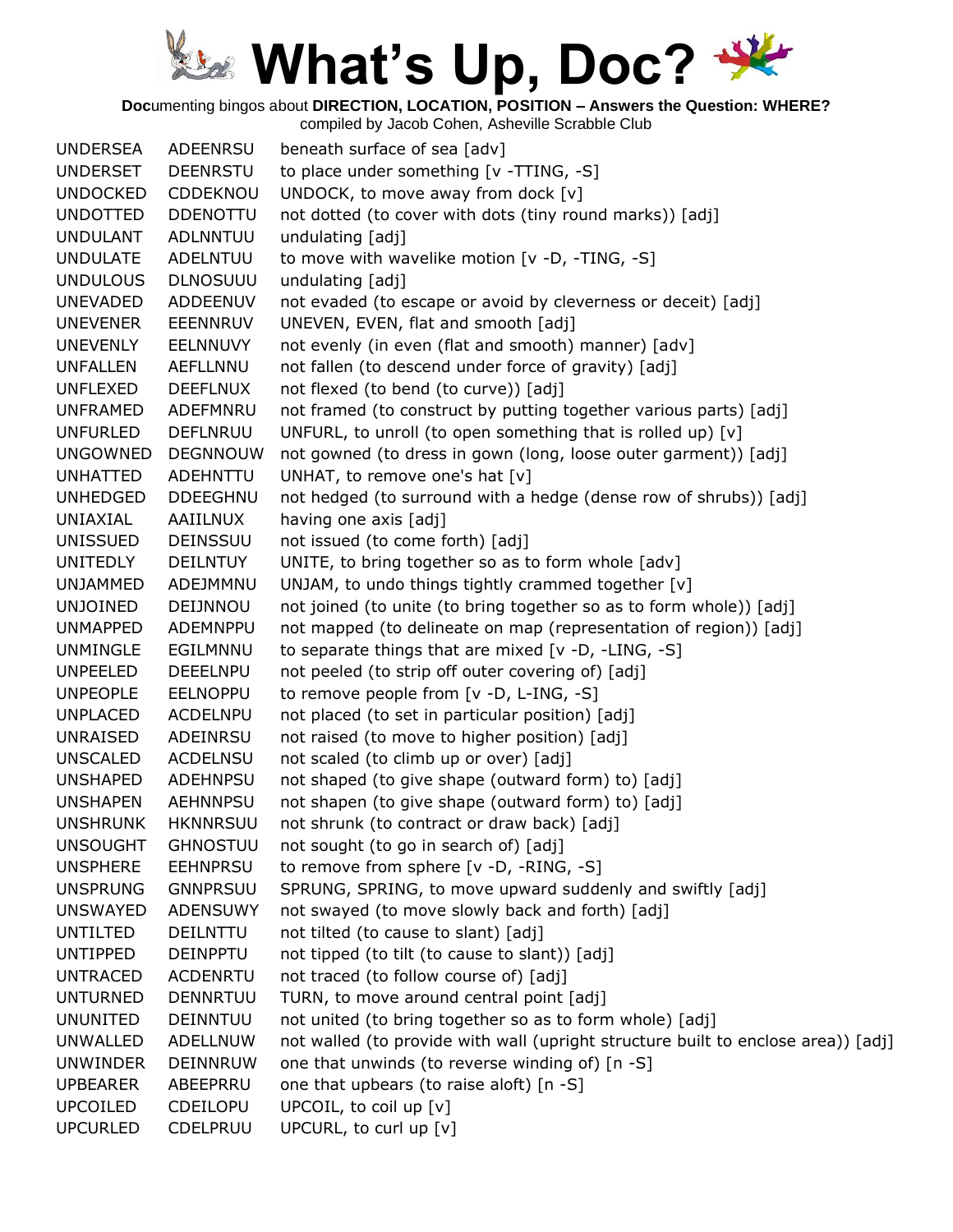# What's Up, Doc?

**Doc**umenting bingos about **DIRECTION, LOCATION, POSITION – Answers the Question: WHERE?**
compiled by Jacob Cohen, Asheville Scrabble Club

| | | |
|---|---|---|
| UNDERSEA | ADEENRSU | beneath surface of sea [adv] |
| UNDERSET | DEENRSTU | to place under something [v -TTING, -S] |
| UNDOCKED | CDDEKNOU | UNDOCK, to move away from dock [v] |
| UNDOTTED | DDENOTTU | not dotted (to cover with dots (tiny round marks)) [adj] |
| UNDULANT | ADLNNTUU | undulating [adj] |
| UNDULATE | ADELNTUU | to move with wavelike motion [v -D, -TING, -S] |
| UNDULOUS | DLNOSUUU | undulating [adj] |
| UNEVADED | ADDEENUV | not evaded (to escape or avoid by cleverness or deceit) [adj] |
| UNEVENER | EEENNRUV | UNEVEN, EVEN, flat and smooth [adj] |
| UNEVENLY | EELNNUVY | not evenly (in even (flat and smooth) manner) [adv] |
| UNFALLEN | AEFLLNNU | not fallen (to descend under force of gravity) [adj] |
| UNFLEXED | DEEFLNUX | not flexed (to bend (to curve)) [adj] |
| UNFRAMED | ADEFMNRU | not framed (to construct by putting together various parts) [adj] |
| UNFURLED | DEFLNRUU | UNFURL, to unroll (to open something that is rolled up) [v] |
| UNGOWNED | DEGNNOUW | not gowned (to dress in gown (long, loose outer garment)) [adj] |
| UNHATTED | ADEHNTTU | UNHAT, to remove one's hat [v] |
| UNHEDGED | DDEEGHNU | not hedged (to surround with a hedge (dense row of shrubs)) [adj] |
| UNIAXIAL | AAIILNUX | having one axis [adj] |
| UNISSUED | DEINSSUU | not issued (to come forth) [adj] |
| UNITEDLY | DEILNTUY | UNITE, to bring together so as to form whole [adv] |
| UNJAMMED | ADEJMMNU | UNJAM, to undo things tightly crammed together [v] |
| UNJOINED | DEIJNNOU | not joined (to unite (to bring together so as to form whole)) [adj] |
| UNMAPPED | ADEMNPPU | not mapped (to delineate on map (representation of region)) [adj] |
| UNMINGLE | EGILMNNU | to separate things that are mixed [v -D, -LING, -S] |
| UNPEELED | DEEELNPU | not peeled (to strip off outer covering of) [adj] |
| UNPEOPLE | EELNOPPU | to remove people from [v -D, L-ING, -S] |
| UNPLACED | ACDELNPU | not placed (to set in particular position) [adj] |
| UNRAISED | ADEINRSU | not raised (to move to higher position) [adj] |
| UNSCALED | ACDELNSU | not scaled (to climb up or over) [adj] |
| UNSHAPED | ADEHNPSU | not shaped (to give shape (outward form) to) [adj] |
| UNSHAPEN | AEHNNPSU | not shapen (to give shape (outward form) to) [adj] |
| UNSHRUNK | HKNNRSUU | not shrunk (to contract or draw back) [adj] |
| UNSOUGHT | GHNOSTUU | not sought (to go in search of) [adj] |
| UNSPHERE | EEHNPRSU | to remove from sphere [v -D, -RING, -S] |
| UNSPRUNG | GNNPRSUU | SPRUNG, SPRING, to move upward suddenly and swiftly [adj] |
| UNSWAYED | ADENSUWY | not swayed (to move slowly back and forth) [adj] |
| UNTILTED | DEILNTTU | not tilted (to cause to slant) [adj] |
| UNTIPPED | DEINPPTU | not tipped (to tilt (to cause to slant)) [adj] |
| UNTRACED | ACDENRTU | not traced (to follow course of) [adj] |
| UNTURNED | DENNRTUU | TURN, to move around central point [adj] |
| UNUNITED | DEINNTUU | not united (to bring together so as to form whole) [adj] |
| UNWALLED | ADELLNUW | not walled (to provide with wall (upright structure built to enclose area)) [adj] |
| UNWINDER | DEINNRUW | one that unwinds (to reverse winding of) [n -S] |
| UPBEARER | ABEEPRRU | one that upbears (to raise aloft) [n -S] |
| UPCOILED | CDEILOPU | UPCOIL, to coil up [v] |
| UPCURLED | CDELPRUU | UPCURL, to curl up [v] |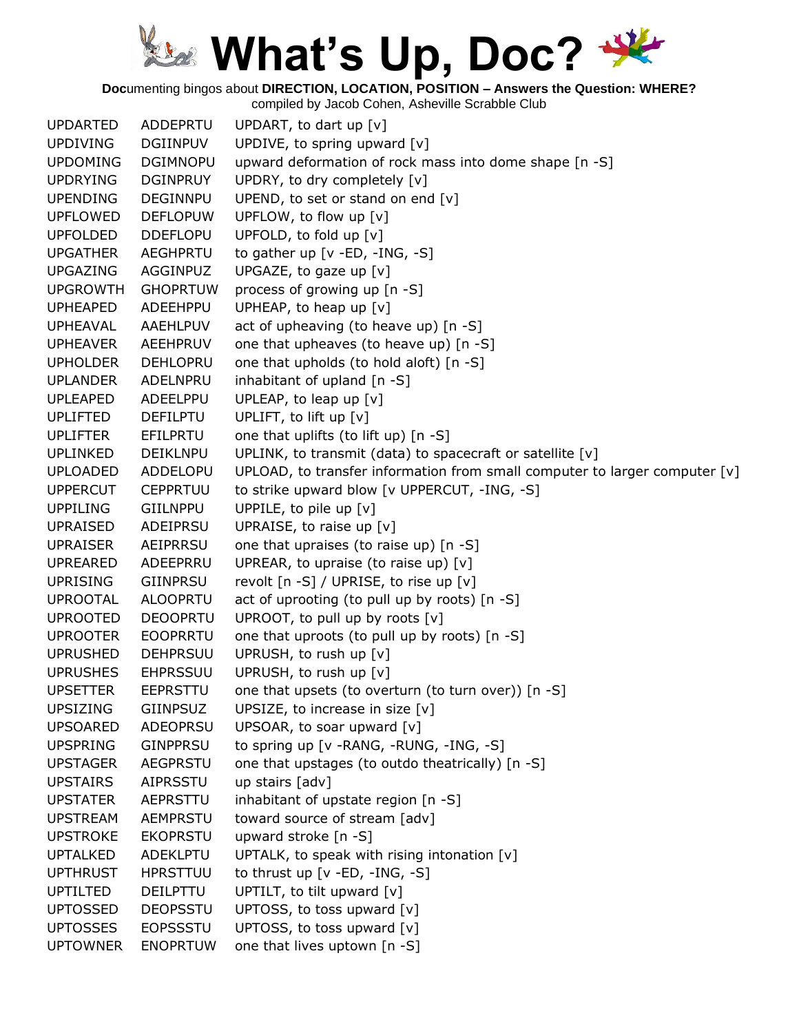# What's Up, Doc?

**Doc**umenting bingos about **DIRECTION, LOCATION, POSITION – Answers the Question: WHERE?**
compiled by Jacob Cohen, Asheville Scrabble Club

| | | |
|---|---|---|
| UPDARTED | ADDEPRTU | UPDART, to dart up [v] |
| UPDIVING | DGIINPUV | UPDIVE, to spring upward [v] |
| UPDOMING | DGIMNOPU | upward deformation of rock mass into dome shape [n -S] |
| UPDRYING | DGINPRUY | UPDRY, to dry completely [v] |
| UPENDING | DEGINNPU | UPEND, to set or stand on end [v] |
| UPFLOWED | DEFLOPUW | UPFLOW, to flow up [v] |
| UPFOLDED | DDEFLOPU | UPFOLD, to fold up [v] |
| UPGATHER | AEGHPRTU | to gather up [v -ED, -ING, -S] |
| UPGAZING | AGGINPUZ | UPGAZE, to gaze up [v] |
| UPGROWTH | GHOPRTUW | process of growing up [n -S] |
| UPHEAPED | ADEEHPPU | UPHEAP, to heap up [v] |
| UPHEAVAL | AAEHLPUV | act of upheaving (to heave up) [n -S] |
| UPHEAVER | AEEHPRUV | one that upheaves (to heave up) [n -S] |
| UPHOLDER | DEHLOPRU | one that upholds (to hold aloft) [n -S] |
| UPLANDER | ADELNPRU | inhabitant of upland [n -S] |
| UPLEAPED | ADEELPPU | UPLEAP, to leap up [v] |
| UPLIFTED | DEFILPTU | UPLIFT, to lift up [v] |
| UPLIFTER | EFILPRTU | one that uplifts (to lift up) [n -S] |
| UPLINKED | DEIKLNPU | UPLINK, to transmit (data) to spacecraft or satellite [v] |
| UPLOADED | ADDELOPU | UPLOAD, to transfer information from small computer to larger computer [v] |
| UPPERCUT | CEPPRTUU | to strike upward blow [v UPPERCUT, -ING, -S] |
| UPPILING | GIILNPPU | UPPILE, to pile up [v] |
| UPRAISED | ADEIPRSU | UPRAISE, to raise up [v] |
| UPRAISER | AEIPRRSU | one that upraises (to raise up) [n -S] |
| UPREARED | ADEEPRRU | UPREAR, to upraise (to raise up) [v] |
| UPRISING | GIINPRSU | revolt [n -S] / UPRISE, to rise up [v] |
| UPROOTAL | ALOOPRTU | act of uprooting (to pull up by roots) [n -S] |
| UPROOTED | DEOOPRTU | UPROOT, to pull up by roots [v] |
| UPROOTER | EOOPRRTU | one that uproots (to pull up by roots) [n -S] |
| UPRUSHED | DEHPRSUU | UPRUSH, to rush up [v] |
| UPRUSHES | EHPRSSUU | UPRUSH, to rush up [v] |
| UPSETTER | EEPRSTTU | one that upsets (to overturn (to turn over)) [n -S] |
| UPSIZING | GIINPSUZ | UPSIZE, to increase in size [v] |
| UPSOARED | ADEOPRSU | UPSOAR, to soar upward [v] |
| UPSPRING | GINPPRSU | to spring up [v -RANG, -RUNG, -ING, -S] |
| UPSTAGER | AEGPRSTU | one that upstages (to outdo theatrically) [n -S] |
| UPSTAIRS | AIPRSSTU | up stairs [adv] |
| UPSTATER | AEPRSTTU | inhabitant of upstate region [n -S] |
| UPSTREAM | AEMPRSTU | toward source of stream [adv] |
| UPSTROKE | EKOPRSTU | upward stroke [n -S] |
| UPTALKED | ADEKLPTU | UPTALK, to speak with rising intonation [v] |
| UPTHRUST | HPRSTTUU | to thrust up [v -ED, -ING, -S] |
| UPTILTED | DEILPTTU | UPTILT, to tilt upward [v] |
| UPTOSSED | DEOPSSTU | UPTOSS, to toss upward [v] |
| UPTOSSES | EOPSSSTU | UPTOSS, to toss upward [v] |
| UPTOWNER | ENOPRTUW | one that lives uptown [n -S] |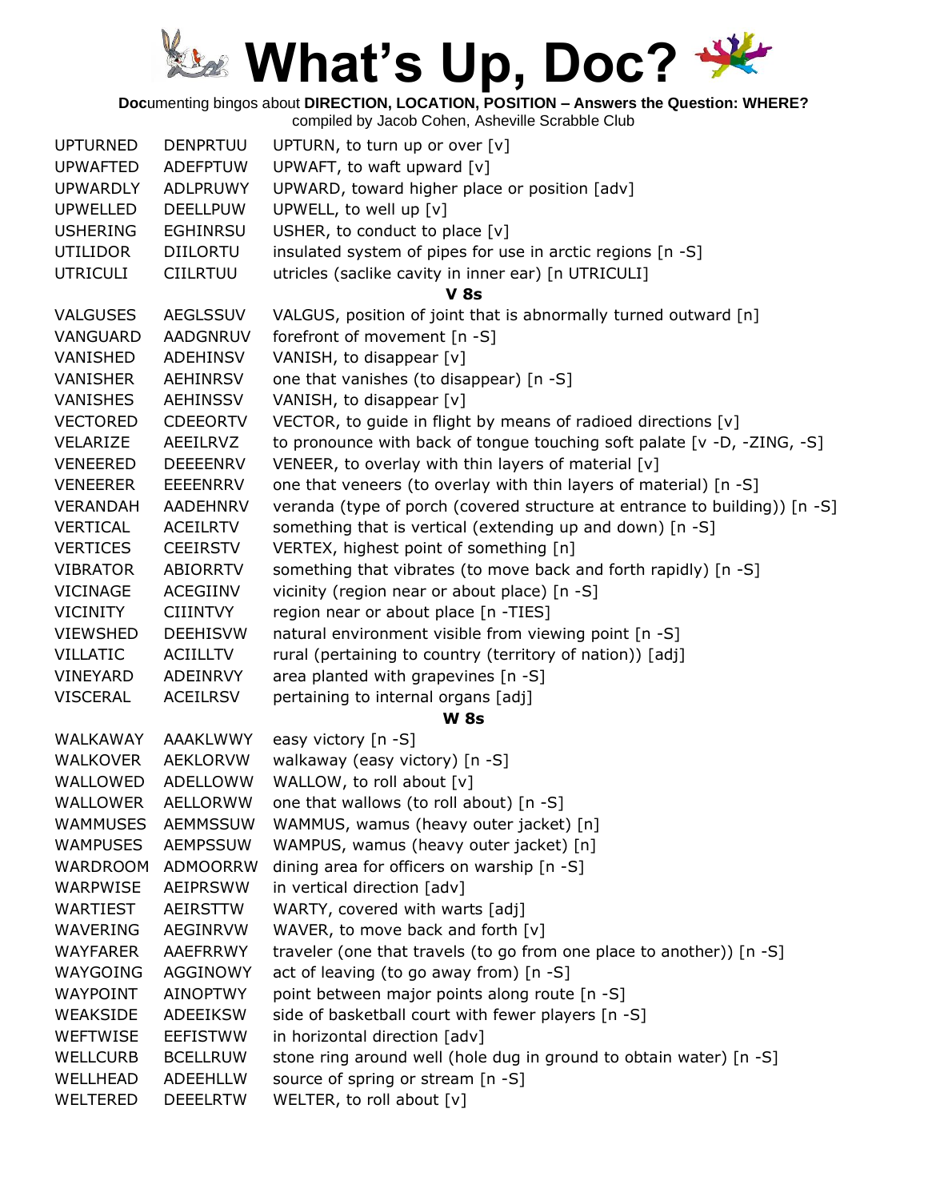# What's Up, Doc?

**Doc**umenting bingos about **DIRECTION, LOCATION, POSITION – Answers the Question: WHERE?**
compiled by Jacob Cohen, Asheville Scrabble Club

| | | |
|---|---|---|
| UPTURNED | DENPRTUU | UPTURN, to turn up or over [v] |
| UPWAFTED | ADEFPTUW | UPWAFT, to waft upward [v] |
| UPWARDLY | ADLPRUWY | UPWARD, toward higher place or position [adv] |
| UPWELLED | DEELLPUW | UPWELL, to well up [v] |
| USHERING | EGHINRSU | USHER, to conduct to place [v] |
| UTILIDOR | DIILORTU | insulated system of pipes for use in arctic regions [n -S] |
| UTRICULI | CIILRTUU | utricles (saclike cavity in inner ear) [n UTRICULI] |
| | | **V 8s** |
| VALGUSES | AEGLSSUV | VALGUS, position of joint that is abnormally turned outward [n] |
| VANGUARD | AADGNRUV | forefront of movement [n -S] |
| VANISHED | ADEHINSV | VANISH, to disappear [v] |
| VANISHER | AEHINRSV | one that vanishes (to disappear) [n -S] |
| VANISHES | AEHINSSV | VANISH, to disappear [v] |
| VECTORED | CDEEORTV | VECTOR, to guide in flight by means of radioed directions [v] |
| VELARIZE | AEEILRVZ | to pronounce with back of tongue touching soft palate [v -D, -ZING, -S] |
| VENEERED | DEEEENRV | VENEER, to overlay with thin layers of material [v] |
| VENEERER | EEEENRRV | one that veneers (to overlay with thin layers of material) [n -S] |
| VERANDAH | AADEHNRV | veranda (type of porch (covered structure at entrance to building)) [n -S] |
| VERTICAL | ACEILRTV | something that is vertical (extending up and down) [n -S] |
| VERTICES | CEEIRSTV | VERTEX, highest point of something [n] |
| VIBRATOR | ABIORRTV | something that vibrates (to move back and forth rapidly) [n -S] |
| VICINAGE | ACEGIINV | vicinity (region near or about place) [n -S] |
| VICINITY | CIIINTVY | region near or about place [n -TIES] |
| VIEWSHED | DEEHISVW | natural environment visible from viewing point [n -S] |
| VILLATIC | ACIILLTV | rural (pertaining to country (territory of nation)) [adj] |
| VINEYARD | ADEINRVY | area planted with grapevines [n -S] |
| VISCERAL | ACEILRSV | pertaining to internal organs [adj] |
| | | **W 8s** |
| WALKAWAY | AAAKLWWY | easy victory [n -S] |
| WALKOVER | AEKLORVW | walkaway (easy victory) [n -S] |
| WALLOWED | ADELLOWW | WALLOW, to roll about [v] |
| WALLOWER | AELLORWW | one that wallows (to roll about) [n -S] |
| WAMMUSES | AEMMSSUW | WAMMUS, wamus (heavy outer jacket) [n] |
| WAMPUSES | AEMPSSUW | WAMPUS, wamus (heavy outer jacket) [n] |
| WARDROOM | ADMOORRW | dining area for officers on warship [n -S] |
| WARPWISE | AEIPRSWW | in vertical direction [adv] |
| WARTIEST | AEIRSTTW | WARTY, covered with warts [adj] |
| WAVERING | AEGINRVW | WAVER, to move back and forth [v] |
| WAYFARER | AAEFRRWY | traveler (one that travels (to go from one place to another)) [n -S] |
| WAYGOING | AGGINOWY | act of leaving (to go away from) [n -S] |
| WAYPOINT | AINOPTWY | point between major points along route [n -S] |
| WEAKSIDE | ADEEIKSW | side of basketball court with fewer players [n -S] |
| WEFTWISE | EEFISTWW | in horizontal direction [adv] |
| WELLCURB | BCELLRUW | stone ring around well (hole dug in ground to obtain water) [n -S] |
| WELLHEAD | ADEEHLLW | source of spring or stream [n -S] |
| WELTERED | DEEELRTW | WELTER, to roll about [v] |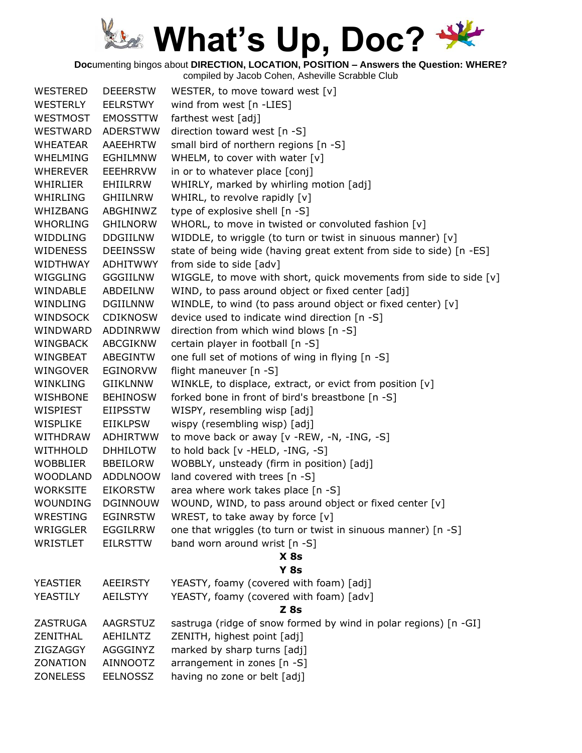# What's Up, Doc?

**Doc**umenting bingos about **DIRECTION, LOCATION, POSITION – Answers the Question: WHERE?**
compiled by Jacob Cohen, Asheville Scrabble Club

| | | |
|---|---|---|
| WESTERED | DEEERSTW | WESTER, to move toward west [v] |
| WESTERLY | EELRSTWY | wind from west [n -LIES] |
| WESTMOST | EMOSSTTW | farthest west [adj] |
| WESTWARD | ADERSTWW | direction toward west [n -S] |
| WHEATEAR | AAEEHRTW | small bird of northern regions [n -S] |
| WHELMING | EGHILMNW | WHELM, to cover with water [v] |
| WHEREVER | EEEHRRVW | in or to whatever place [conj] |
| WHIRLIER | EHIILRRW | WHIRLY, marked by whirling motion [adj] |
| WHIRLING | GHIILNRW | WHIRL, to revolve rapidly [v] |
| WHIZBANG | ABGHINWZ | type of explosive shell [n -S] |
| WHORLING | GHILNORW | WHORL, to move in twisted or convoluted fashion [v] |
| WIDDLING | DDGIILNW | WIDDLE, to wriggle (to turn or twist in sinuous manner) [v] |
| WIDENESS | DEEINSSW | state of being wide (having great extent from side to side) [n -ES] |
| WIDTHWAY | ADHITWWY | from side to side [adv] |
| WIGGLING | GGGIILNW | WIGGLE, to move with short, quick movements from side to side [v] |
| WINDABLE | ABDEILNW | WIND, to pass around object or fixed center [adj] |
| WINDLING | DGIILNNW | WINDLE, to wind (to pass around object or fixed center) [v] |
| WINDSOCK | CDIKNOSW | device used to indicate wind direction [n -S] |
| WINDWARD | ADDINRWW | direction from which wind blows [n -S] |
| WINGBACK | ABCGIKNW | certain player in football [n -S] |
| WINGBEAT | ABEGINTW | one full set of motions of wing in flying [n -S] |
| WINGOVER | EGINORVW | flight maneuver [n -S] |
| WINKLING | GIIKLNNW | WINKLE, to displace, extract, or evict from position [v] |
| WISHBONE | BEHINOSW | forked bone in front of bird's breastbone [n -S] |
| WISPIEST | EIIPSSTW | WISPY, resembling wisp [adj] |
| WISPLIKE | EIIKLPSW | wispy (resembling wisp) [adj] |
| WITHDRAW | ADHIRTWW | to move back or away [v -REW, -N, -ING, -S] |
| WITHHOLD | DHHILOTW | to hold back [v -HELD, -ING, -S] |
| WOBBLIER | BBEILORW | WOBBLY, unsteady (firm in position) [adj] |
| WOODLAND | ADDLNOOW | land covered with trees [n -S] |
| WORKSITE | EIKORSTW | area where work takes place [n -S] |
| WOUNDING | DGINNOUW | WOUND, WIND, to pass around object or fixed center [v] |
| WRESTING | EGINRSTW | WREST, to take away by force [v] |
| WRIGGLER | EGGILRRW | one that wriggles (to turn or twist in sinuous manner) [n -S] |
| WRISTLET | EILRSTTW | band worn around wrist [n -S] |

**X 8s**

**Y 8s**

| | | |
|---|---|---|
| YEASTIER | AEEIRSTY | YEASTY, foamy (covered with foam) [adj] |
| YEASTILY | AEILSTYY | YEASTY, foamy (covered with foam) [adv] |

**Z 8s**

| | | |
|---|---|---|
| ZASTRUGA | AAGRSTUZ | sastruga (ridge of snow formed by wind in polar regions) [n -GI] |
| ZENITHAL | AEHILNTZ | ZENITH, highest point [adj] |
| ZIGZAGGY | AGGGINYZ | marked by sharp turns [adj] |
| ZONATION | AINNOOTZ | arrangement in zones [n -S] |
| ZONELESS | EELNOSSZ | having no zone or belt [adj] |